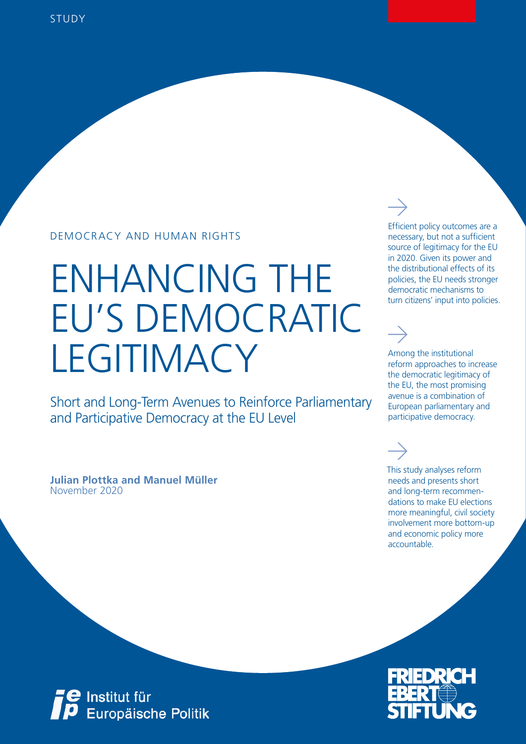STUDY

DEMOCRACY AND HUMAN RIGHTS

# ENHANCING THE EU'S DEMOCRATIC LEGITIMACY

## Short and Long-Term Avenues to Reinforce Parliamentary and Participative Democracy at the EU Level

**Julian Plottka and Manuel Müller**
November 2020

Efficient policy outcomes are a necessary, but not a sufficient source of legitimacy for the EU in 2020. Given its power and the distributional effects of its policies, the EU needs stronger democratic mechanisms to turn citizens' input into policies.

Among the institutional reform approaches to increase the democratic legitimacy of the EU, the most promising avenue is a combination of European parliamentary and participative democracy.

This study analyses reform needs and presents short and long-term recommendations to make EU elections more meaningful, civil society involvement more bottom-up and economic policy more accountable.

Institut für Europäische Politik

FRIEDRICH EBERT STIFTUNG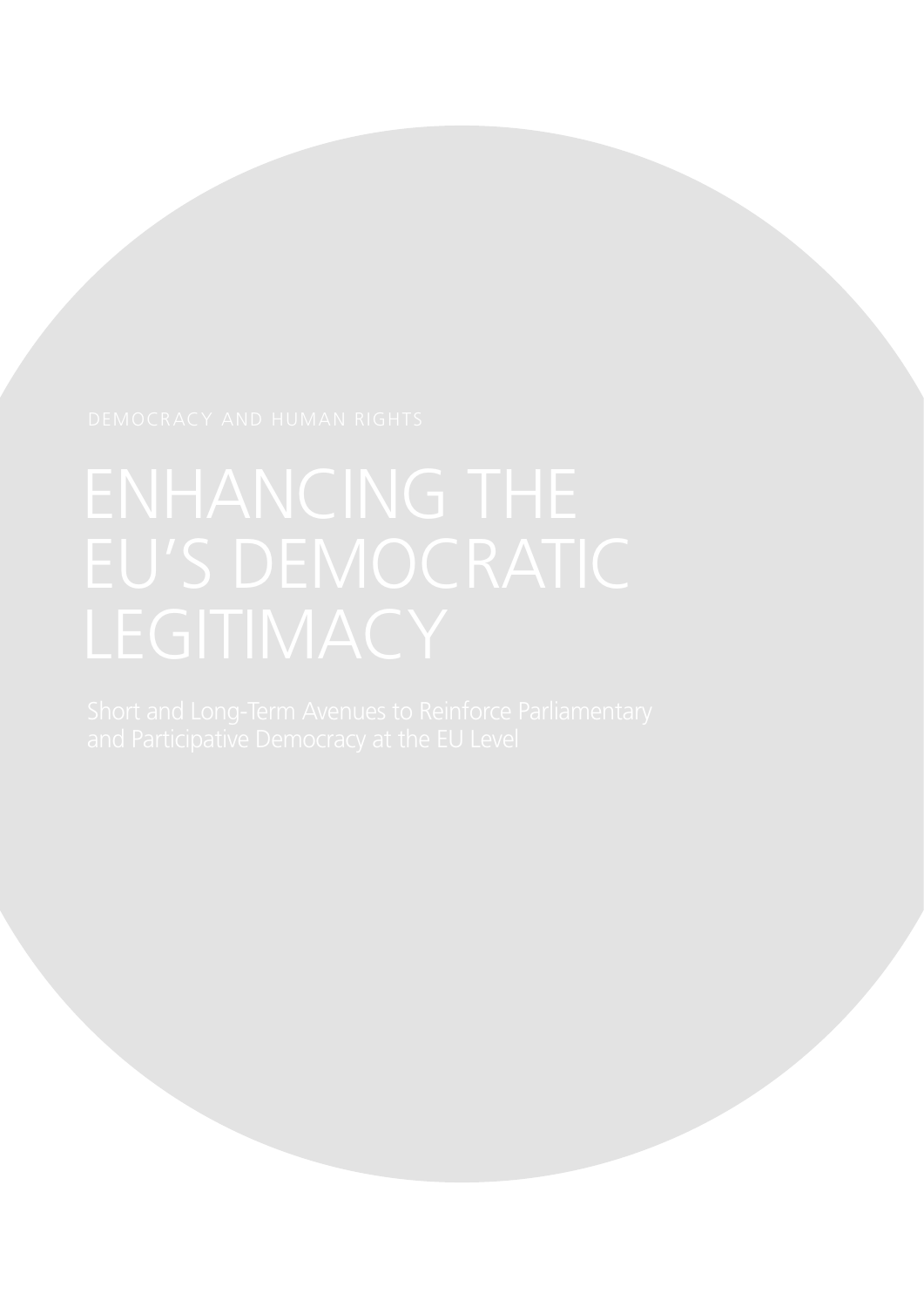DEMOCRACY AND HUMAN RIGHTS

# ENHANCING THE EU'S DEMOCRATIC LEGITIMACY

Short and Long-Term Avenues to Reinforce Parliamentary and Participative Democracy at the EU Level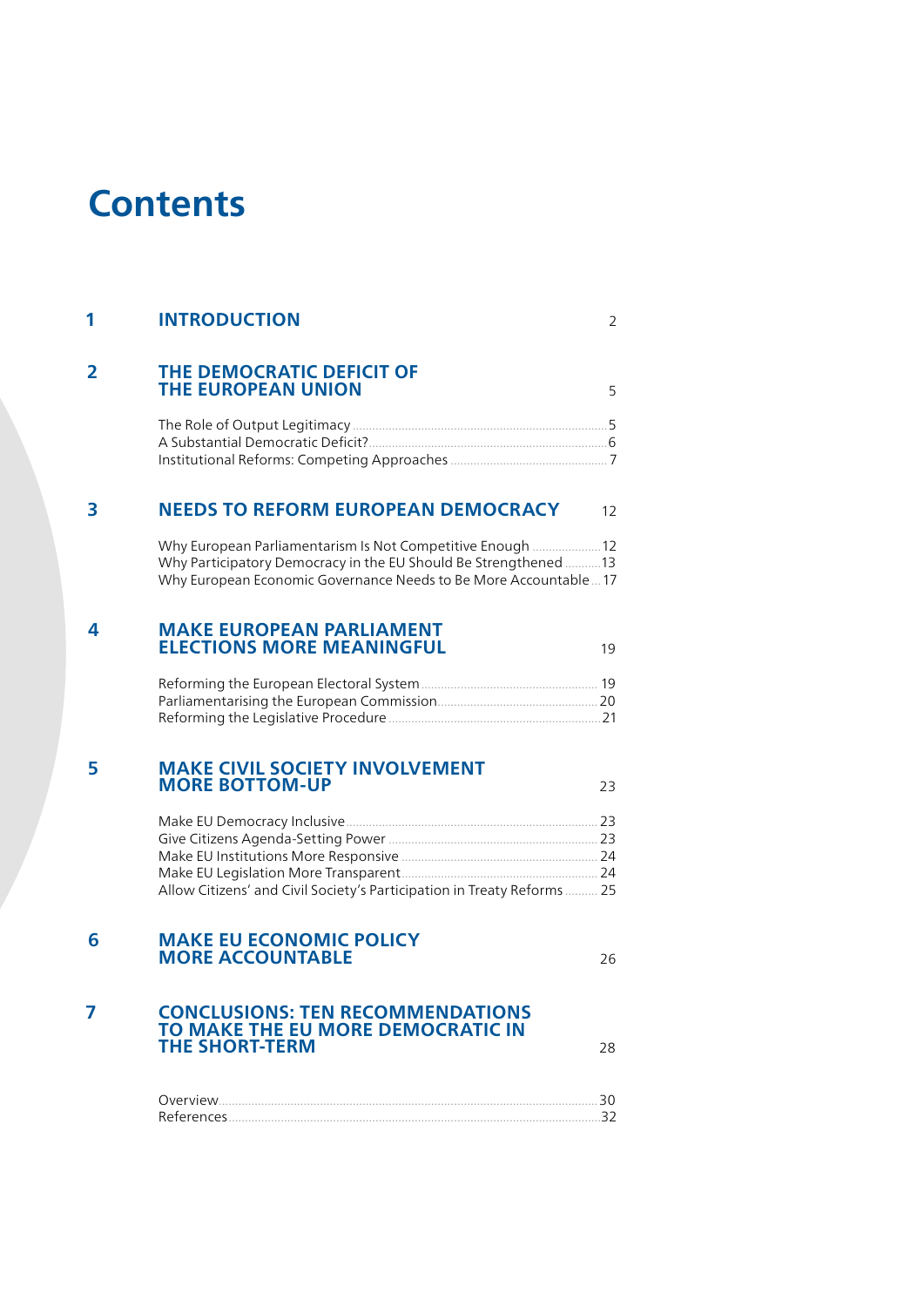# Contents

| | | |
|---|---|---|
| **1** | **INTRODUCTION** | 2 |
| **2** | **THE DEMOCRATIC DEFICIT OF THE EUROPEAN UNION** | 5 |
| | The Role of Output Legitimacy | 5 |
| | A Substantial Democratic Deficit? | 6 |
| | Institutional Reforms: Competing Approaches | 7 |
| **3** | **NEEDS TO REFORM EUROPEAN DEMOCRACY** | 12 |
| | Why European Parliamentarism Is Not Competitive Enough | 12 |
| | Why Participatory Democracy in the EU Should Be Strengthened | 13 |
| | Why European Economic Governance Needs to Be More Accountable | 17 |
| **4** | **MAKE EUROPEAN PARLIAMENT ELECTIONS MORE MEANINGFUL** | 19 |
| | Reforming the European Electoral System | 19 |
| | Parliamentarising the European Commission | 20 |
| | Reforming the Legislative Procedure | 21 |
| **5** | **MAKE CIVIL SOCIETY INVOLVEMENT MORE BOTTOM-UP** | 23 |
| | Make EU Democracy Inclusive | 23 |
| | Give Citizens Agenda-Setting Power | 23 |
| | Make EU Institutions More Responsive | 24 |
| | Make EU Legislation More Transparent | 24 |
| | Allow Citizens' and Civil Society's Participation in Treaty Reforms | 25 |
| **6** | **MAKE EU ECONOMIC POLICY MORE ACCOUNTABLE** | 26 |
| **7** | **CONCLUSIONS: TEN RECOMMENDATIONS TO MAKE THE EU MORE DEMOCRATIC IN THE SHORT-TERM** | 28 |
| | Overview | 30 |
| | References | 32 |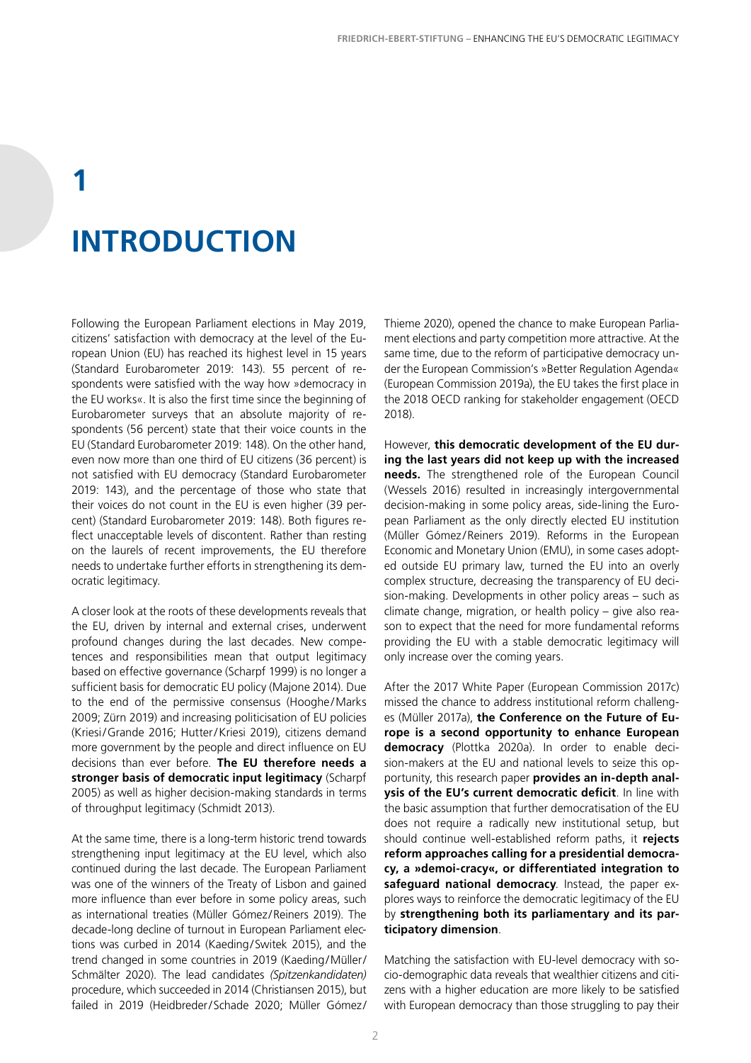# 1 INTRODUCTION

Following the European Parliament elections in May 2019, citizens' satisfaction with democracy at the level of the European Union (EU) has reached its highest level in 15 years (Standard Eurobarometer 2019: 143). 55 percent of respondents were satisfied with the way how »democracy in the EU works«. It is also the first time since the beginning of Eurobarometer surveys that an absolute majority of respondents (56 percent) state that their voice counts in the EU (Standard Eurobarometer 2019: 148). On the other hand, even now more than one third of EU citizens (36 percent) is not satisfied with EU democracy (Standard Eurobarometer 2019: 143), and the percentage of those who state that their voices do not count in the EU is even higher (39 percent) (Standard Eurobarometer 2019: 148). Both figures reflect unacceptable levels of discontent. Rather than resting on the laurels of recent improvements, the EU therefore needs to undertake further efforts in strengthening its democratic legitimacy.

A closer look at the roots of these developments reveals that the EU, driven by internal and external crises, underwent profound changes during the last decades. New competences and responsibilities mean that output legitimacy based on effective governance (Scharpf 1999) is no longer a sufficient basis for democratic EU policy (Majone 2014). Due to the end of the permissive consensus (Hooghe/Marks 2009; Zürn 2019) and increasing politicisation of EU policies (Kriesi/Grande 2016; Hutter/Kriesi 2019), citizens demand more government by the people and direct influence on EU decisions than ever before. **The EU therefore needs a stronger basis of democratic input legitimacy** (Scharpf 2005) as well as higher decision-making standards in terms of throughput legitimacy (Schmidt 2013).

At the same time, there is a long-term historic trend towards strengthening input legitimacy at the EU level, which also continued during the last decade. The European Parliament was one of the winners of the Treaty of Lisbon and gained more influence than ever before in some policy areas, such as international treaties (Müller Gómez/Reiners 2019). The decade-long decline of turnout in European Parliament elections was curbed in 2014 (Kaeding/Switek 2015), and the trend changed in some countries in 2019 (Kaeding/Müller/Schmälter 2020). The lead candidates *(Spitzenkandidaten)* procedure, which succeeded in 2014 (Christiansen 2015), but failed in 2019 (Heidbreder/Schade 2020; Müller Gómez/Thieme 2020), opened the chance to make European Parliament elections and party competition more attractive. At the same time, due to the reform of participative democracy under the European Commission's »Better Regulation Agenda« (European Commission 2019a), the EU takes the first place in the 2018 OECD ranking for stakeholder engagement (OECD 2018).

However, **this democratic development of the EU during the last years did not keep up with the increased needs.** The strengthened role of the European Council (Wessels 2016) resulted in increasingly intergovernmental decision-making in some policy areas, side-lining the European Parliament as the only directly elected EU institution (Müller Gómez/Reiners 2019). Reforms in the European Economic and Monetary Union (EMU), in some cases adopted outside EU primary law, turned the EU into an overly complex structure, decreasing the transparency of EU decision-making. Developments in other policy areas – such as climate change, migration, or health policy – give also reason to expect that the need for more fundamental reforms providing the EU with a stable democratic legitimacy will only increase over the coming years.

After the 2017 White Paper (European Commission 2017c) missed the chance to address institutional reform challenges (Müller 2017a), **the Conference on the Future of Europe is a second opportunity to enhance European democracy** (Plottka 2020a). In order to enable decision-makers at the EU and national levels to seize this opportunity, this research paper **provides an in-depth analysis of the EU's current democratic deficit**. In line with the basic assumption that further democratisation of the EU does not require a radically new institutional setup, but should continue well-established reform paths, it **rejects reform approaches calling for a presidential democracy, a »demoi-cracy«, or differentiated integration to safeguard national democracy**. Instead, the paper explores ways to reinforce the democratic legitimacy of the EU by **strengthening both its parliamentary and its participatory dimension**.

Matching the satisfaction with EU-level democracy with socio-demographic data reveals that wealthier citizens and citizens with a higher education are more likely to be satisfied with European democracy than those struggling to pay their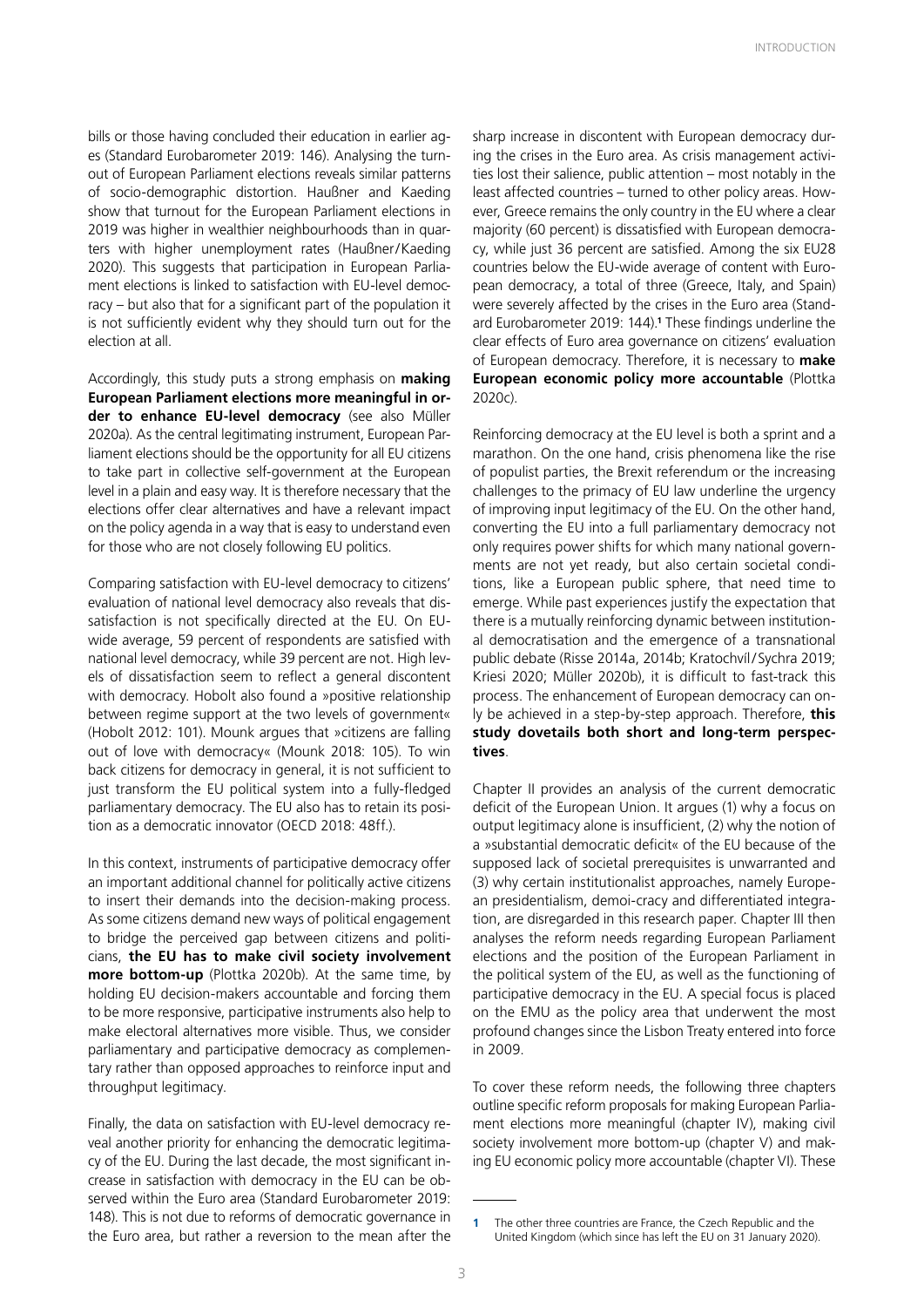bills or those having concluded their education in earlier ages (Standard Eurobarometer 2019: 146). Analysing the turnout of European Parliament elections reveals similar patterns of socio-demographic distortion. Haußner and Kaeding show that turnout for the European Parliament elections in 2019 was higher in wealthier neighbourhoods than in quarters with higher unemployment rates (Haußner/Kaeding 2020). This suggests that participation in European Parliament elections is linked to satisfaction with EU-level democracy – but also that for a significant part of the population it is not sufficiently evident why they should turn out for the election at all.

Accordingly, this study puts a strong emphasis on **making European Parliament elections more meaningful in order to enhance EU-level democracy** (see also Müller 2020a). As the central legitimating instrument, European Parliament elections should be the opportunity for all EU citizens to take part in collective self-government at the European level in a plain and easy way. It is therefore necessary that the elections offer clear alternatives and have a relevant impact on the policy agenda in a way that is easy to understand even for those who are not closely following EU politics.

Comparing satisfaction with EU-level democracy to citizens' evaluation of national level democracy also reveals that dissatisfaction is not specifically directed at the EU. On EU-wide average, 59 percent of respondents are satisfied with national level democracy, while 39 percent are not. High levels of dissatisfaction seem to reflect a general discontent with democracy. Hobolt also found a »positive relationship between regime support at the two levels of government« (Hobolt 2012: 101). Mounk argues that »citizens are falling out of love with democracy« (Mounk 2018: 105). To win back citizens for democracy in general, it is not sufficient to just transform the EU political system into a fully-fledged parliamentary democracy. The EU also has to retain its position as a democratic innovator (OECD 2018: 48ff.).

In this context, instruments of participative democracy offer an important additional channel for politically active citizens to insert their demands into the decision-making process. As some citizens demand new ways of political engagement to bridge the perceived gap between citizens and politicians, **the EU has to make civil society involvement more bottom-up** (Plottka 2020b). At the same time, by holding EU decision-makers accountable and forcing them to be more responsive, participative instruments also help to make electoral alternatives more visible. Thus, we consider parliamentary and participative democracy as complementary rather than opposed approaches to reinforce input and throughput legitimacy.

Finally, the data on satisfaction with EU-level democracy reveal another priority for enhancing the democratic legitimacy of the EU. During the last decade, the most significant increase in satisfaction with democracy in the EU can be observed within the Euro area (Standard Eurobarometer 2019: 148). This is not due to reforms of democratic governance in the Euro area, but rather a reversion to the mean after the sharp increase in discontent with European democracy during the crises in the Euro area. As crisis management activities lost their salience, public attention – most notably in the least affected countries – turned to other policy areas. However, Greece remains the only country in the EU where a clear majority (60 percent) is dissatisfied with European democracy, while just 36 percent are satisfied. Among the six EU28 countries below the EU-wide average of content with European democracy, a total of three (Greece, Italy, and Spain) were severely affected by the crises in the Euro area (Standard Eurobarometer 2019: 144).[1] These findings underline the clear effects of Euro area governance on citizens' evaluation of European democracy. Therefore, it is necessary to **make European economic policy more accountable** (Plottka 2020c).

Reinforcing democracy at the EU level is both a sprint and a marathon. On the one hand, crisis phenomena like the rise of populist parties, the Brexit referendum or the increasing challenges to the primacy of EU law underline the urgency of improving input legitimacy of the EU. On the other hand, converting the EU into a full parliamentary democracy not only requires power shifts for which many national governments are not yet ready, but also certain societal conditions, like a European public sphere, that need time to emerge. While past experiences justify the expectation that there is a mutually reinforcing dynamic between institutional democratisation and the emergence of a transnational public debate (Risse 2014a, 2014b; Kratochvíl/Sychra 2019; Kriesi 2020; Müller 2020b), it is difficult to fast-track this process. The enhancement of European democracy can only be achieved in a step-by-step approach. Therefore, **this study dovetails both short and long-term perspectives**.

Chapter II provides an analysis of the current democratic deficit of the European Union. It argues (1) why a focus on output legitimacy alone is insufficient, (2) why the notion of a »substantial democratic deficit« of the EU because of the supposed lack of societal prerequisites is unwarranted and (3) why certain institutionalist approaches, namely European presidentialism, demoi-cracy and differentiated integration, are disregarded in this research paper. Chapter III then analyses the reform needs regarding European Parliament elections and the position of the European Parliament in the political system of the EU, as well as the functioning of participative democracy in the EU. A special focus is placed on the EMU as the policy area that underwent the most profound changes since the Lisbon Treaty entered into force in 2009.

To cover these reform needs, the following three chapters outline specific reform proposals for making European Parliament elections more meaningful (chapter IV), making civil society involvement more bottom-up (chapter V) and making EU economic policy more accountable (chapter VI). These

---

[1] The other three countries are France, the Czech Republic and the United Kingdom (which since has left the EU on 31 January 2020).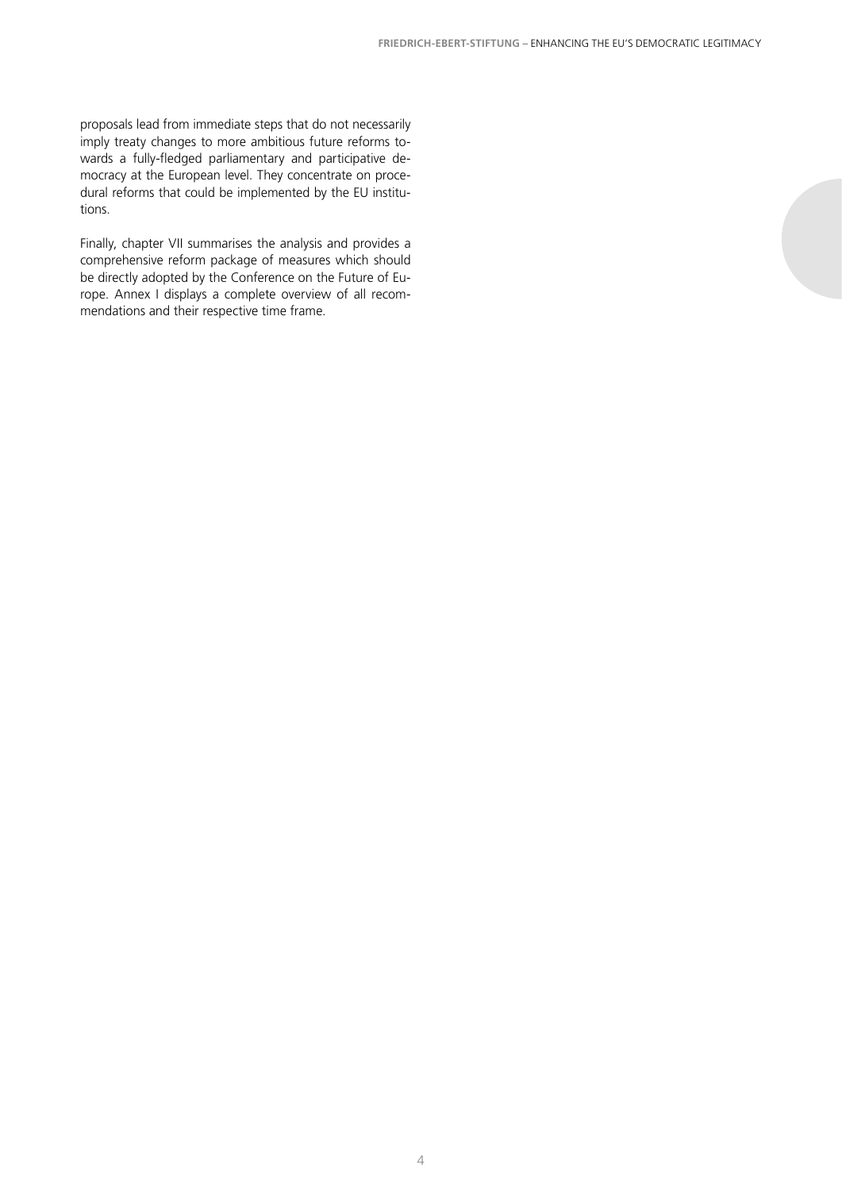proposals lead from immediate steps that do not necessarily imply treaty changes to more ambitious future reforms towards a fully-fledged parliamentary and participative democracy at the European level. They concentrate on procedural reforms that could be implemented by the EU institutions.

Finally, chapter VII summarises the analysis and provides a comprehensive reform package of measures which should be directly adopted by the Conference on the Future of Europe. Annex I displays a complete overview of all recommendations and their respective time frame.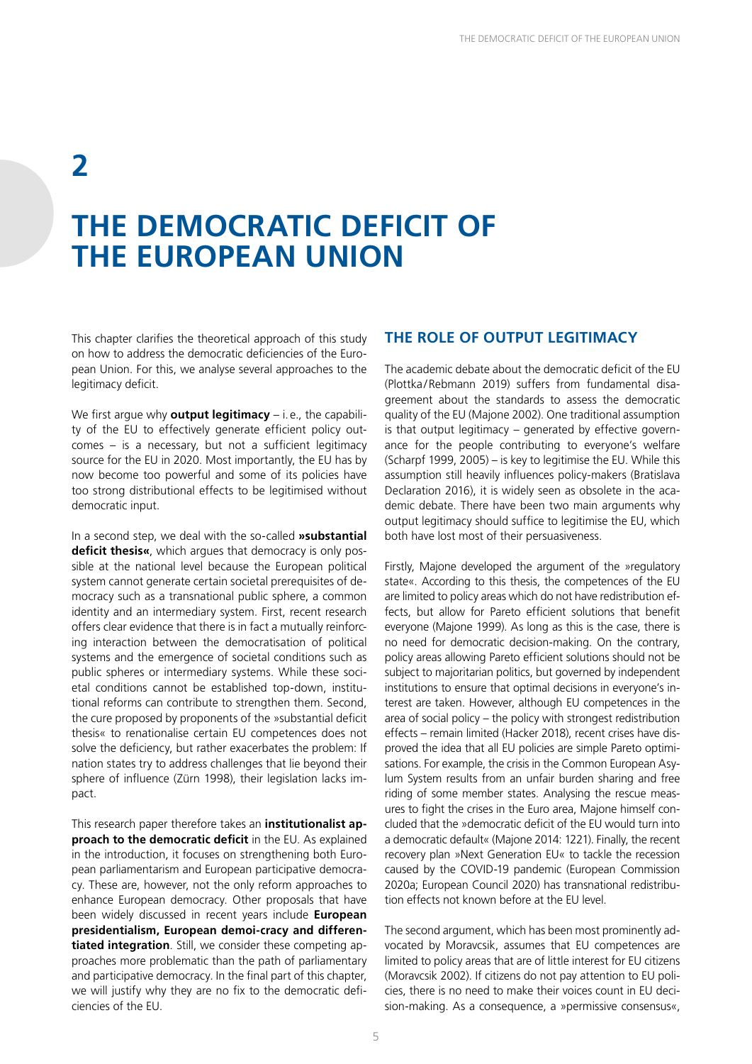# 2

# THE DEMOCRATIC DEFICIT OF THE EUROPEAN UNION

This chapter clarifies the theoretical approach of this study on how to address the democratic deficiencies of the European Union. For this, we analyse several approaches to the legitimacy deficit.

We first argue why **output legitimacy** – i. e., the capability of the EU to effectively generate efficient policy outcomes – is a necessary, but not a sufficient legitimacy source for the EU in 2020. Most importantly, the EU has by now become too powerful and some of its policies have too strong distributional effects to be legitimised without democratic input.

In a second step, we deal with the so-called **»substantial deficit thesis«**, which argues that democracy is only possible at the national level because the European political system cannot generate certain societal prerequisites of democracy such as a transnational public sphere, a common identity and an intermediary system. First, recent research offers clear evidence that there is in fact a mutually reinforcing interaction between the democratisation of political systems and the emergence of societal conditions such as public spheres or intermediary systems. While these societal conditions cannot be established top-down, institutional reforms can contribute to strengthen them. Second, the cure proposed by proponents of the »substantial deficit thesis« to renationalise certain EU competences does not solve the deficiency, but rather exacerbates the problem: If nation states try to address challenges that lie beyond their sphere of influence (Zürn 1998), their legislation lacks impact.

This research paper therefore takes an **institutionalist approach to the democratic deficit** in the EU. As explained in the introduction, it focuses on strengthening both European parliamentarism and European participative democracy. These are, however, not the only reform approaches to enhance European democracy. Other proposals that have been widely discussed in recent years include **European presidentialism, European demoi-cracy and differentiated integration**. Still, we consider these competing approaches more problematic than the path of parliamentary and participative democracy. In the final part of this chapter, we will justify why they are no fix to the democratic deficiencies of the EU.

## THE ROLE OF OUTPUT LEGITIMACY

The academic debate about the democratic deficit of the EU (Plottka/Rebmann 2019) suffers from fundamental disagreement about the standards to assess the democratic quality of the EU (Majone 2002). One traditional assumption is that output legitimacy – generated by effective governance for the people contributing to everyone's welfare (Scharpf 1999, 2005) – is key to legitimise the EU. While this assumption still heavily influences policy-makers (Bratislava Declaration 2016), it is widely seen as obsolete in the academic debate. There have been two main arguments why output legitimacy should suffice to legitimise the EU, which both have lost most of their persuasiveness.

Firstly, Majone developed the argument of the »regulatory state«. According to this thesis, the competences of the EU are limited to policy areas which do not have redistribution effects, but allow for Pareto efficient solutions that benefit everyone (Majone 1999). As long as this is the case, there is no need for democratic decision-making. On the contrary, policy areas allowing Pareto efficient solutions should not be subject to majoritarian politics, but governed by independent institutions to ensure that optimal decisions in everyone's interest are taken. However, although EU competences in the area of social policy – the policy with strongest redistribution effects – remain limited (Hacker 2018), recent crises have disproved the idea that all EU policies are simple Pareto optimisations. For example, the crisis in the Common European Asylum System results from an unfair burden sharing and free riding of some member states. Analysing the rescue measures to fight the crises in the Euro area, Majone himself concluded that the »democratic deficit of the EU would turn into a democratic default« (Majone 2014: 1221). Finally, the recent recovery plan »Next Generation EU« to tackle the recession caused by the COVID-19 pandemic (European Commission 2020a; European Council 2020) has transnational redistribution effects not known before at the EU level.

The second argument, which has been most prominently advocated by Moravcsik, assumes that EU competences are limited to policy areas that are of little interest for EU citizens (Moravcsik 2002). If citizens do not pay attention to EU policies, there is no need to make their voices count in EU decision-making. As a consequence, a »permissive consensus«,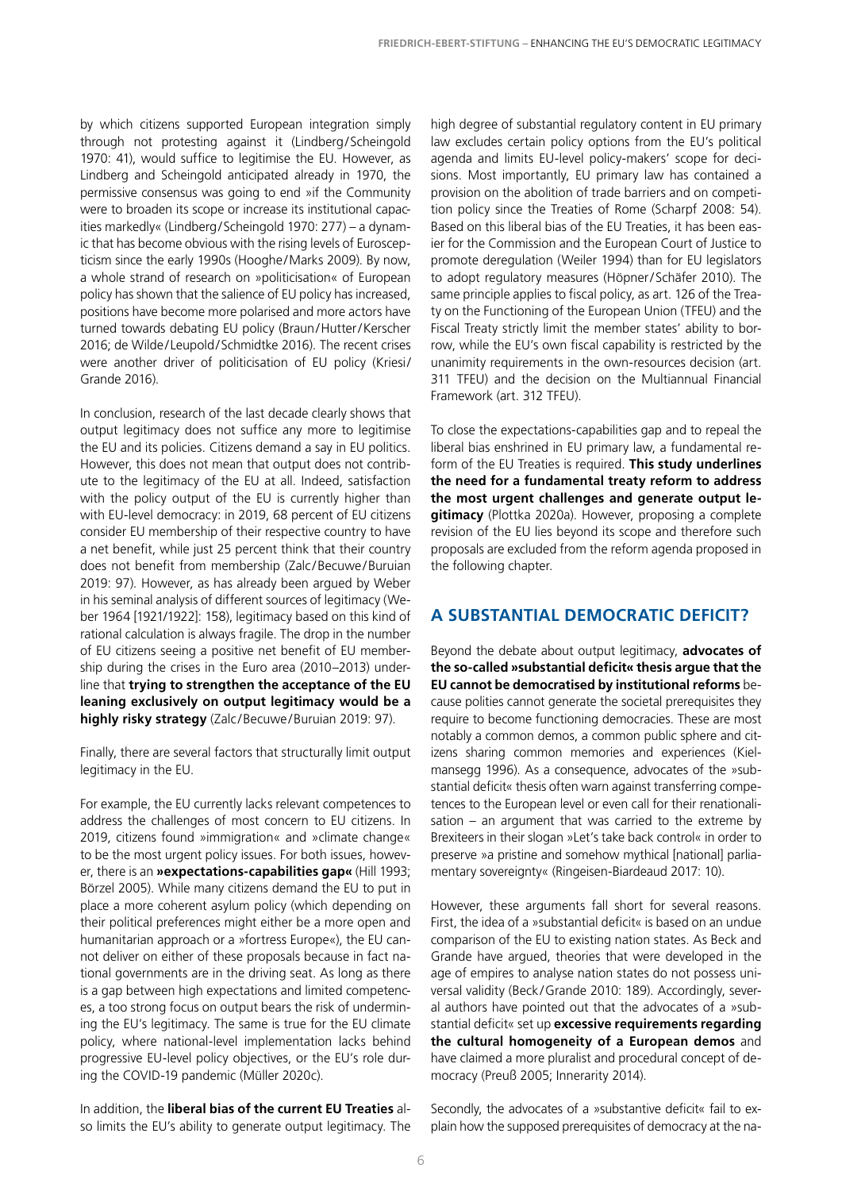by which citizens supported European integration simply through not protesting against it (Lindberg/Scheingold 1970: 41), would suffice to legitimise the EU. However, as Lindberg and Scheingold anticipated already in 1970, the permissive consensus was going to end »if the Community were to broaden its scope or increase its institutional capacities markedly« (Lindberg/Scheingold 1970: 277) – a dynamic that has become obvious with the rising levels of Euroscepticism since the early 1990s (Hooghe/Marks 2009). By now, a whole strand of research on »politicisation« of European policy has shown that the salience of EU policy has increased, positions have become more polarised and more actors have turned towards debating EU policy (Braun/Hutter/Kerscher 2016; de Wilde/Leupold/Schmidtke 2016). The recent crises were another driver of politicisation of EU policy (Kriesi/Grande 2016).

In conclusion, research of the last decade clearly shows that output legitimacy does not suffice any more to legitimise the EU and its policies. Citizens demand a say in EU politics. However, this does not mean that output does not contribute to the legitimacy of the EU at all. Indeed, satisfaction with the policy output of the EU is currently higher than with EU-level democracy: in 2019, 68 percent of EU citizens consider EU membership of their respective country to have a net benefit, while just 25 percent think that their country does not benefit from membership (Zalc/Becuwe/Buruian 2019: 97). However, as has already been argued by Weber in his seminal analysis of different sources of legitimacy (Weber 1964 [1921/1922]: 158), legitimacy based on this kind of rational calculation is always fragile. The drop in the number of EU citizens seeing a positive net benefit of EU membership during the crises in the Euro area (2010–2013) underline that **trying to strengthen the acceptance of the EU leaning exclusively on output legitimacy would be a highly risky strategy** (Zalc/Becuwe/Buruian 2019: 97).

Finally, there are several factors that structurally limit output legitimacy in the EU.

For example, the EU currently lacks relevant competences to address the challenges of most concern to EU citizens. In 2019, citizens found »immigration« and »climate change« to be the most urgent policy issues. For both issues, however, there is an **»expectations-capabilities gap«** (Hill 1993; Börzel 2005). While many citizens demand the EU to put in place a more coherent asylum policy (which depending on their political preferences might either be a more open and humanitarian approach or a »fortress Europe«), the EU cannot deliver on either of these proposals because in fact national governments are in the driving seat. As long as there is a gap between high expectations and limited competences, a too strong focus on output bears the risk of undermining the EU's legitimacy. The same is true for the EU climate policy, where national-level implementation lacks behind progressive EU-level policy objectives, or the EU's role during the COVID-19 pandemic (Müller 2020c).

In addition, the **liberal bias of the current EU Treaties** also limits the EU's ability to generate output legitimacy. The high degree of substantial regulatory content in EU primary law excludes certain policy options from the EU's political agenda and limits EU-level policy-makers' scope for decisions. Most importantly, EU primary law has contained a provision on the abolition of trade barriers and on competition policy since the Treaties of Rome (Scharpf 2008: 54). Based on this liberal bias of the EU Treaties, it has been easier for the Commission and the European Court of Justice to promote deregulation (Weiler 1994) than for EU legislators to adopt regulatory measures (Höpner/Schäfer 2010). The same principle applies to fiscal policy, as art. 126 of the Treaty on the Functioning of the European Union (TFEU) and the Fiscal Treaty strictly limit the member states' ability to borrow, while the EU's own fiscal capability is restricted by the unanimity requirements in the own-resources decision (art. 311 TFEU) and the decision on the Multiannual Financial Framework (art. 312 TFEU).

To close the expectations-capabilities gap and to repeal the liberal bias enshrined in EU primary law, a fundamental reform of the EU Treaties is required. **This study underlines the need for a fundamental treaty reform to address the most urgent challenges and generate output legitimacy** (Plottka 2020a). However, proposing a complete revision of the EU lies beyond its scope and therefore such proposals are excluded from the reform agenda proposed in the following chapter.

## A SUBSTANTIAL DEMOCRATIC DEFICIT?

Beyond the debate about output legitimacy, **advocates of the so-called »substantial deficit« thesis argue that the EU cannot be democratised by institutional reforms** because polities cannot generate the societal prerequisites they require to become functioning democracies. These are most notably a common demos, a common public sphere and citizens sharing common memories and experiences (Kielmansegg 1996). As a consequence, advocates of the »substantial deficit« thesis often warn against transferring competences to the European level or even call for their renationalisation – an argument that was carried to the extreme by Brexiteers in their slogan »Let's take back control« in order to preserve »a pristine and somehow mythical [national] parliamentary sovereignty« (Ringeisen-Biardeaud 2017: 10).

However, these arguments fall short for several reasons. First, the idea of a »substantial deficit« is based on an undue comparison of the EU to existing nation states. As Beck and Grande have argued, theories that were developed in the age of empires to analyse nation states do not possess universal validity (Beck/Grande 2010: 189). Accordingly, several authors have pointed out that the advocates of a »substantial deficit« set up **excessive requirements regarding the cultural homogeneity of a European demos** and have claimed a more pluralist and procedural concept of democracy (Preuß 2005; Innerarity 2014).

Secondly, the advocates of a »substantive deficit« fail to explain how the supposed prerequisites of democracy at the na-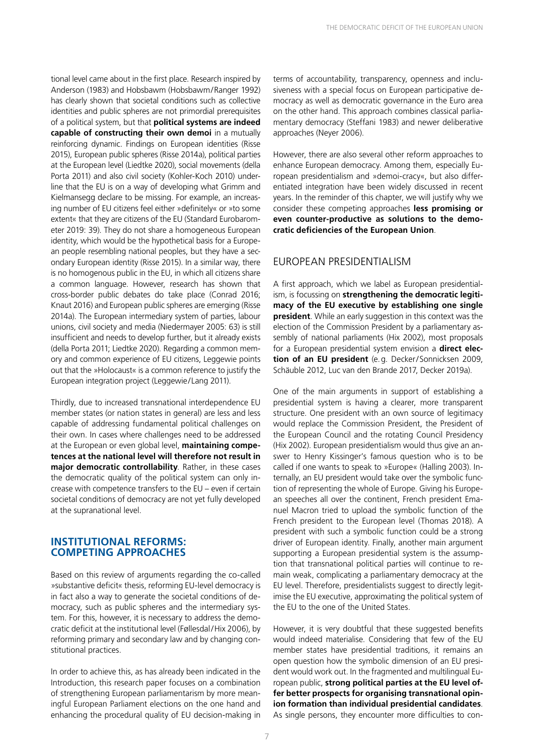tional level came about in the first place. Research inspired by Anderson (1983) and Hobsbawm (Hobsbawm/Ranger 1992) has clearly shown that societal conditions such as collective identities and public spheres are not primordial prerequisites of a political system, but that **political systems are indeed capable of constructing their own demoi** in a mutually reinforcing dynamic. Findings on European identities (Risse 2015), European public spheres (Risse 2014a), political parties at the European level (Liedtke 2020), social movements (della Porta 2011) and also civil society (Kohler-Koch 2010) underline that the EU is on a way of developing what Grimm and Kielmansegg declare to be missing. For example, an increasing number of EU citizens feel either »definitely« or »to some extent« that they are citizens of the EU (Standard Eurobarometer 2019: 39). They do not share a homogeneous European identity, which would be the hypothetical basis for a European people resembling national peoples, but they have a secondary European identity (Risse 2015). In a similar way, there is no homogenous public in the EU, in which all citizens share a common language. However, research has shown that cross-border public debates do take place (Conrad 2016; Knaut 2016) and European public spheres are emerging (Risse 2014a). The European intermediary system of parties, labour unions, civil society and media (Niedermayer 2005: 63) is still insufficient and needs to develop further, but it already exists (della Porta 2011; Liedtke 2020). Regarding a common memory and common experience of EU citizens, Leggewie points out that the »Holocaust« is a common reference to justify the European integration project (Leggewie/Lang 2011).

Thirdly, due to increased transnational interdependence EU member states (or nation states in general) are less and less capable of addressing fundamental political challenges on their own. In cases where challenges need to be addressed at the European or even global level, **maintaining competences at the national level will therefore not result in major democratic controllability**. Rather, in these cases the democratic quality of the political system can only increase with competence transfers to the EU – even if certain societal conditions of democracy are not yet fully developed at the supranational level.

## INSTITUTIONAL REFORMS: COMPETING APPROACHES

Based on this review of arguments regarding the co-called »substantive deficit« thesis, reforming EU-level democracy is in fact also a way to generate the societal conditions of democracy, such as public spheres and the intermediary system. For this, however, it is necessary to address the democratic deficit at the institutional level (Føllesdal/Hix 2006), by reforming primary and secondary law and by changing constitutional practices.

In order to achieve this, as has already been indicated in the Introduction, this research paper focuses on a combination of strengthening European parliamentarism by more meaningful European Parliament elections on the one hand and enhancing the procedural quality of EU decision-making in terms of accountability, transparency, openness and inclusiveness with a special focus on European participative democracy as well as democratic governance in the Euro area on the other hand. This approach combines classical parliamentary democracy (Steffani 1983) and newer deliberative approaches (Neyer 2006).

However, there are also several other reform approaches to enhance European democracy. Among them, especially European presidentialism and »demoi-cracy«, but also differentiated integration have been widely discussed in recent years. In the reminder of this chapter, we will justify why we consider these competing approaches **less promising or even counter-productive as solutions to the democratic deficiencies of the European Union**.

### EUROPEAN PRESIDENTIALISM

A first approach, which we label as European presidentialism, is focussing on **strengthening the democratic legitimacy of the EU executive by establishing one single president**. While an early suggestion in this context was the election of the Commission President by a parliamentary assembly of national parliaments (Hix 2002), most proposals for a European presidential system envision a **direct election of an EU president** (e. g. Decker/Sonnicksen 2009, Schäuble 2012, Luc van den Brande 2017, Decker 2019a).

One of the main arguments in support of establishing a presidential system is having a clearer, more transparent structure. One president with an own source of legitimacy would replace the Commission President, the President of the European Council and the rotating Council Presidency (Hix 2002). European presidentialism would thus give an answer to Henry Kissinger's famous question who is to be called if one wants to speak to »Europe« (Halling 2003). Internally, an EU president would take over the symbolic function of representing the whole of Europe. Giving his European speeches all over the continent, French president Emanuel Macron tried to upload the symbolic function of the French president to the European level (Thomas 2018). A president with such a symbolic function could be a strong driver of European identity. Finally, another main argument supporting a European presidential system is the assumption that transnational political parties will continue to remain weak, complicating a parliamentary democracy at the EU level. Therefore, presidentialists suggest to directly legitimise the EU executive, approximating the political system of the EU to the one of the United States.

However, it is very doubtful that these suggested benefits would indeed materialise. Considering that few of the EU member states have presidential traditions, it remains an open question how the symbolic dimension of an EU president would work out. In the fragmented and multilingual European public, **strong political parties at the EU level offer better prospects for organising transnational opinion formation than individual presidential candidates**. As single persons, they encounter more difficulties to con-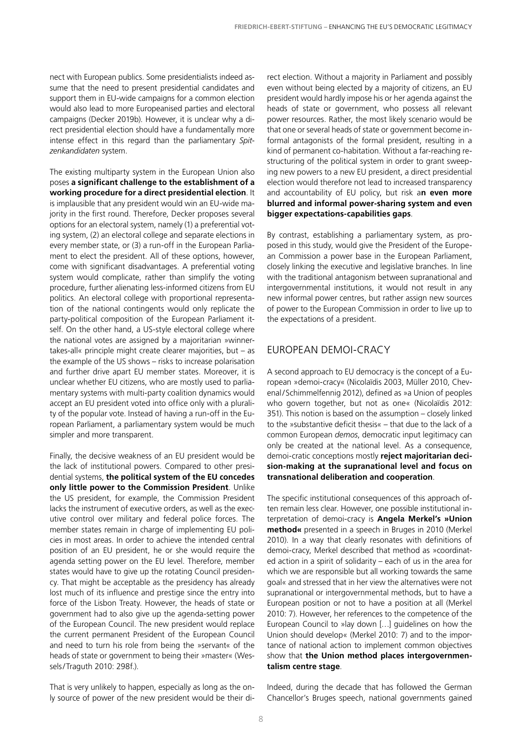nect with European publics. Some presidentialists indeed assume that the need to present presidential candidates and support them in EU-wide campaigns for a common election would also lead to more Europeanised parties and electoral campaigns (Decker 2019b). However, it is unclear why a direct presidential election should have a fundamentally more intense effect in this regard than the parliamentary *Spitzenkandidaten* system.

The existing multiparty system in the European Union also poses **a significant challenge to the establishment of a working procedure for a direct presidential election**. It is implausible that any president would win an EU-wide majority in the first round. Therefore, Decker proposes several options for an electoral system, namely (1) a preferential voting system, (2) an electoral college and separate elections in every member state, or (3) a run-off in the European Parliament to elect the president. All of these options, however, come with significant disadvantages. A preferential voting system would complicate, rather than simplify the voting procedure, further alienating less-informed citizens from EU politics. An electoral college with proportional representation of the national contingents would only replicate the party-political composition of the European Parliament itself. On the other hand, a US-style electoral college where the national votes are assigned by a majoritarian »winner-takes-all« principle might create clearer majorities, but – as the example of the US shows – risks to increase polarisation and further drive apart EU member states. Moreover, it is unclear whether EU citizens, who are mostly used to parliamentary systems with multi-party coalition dynamics would accept an EU president voted into office only with a plurality of the popular vote. Instead of having a run-off in the European Parliament, a parliamentary system would be much simpler and more transparent.

Finally, the decisive weakness of an EU president would be the lack of institutional powers. Compared to other presidential systems, **the political system of the EU concedes only little power to the Commission President**. Unlike the US president, for example, the Commission President lacks the instrument of executive orders, as well as the executive control over military and federal police forces. The member states remain in charge of implementing EU policies in most areas. In order to achieve the intended central position of an EU president, he or she would require the agenda setting power on the EU level. Therefore, member states would have to give up the rotating Council presidency. That might be acceptable as the presidency has already lost much of its influence and prestige since the entry into force of the Lisbon Treaty. However, the heads of state or government had to also give up the agenda-setting power of the European Council. The new president would replace the current permanent President of the European Council and need to turn his role from being the »servant« of the heads of state or government to being their »master« (Wessels/Traguth 2010: 298f.).

That is very unlikely to happen, especially as long as the only source of power of the new president would be their direct election. Without a majority in Parliament and possibly even without being elected by a majority of citizens, an EU president would hardly impose his or her agenda against the heads of state or government, who possess all relevant power resources. Rather, the most likely scenario would be that one or several heads of state or government become informal antagonists of the formal president, resulting in a kind of permanent co-habitation. Without a far-reaching restructuring of the political system in order to grant sweeping new powers to a new EU president, a direct presidential election would therefore not lead to increased transparency and accountability of EU policy, but risk a**n even more blurred and informal power-sharing system and even bigger expectations-capabilities gaps**.

By contrast, establishing a parliamentary system, as proposed in this study, would give the President of the European Commission a power base in the European Parliament, closely linking the executive and legislative branches. In line with the traditional antagonism between supranational and intergovernmental institutions, it would not result in any new informal power centres, but rather assign new sources of power to the European Commission in order to live up to the expectations of a president.

## EUROPEAN DEMOI-CRACY

A second approach to EU democracy is the concept of a European »demoi-cracy« (Nicolaïdis 2003, Müller 2010, Cheveneal/Schimmelfennig 2012), defined as »a Union of peoples who govern together, but not as one« (Nicolaïdis 2012: 351). This notion is based on the assumption – closely linked to the »substantive deficit thesis« – that due to the lack of a common European *demos*, democratic input legitimacy can only be created at the national level. As a consequence, demoi-cratic conceptions mostly **reject majoritarian decision-making at the supranational level and focus on transnational deliberation and cooperation**.

The specific institutional consequences of this approach often remain less clear. However, one possible institutional interpretation of demoi-cracy is **Angela Merkel's »Union method«** presented in a speech in Bruges in 2010 (Merkel 2010). In a way that clearly resonates with definitions of demoi-cracy, Merkel described that method as »coordinated action in a spirit of solidarity – each of us in the area for which we are responsible but all working towards the same goal« and stressed that in her view the alternatives were not supranational or intergovernmental methods, but to have a European position or not to have a position at all (Merkel 2010: 7). However, her references to the competence of the European Council to »lay down […] guidelines on how the Union should develop« (Merkel 2010: 7) and to the importance of national action to implement common objectives show that **the Union method places intergovernmentalism centre stage**.

Indeed, during the decade that has followed the German Chancellor's Bruges speech, national governments gained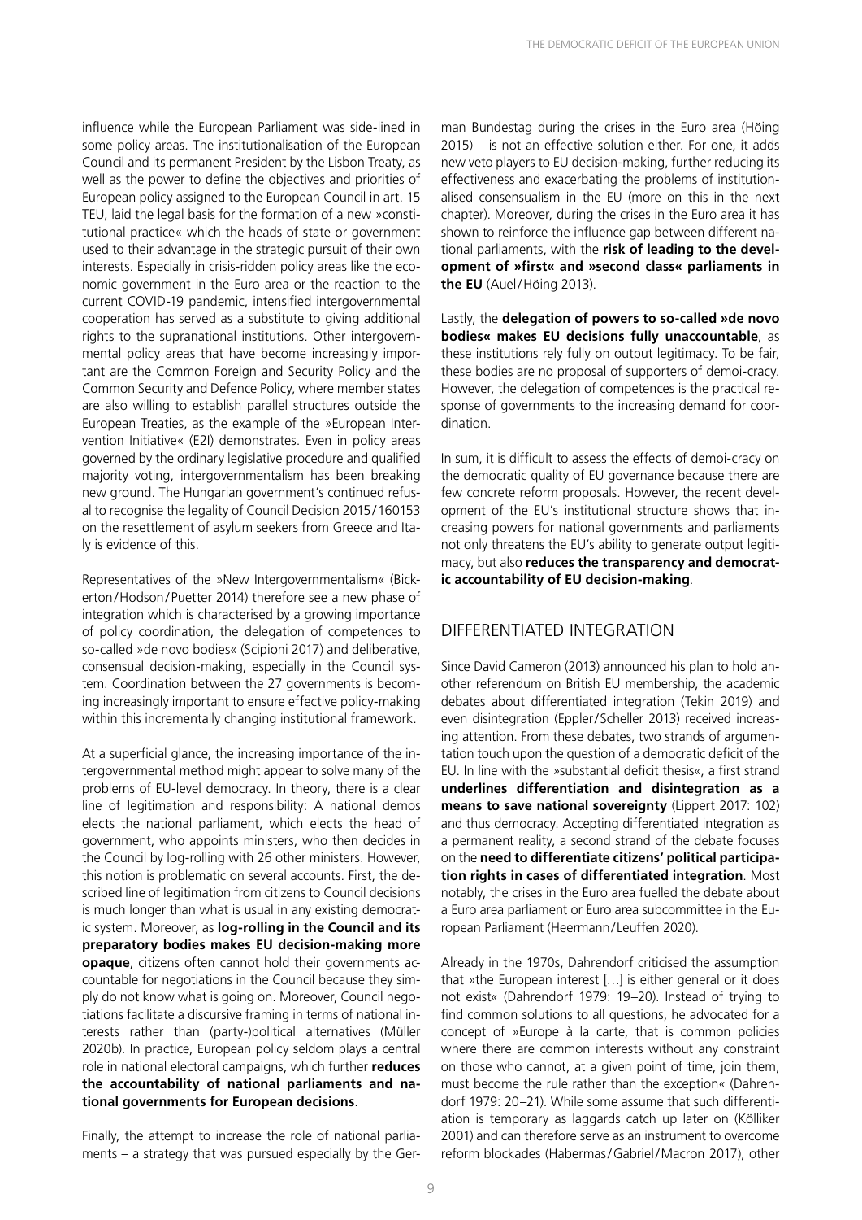influence while the European Parliament was side-lined in some policy areas. The institutionalisation of the European Council and its permanent President by the Lisbon Treaty, as well as the power to define the objectives and priorities of European policy assigned to the European Council in art. 15 TEU, laid the legal basis for the formation of a new »constitutional practice« which the heads of state or government used to their advantage in the strategic pursuit of their own interests. Especially in crisis-ridden policy areas like the economic government in the Euro area or the reaction to the current COVID-19 pandemic, intensified intergovernmental cooperation has served as a substitute to giving additional rights to the supranational institutions. Other intergovernmental policy areas that have become increasingly important are the Common Foreign and Security Policy and the Common Security and Defence Policy, where member states are also willing to establish parallel structures outside the European Treaties, as the example of the »European Intervention Initiative« (E2I) demonstrates. Even in policy areas governed by the ordinary legislative procedure and qualified majority voting, intergovernmentalism has been breaking new ground. The Hungarian government's continued refusal to recognise the legality of Council Decision 2015/160153 on the resettlement of asylum seekers from Greece and Italy is evidence of this.

Representatives of the »New Intergovernmentalism« (Bickerton/Hodson/Puetter 2014) therefore see a new phase of integration which is characterised by a growing importance of policy coordination, the delegation of competences to so-called »de novo bodies« (Scipioni 2017) and deliberative, consensual decision-making, especially in the Council system. Coordination between the 27 governments is becoming increasingly important to ensure effective policy-making within this incrementally changing institutional framework.

At a superficial glance, the increasing importance of the intergovernmental method might appear to solve many of the problems of EU-level democracy. In theory, there is a clear line of legitimation and responsibility: A national demos elects the national parliament, which elects the head of government, who appoints ministers, who then decides in the Council by log-rolling with 26 other ministers. However, this notion is problematic on several accounts. First, the described line of legitimation from citizens to Council decisions is much longer than what is usual in any existing democratic system. Moreover, as **log-rolling in the Council and its preparatory bodies makes EU decision-making more opaque**, citizens often cannot hold their governments accountable for negotiations in the Council because they simply do not know what is going on. Moreover, Council negotiations facilitate a discursive framing in terms of national interests rather than (party-)political alternatives (Müller 2020b). In practice, European policy seldom plays a central role in national electoral campaigns, which further **reduces the accountability of national parliaments and national governments for European decisions**.

Finally, the attempt to increase the role of national parliaments – a strategy that was pursued especially by the German Bundestag during the crises in the Euro area (Höing 2015) – is not an effective solution either. For one, it adds new veto players to EU decision-making, further reducing its effectiveness and exacerbating the problems of institutionalised consensualism in the EU (more on this in the next chapter). Moreover, during the crises in the Euro area it has shown to reinforce the influence gap between different national parliaments, with the **risk of leading to the development of »first« and »second class« parliaments in the EU** (Auel/Höing 2013).

Lastly, the **delegation of powers to so-called »de novo bodies« makes EU decisions fully unaccountable**, as these institutions rely fully on output legitimacy. To be fair, these bodies are no proposal of supporters of demoi-cracy. However, the delegation of competences is the practical response of governments to the increasing demand for coordination.

In sum, it is difficult to assess the effects of demoi-cracy on the democratic quality of EU governance because there are few concrete reform proposals. However, the recent development of the EU's institutional structure shows that increasing powers for national governments and parliaments not only threatens the EU's ability to generate output legitimacy, but also **reduces the transparency and democratic accountability of EU decision-making**.

## DIFFERENTIATED INTEGRATION

Since David Cameron (2013) announced his plan to hold another referendum on British EU membership, the academic debates about differentiated integration (Tekin 2019) and even disintegration (Eppler/Scheller 2013) received increasing attention. From these debates, two strands of argumentation touch upon the question of a democratic deficit of the EU. In line with the »substantial deficit thesis«, a first strand **underlines differentiation and disintegration as a means to save national sovereignty** (Lippert 2017: 102) and thus democracy. Accepting differentiated integration as a permanent reality, a second strand of the debate focuses on the **need to differentiate citizens' political participation rights in cases of differentiated integration**. Most notably, the crises in the Euro area fuelled the debate about a Euro area parliament or Euro area subcommittee in the European Parliament (Heermann/Leuffen 2020).

Already in the 1970s, Dahrendorf criticised the assumption that »the European interest […] is either general or it does not exist« (Dahrendorf 1979: 19–20). Instead of trying to find common solutions to all questions, he advocated for a concept of »Europe à la carte, that is common policies where there are common interests without any constraint on those who cannot, at a given point of time, join them, must become the rule rather than the exception« (Dahrendorf 1979: 20–21). While some assume that such differentiation is temporary as laggards catch up later on (Kölliker 2001) and can therefore serve as an instrument to overcome reform blockades (Habermas/Gabriel/Macron 2017), other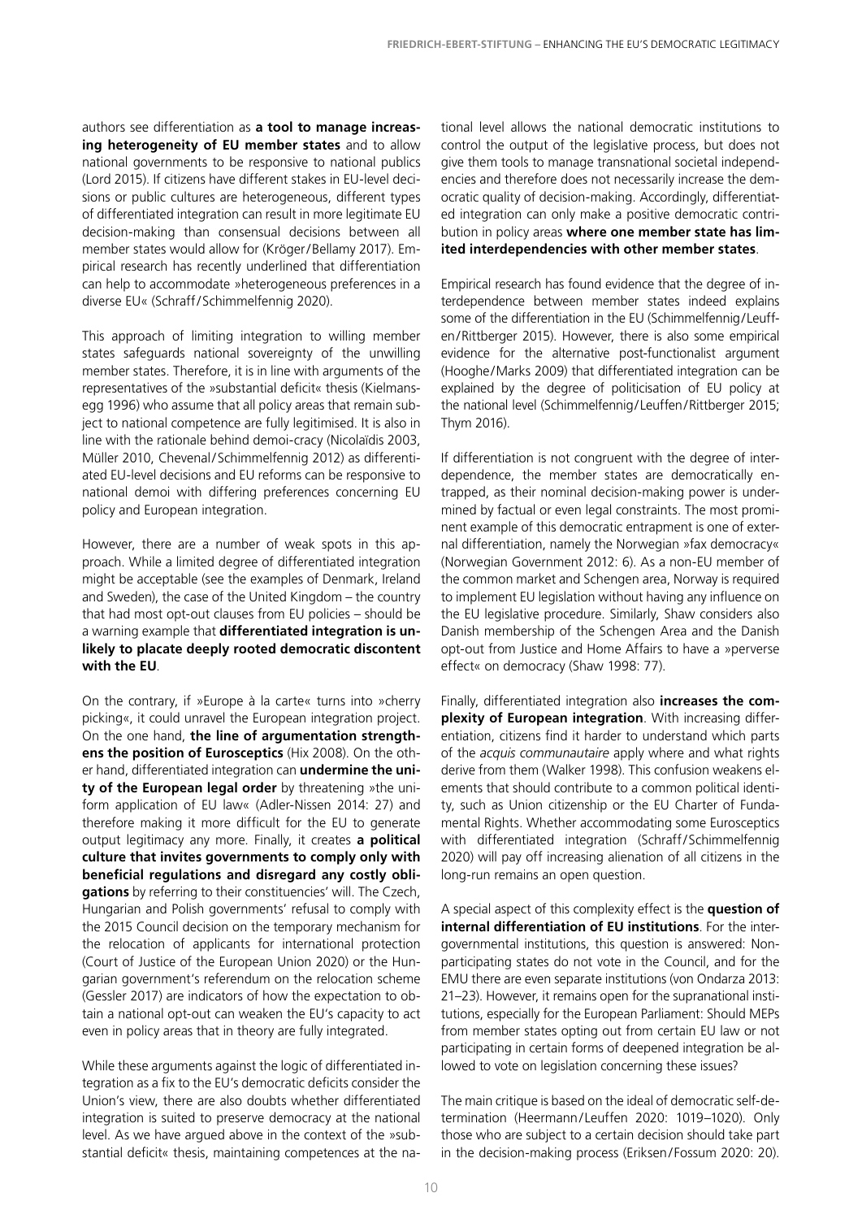authors see differentiation as **a tool to manage increasing heterogeneity of EU member states** and to allow national governments to be responsive to national publics (Lord 2015). If citizens have different stakes in EU-level decisions or public cultures are heterogeneous, different types of differentiated integration can result in more legitimate EU decision-making than consensual decisions between all member states would allow for (Kröger/Bellamy 2017). Empirical research has recently underlined that differentiation can help to accommodate »heterogeneous preferences in a diverse EU« (Schraff/Schimmelfennig 2020).

This approach of limiting integration to willing member states safeguards national sovereignty of the unwilling member states. Therefore, it is in line with arguments of the representatives of the »substantial deficit« thesis (Kielmansegg 1996) who assume that all policy areas that remain subject to national competence are fully legitimised. It is also in line with the rationale behind demoi-cracy (Nicolaïdis 2003, Müller 2010, Chevenal/Schimmelfennig 2012) as differentiated EU-level decisions and EU reforms can be responsive to national demoi with differing preferences concerning EU policy and European integration.

However, there are a number of weak spots in this approach. While a limited degree of differentiated integration might be acceptable (see the examples of Denmark, Ireland and Sweden), the case of the United Kingdom – the country that had most opt-out clauses from EU policies – should be a warning example that **differentiated integration is unlikely to placate deeply rooted democratic discontent with the EU**.

On the contrary, if »Europe à la carte« turns into »cherry picking«, it could unravel the European integration project. On the one hand, **the line of argumentation strengthens the position of Eurosceptics** (Hix 2008). On the other hand, differentiated integration can **undermine the unity of the European legal order** by threatening »the uniform application of EU law« (Adler-Nissen 2014: 27) and therefore making it more difficult for the EU to generate output legitimacy any more. Finally, it creates **a political culture that invites governments to comply only with beneficial regulations and disregard any costly obligations** by referring to their constituencies' will. The Czech, Hungarian and Polish governments' refusal to comply with the 2015 Council decision on the temporary mechanism for the relocation of applicants for international protection (Court of Justice of the European Union 2020) or the Hungarian government's referendum on the relocation scheme (Gessler 2017) are indicators of how the expectation to obtain a national opt-out can weaken the EU's capacity to act even in policy areas that in theory are fully integrated.

While these arguments against the logic of differentiated integration as a fix to the EU's democratic deficits consider the Union's view, there are also doubts whether differentiated integration is suited to preserve democracy at the national level. As we have argued above in the context of the »substantial deficit« thesis, maintaining competences at the national level allows the national democratic institutions to control the output of the legislative process, but does not give them tools to manage transnational societal independencies and therefore does not necessarily increase the democratic quality of decision-making. Accordingly, differentiated integration can only make a positive democratic contribution in policy areas **where one member state has limited interdependencies with other member states**.

Empirical research has found evidence that the degree of interdependence between member states indeed explains some of the differentiation in the EU (Schimmelfennig/Leuffen/Rittberger 2015). However, there is also some empirical evidence for the alternative post-functionalist argument (Hooghe/Marks 2009) that differentiated integration can be explained by the degree of politicisation of EU policy at the national level (Schimmelfennig/Leuffen/Rittberger 2015; Thym 2016).

If differentiation is not congruent with the degree of interdependence, the member states are democratically entrapped, as their nominal decision-making power is undermined by factual or even legal constraints. The most prominent example of this democratic entrapment is one of external differentiation, namely the Norwegian »fax democracy« (Norwegian Government 2012: 6). As a non-EU member of the common market and Schengen area, Norway is required to implement EU legislation without having any influence on the EU legislative procedure. Similarly, Shaw considers also Danish membership of the Schengen Area and the Danish opt-out from Justice and Home Affairs to have a »perverse effect« on democracy (Shaw 1998: 77).

Finally, differentiated integration also **increases the complexity of European integration**. With increasing differentiation, citizens find it harder to understand which parts of the *acquis communautaire* apply where and what rights derive from them (Walker 1998). This confusion weakens elements that should contribute to a common political identity, such as Union citizenship or the EU Charter of Fundamental Rights. Whether accommodating some Eurosceptics with differentiated integration (Schraff/Schimmelfennig 2020) will pay off increasing alienation of all citizens in the long-run remains an open question.

A special aspect of this complexity effect is the **question of internal differentiation of EU institutions**. For the intergovernmental institutions, this question is answered: Non-participating states do not vote in the Council, and for the EMU there are even separate institutions (von Ondarza 2013: 21–23). However, it remains open for the supranational institutions, especially for the European Parliament: Should MEPs from member states opting out from certain EU law or not participating in certain forms of deepened integration be allowed to vote on legislation concerning these issues?

The main critique is based on the ideal of democratic self-determination (Heermann/Leuffen 2020: 1019–1020). Only those who are subject to a certain decision should take part in the decision-making process (Eriksen/Fossum 2020: 20).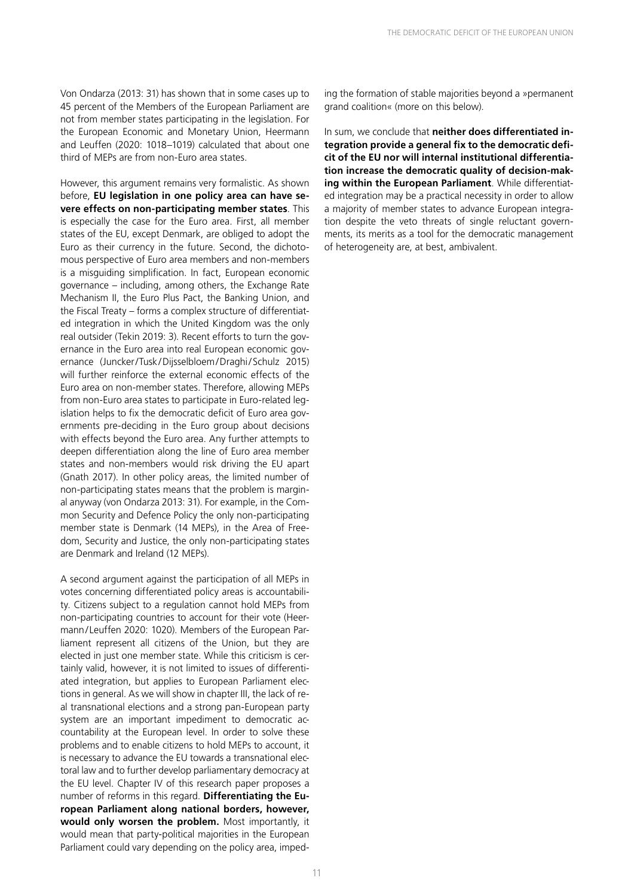Von Ondarza (2013: 31) has shown that in some cases up to 45 percent of the Members of the European Parliament are not from member states participating in the legislation. For the European Economic and Monetary Union, Heermann and Leuffen (2020: 1018–1019) calculated that about one third of MEPs are from non-Euro area states.

However, this argument remains very formalistic. As shown before, **EU legislation in one policy area can have severe effects on non-participating member states**. This is especially the case for the Euro area. First, all member states of the EU, except Denmark, are obliged to adopt the Euro as their currency in the future. Second, the dichotomous perspective of Euro area members and non-members is a misguiding simplification. In fact, European economic governance – including, among others, the Exchange Rate Mechanism II, the Euro Plus Pact, the Banking Union, and the Fiscal Treaty – forms a complex structure of differentiated integration in which the United Kingdom was the only real outsider (Tekin 2019: 3). Recent efforts to turn the governance in the Euro area into real European economic governance (Juncker/Tusk/Dijsselbloem/Draghi/Schulz 2015) will further reinforce the external economic effects of the Euro area on non-member states. Therefore, allowing MEPs from non-Euro area states to participate in Euro-related legislation helps to fix the democratic deficit of Euro area governments pre-deciding in the Euro group about decisions with effects beyond the Euro area. Any further attempts to deepen differentiation along the line of Euro area member states and non-members would risk driving the EU apart (Gnath 2017). In other policy areas, the limited number of non-participating states means that the problem is marginal anyway (von Ondarza 2013: 31). For example, in the Common Security and Defence Policy the only non-participating member state is Denmark (14 MEPs), in the Area of Freedom, Security and Justice, the only non-participating states are Denmark and Ireland (12 MEPs).

A second argument against the participation of all MEPs in votes concerning differentiated policy areas is accountability. Citizens subject to a regulation cannot hold MEPs from non-participating countries to account for their vote (Heermann/Leuffen 2020: 1020). Members of the European Parliament represent all citizens of the Union, but they are elected in just one member state. While this criticism is certainly valid, however, it is not limited to issues of differentiated integration, but applies to European Parliament elections in general. As we will show in chapter III, the lack of real transnational elections and a strong pan-European party system are an important impediment to democratic accountability at the European level. In order to solve these problems and to enable citizens to hold MEPs to account, it is necessary to advance the EU towards a transnational electoral law and to further develop parliamentary democracy at the EU level. Chapter IV of this research paper proposes a number of reforms in this regard. **Differentiating the European Parliament along national borders, however, would only worsen the problem.** Most importantly, it would mean that party-political majorities in the European Parliament could vary depending on the policy area, impeding the formation of stable majorities beyond a »permanent grand coalition« (more on this below).

In sum, we conclude that **neither does differentiated integration provide a general fix to the democratic deficit of the EU nor will internal institutional differentiation increase the democratic quality of decision-making within the European Parliament**. While differentiated integration may be a practical necessity in order to allow a majority of member states to advance European integration despite the veto threats of single reluctant governments, its merits as a tool for the democratic management of heterogeneity are, at best, ambivalent.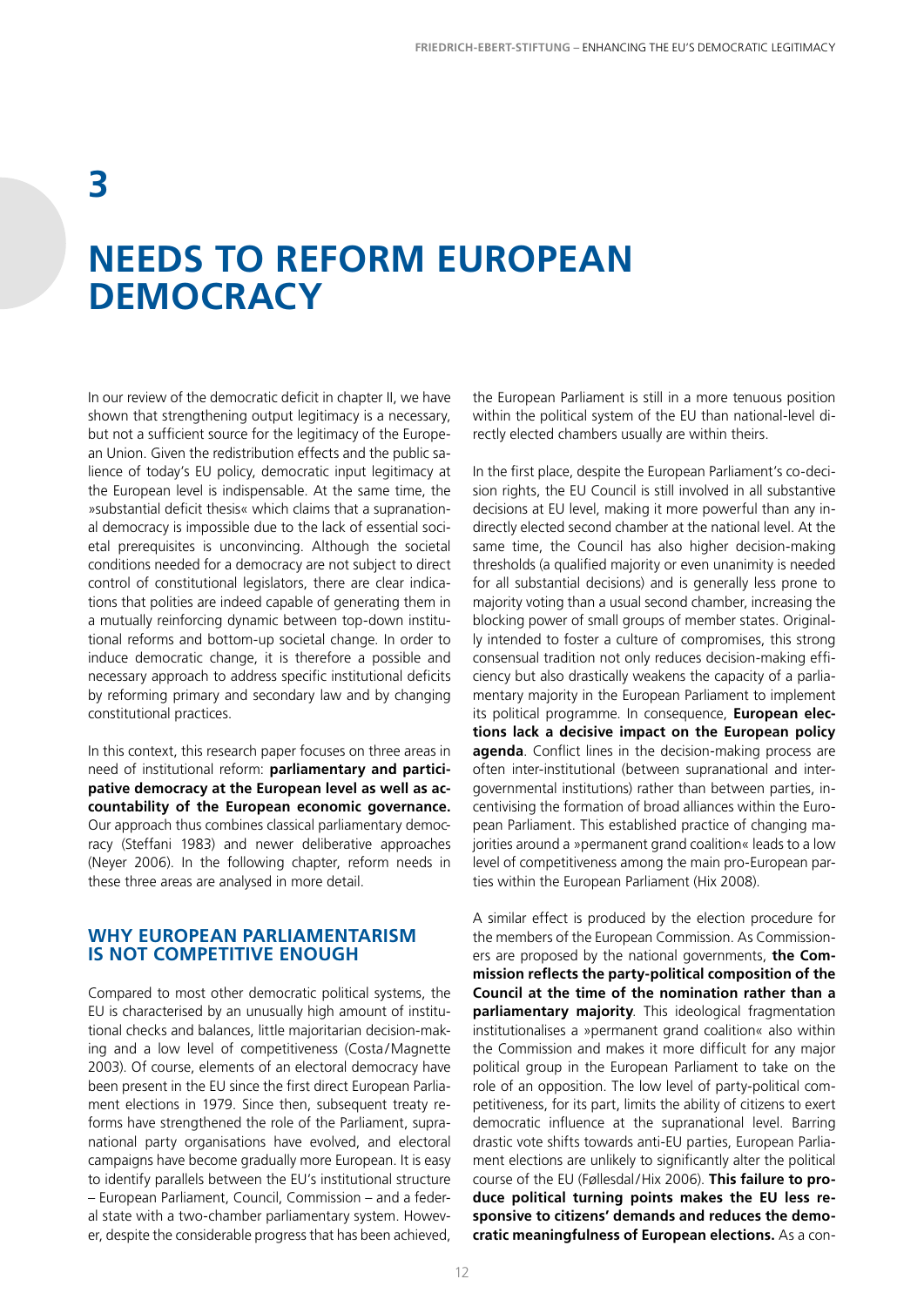# 3

# NEEDS TO REFORM EUROPEAN DEMOCRACY

In our review of the democratic deficit in chapter II, we have shown that strengthening output legitimacy is a necessary, but not a sufficient source for the legitimacy of the European Union. Given the redistribution effects and the public salience of today's EU policy, democratic input legitimacy at the European level is indispensable. At the same time, the »substantial deficit thesis« which claims that a supranational democracy is impossible due to the lack of essential societal prerequisites is unconvincing. Although the societal conditions needed for a democracy are not subject to direct control of constitutional legislators, there are clear indications that polities are indeed capable of generating them in a mutually reinforcing dynamic between top-down institutional reforms and bottom-up societal change. In order to induce democratic change, it is therefore a possible and necessary approach to address specific institutional deficits by reforming primary and secondary law and by changing constitutional practices.

In this context, this research paper focuses on three areas in need of institutional reform: **parliamentary and participative democracy at the European level as well as accountability of the European economic governance.** Our approach thus combines classical parliamentary democracy (Steffani 1983) and newer deliberative approaches (Neyer 2006). In the following chapter, reform needs in these three areas are analysed in more detail.

## WHY EUROPEAN PARLIAMENTARISM IS NOT COMPETITIVE ENOUGH

Compared to most other democratic political systems, the EU is characterised by an unusually high amount of institutional checks and balances, little majoritarian decision-making and a low level of competitiveness (Costa/Magnette 2003). Of course, elements of an electoral democracy have been present in the EU since the first direct European Parliament elections in 1979. Since then, subsequent treaty reforms have strengthened the role of the Parliament, supranational party organisations have evolved, and electoral campaigns have become gradually more European. It is easy to identify parallels between the EU's institutional structure – European Parliament, Council, Commission – and a federal state with a two-chamber parliamentary system. However, despite the considerable progress that has been achieved, the European Parliament is still in a more tenuous position within the political system of the EU than national-level directly elected chambers usually are within theirs.

In the first place, despite the European Parliament's co-decision rights, the EU Council is still involved in all substantive decisions at EU level, making it more powerful than any indirectly elected second chamber at the national level. At the same time, the Council has also higher decision-making thresholds (a qualified majority or even unanimity is needed for all substantial decisions) and is generally less prone to majority voting than a usual second chamber, increasing the blocking power of small groups of member states. Originally intended to foster a culture of compromises, this strong consensual tradition not only reduces decision-making efficiency but also drastically weakens the capacity of a parliamentary majority in the European Parliament to implement its political programme. In consequence, **European elections lack a decisive impact on the European policy agenda**. Conflict lines in the decision-making process are often inter-institutional (between supranational and intergovernmental institutions) rather than between parties, incentivising the formation of broad alliances within the European Parliament. This established practice of changing majorities around a »permanent grand coalition« leads to a low level of competitiveness among the main pro-European parties within the European Parliament (Hix 2008).

A similar effect is produced by the election procedure for the members of the European Commission. As Commissioners are proposed by the national governments, **the Commission reflects the party-political composition of the Council at the time of the nomination rather than a parliamentary majority**. This ideological fragmentation institutionalises a »permanent grand coalition« also within the Commission and makes it more difficult for any major political group in the European Parliament to take on the role of an opposition. The low level of party-political competitiveness, for its part, limits the ability of citizens to exert democratic influence at the supranational level. Barring drastic vote shifts towards anti-EU parties, European Parliament elections are unlikely to significantly alter the political course of the EU (Føllesdal/Hix 2006). **This failure to produce political turning points makes the EU less responsive to citizens' demands and reduces the democratic meaningfulness of European elections.** As a con-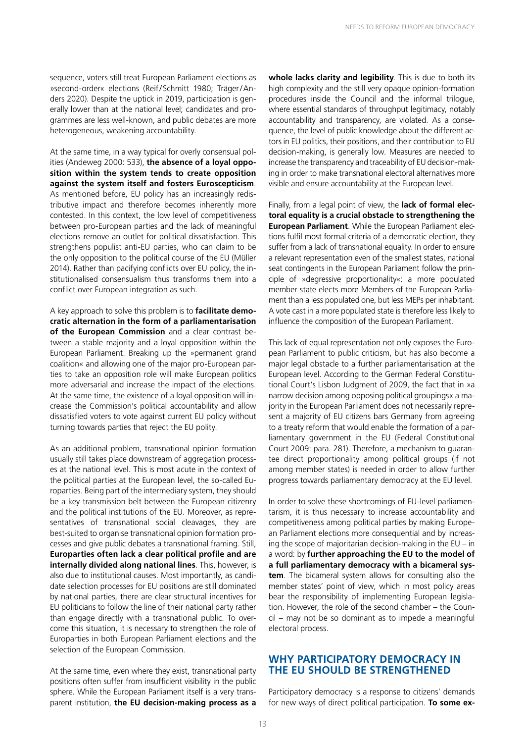sequence, voters still treat European Parliament elections as »second-order« elections (Reif/Schmitt 1980; Träger/Anders 2020). Despite the uptick in 2019, participation is generally lower than at the national level; candidates and programmes are less well-known, and public debates are more heterogeneous, weakening accountability.

At the same time, in a way typical for overly consensual polities (Andeweg 2000: 533), **the absence of a loyal opposition within the system tends to create opposition against the system itself and fosters Euroscepticism**. As mentioned before, EU policy has an increasingly redistributive impact and therefore becomes inherently more contested. In this context, the low level of competitiveness between pro-European parties and the lack of meaningful elections remove an outlet for political dissatisfaction. This strengthens populist anti-EU parties, who can claim to be the only opposition to the political course of the EU (Müller 2014). Rather than pacifying conflicts over EU policy, the institutionalised consensualism thus transforms them into a conflict over European integration as such.

A key approach to solve this problem is to **facilitate democratic alternation in the form of a parliamentarisation of the European Commission** and a clear contrast between a stable majority and a loyal opposition within the European Parliament. Breaking up the »permanent grand coalition« and allowing one of the major pro-European parties to take an opposition role will make European politics more adversarial and increase the impact of the elections. At the same time, the existence of a loyal opposition will increase the Commission's political accountability and allow dissatisfied voters to vote against current EU policy without turning towards parties that reject the EU polity.

As an additional problem, transnational opinion formation usually still takes place downstream of aggregation processes at the national level. This is most acute in the context of the political parties at the European level, the so-called Europarties. Being part of the intermediary system, they should be a key transmission belt between the European citizenry and the political institutions of the EU. Moreover, as representatives of transnational social cleavages, they are best-suited to organise transnational opinion formation processes and give public debates a transnational framing. Still, **Europarties often lack a clear political profile and are internally divided along national lines**. This, however, is also due to institutional causes. Most importantly, as candidate selection processes for EU positions are still dominated by national parties, there are clear structural incentives for EU politicians to follow the line of their national party rather than engage directly with a transnational public. To overcome this situation, it is necessary to strengthen the role of Europarties in both European Parliament elections and the selection of the European Commission.

At the same time, even where they exist, transnational party positions often suffer from insufficient visibility in the public sphere. While the European Parliament itself is a very transparent institution, **the EU decision-making process as a whole lacks clarity and legibility**. This is due to both its high complexity and the still very opaque opinion-formation procedures inside the Council and the informal trilogue, where essential standards of throughput legitimacy, notably accountability and transparency, are violated. As a consequence, the level of public knowledge about the different actors in EU politics, their positions, and their contribution to EU decision-making, is generally low. Measures are needed to increase the transparency and traceability of EU decision-making in order to make transnational electoral alternatives more visible and ensure accountability at the European level.

Finally, from a legal point of view, the **lack of formal electoral equality is a crucial obstacle to strengthening the European Parliament**. While the European Parliament elections fulfil most formal criteria of a democratic election, they suffer from a lack of transnational equality. In order to ensure a relevant representation even of the smallest states, national seat contingents in the European Parliament follow the principle of »degressive proportionality«: a more populated member state elects more Members of the European Parliament than a less populated one, but less MEPs per inhabitant. A vote cast in a more populated state is therefore less likely to influence the composition of the European Parliament.

This lack of equal representation not only exposes the European Parliament to public criticism, but has also become a major legal obstacle to a further parliamentarisation at the European level. According to the German Federal Constitutional Court's Lisbon Judgment of 2009, the fact that in »a narrow decision among opposing political groupings« a majority in the European Parliament does not necessarily represent a majority of EU citizens bars Germany from agreeing to a treaty reform that would enable the formation of a parliamentary government in the EU (Federal Constitutional Court 2009: para. 281). Therefore, a mechanism to guarantee direct proportionality among political groups (if not among member states) is needed in order to allow further progress towards parliamentary democracy at the EU level.

In order to solve these shortcomings of EU-level parliamentarism, it is thus necessary to increase accountability and competitiveness among political parties by making European Parliament elections more consequential and by increasing the scope of majoritarian decision-making in the EU – in a word: by **further approaching the EU to the model of a full parliamentary democracy with a bicameral system**. The bicameral system allows for consulting also the member states' point of view, which in most policy areas bear the responsibility of implementing European legislation. However, the role of the second chamber – the Council – may not be so dominant as to impede a meaningful electoral process.

## WHY PARTICIPATORY DEMOCRACY IN THE EU SHOULD BE STRENGTHENED

Participatory democracy is a response to citizens' demands for new ways of direct political participation. **To some ex-**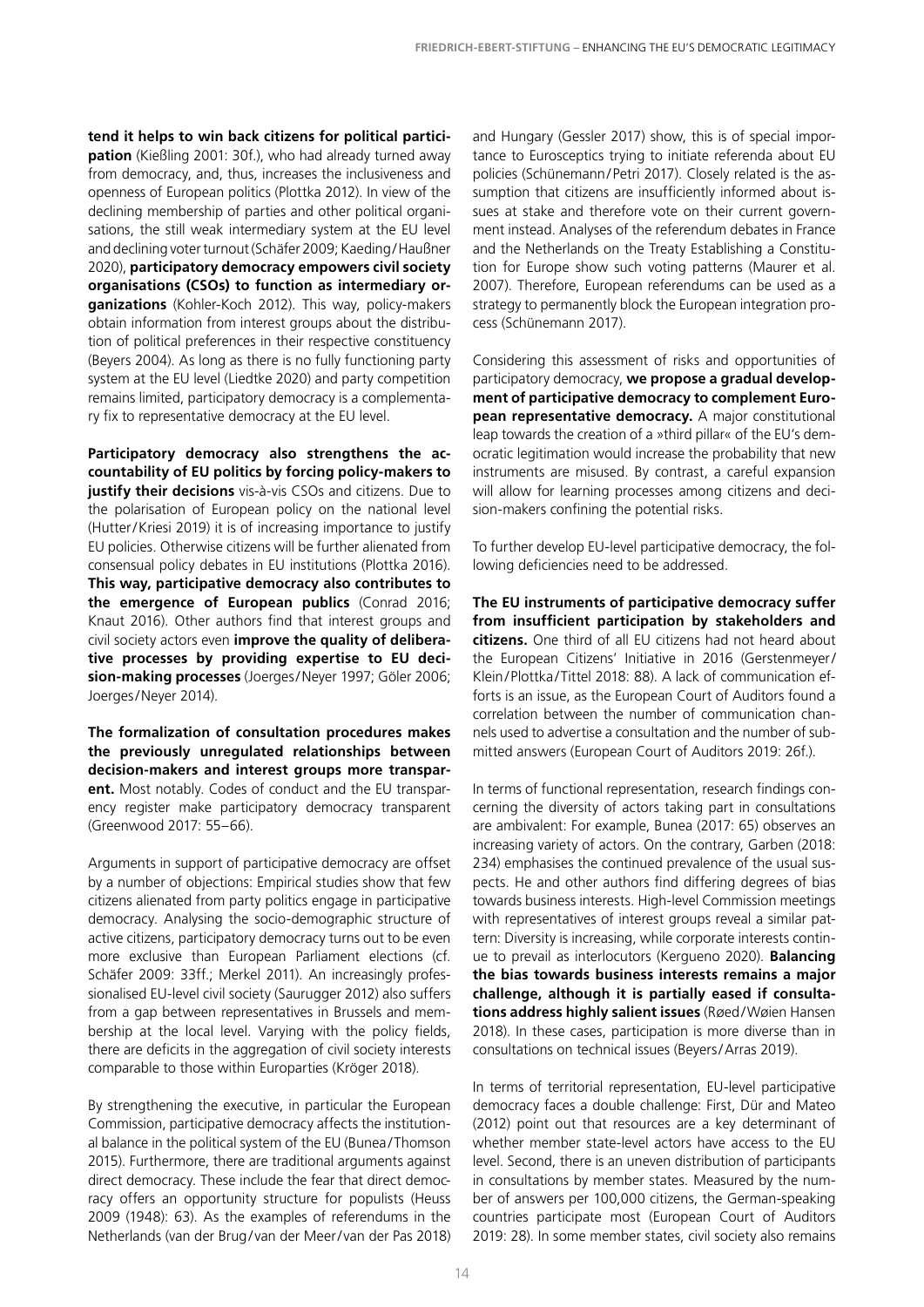**tend it helps to win back citizens for political participation** (Kießling 2001: 30f.), who had already turned away from democracy, and, thus, increases the inclusiveness and openness of European politics (Plottka 2012). In view of the declining membership of parties and other political organisations, the still weak intermediary system at the EU level and declining voter turnout (Schäfer 2009; Kaeding/Haußner 2020), **participatory democracy empowers civil society organisations (CSOs) to function as intermediary organizations** (Kohler-Koch 2012). This way, policy-makers obtain information from interest groups about the distribution of political preferences in their respective constituency (Beyers 2004). As long as there is no fully functioning party system at the EU level (Liedtke 2020) and party competition remains limited, participatory democracy is a complementary fix to representative democracy at the EU level.

**Participatory democracy also strengthens the accountability of EU politics by forcing policy-makers to justify their decisions** vis-à-vis CSOs and citizens. Due to the polarisation of European policy on the national level (Hutter/Kriesi 2019) it is of increasing importance to justify EU policies. Otherwise citizens will be further alienated from consensual policy debates in EU institutions (Plottka 2016). **This way, participative democracy also contributes to the emergence of European publics** (Conrad 2016; Knaut 2016). Other authors find that interest groups and civil society actors even **improve the quality of deliberative processes by providing expertise to EU decision-making processes** (Joerges/Neyer 1997; Göler 2006; Joerges/Neyer 2014).

**The formalization of consultation procedures makes the previously unregulated relationships between decision-makers and interest groups more transparent.** Most notably. Codes of conduct and the EU transparency register make participatory democracy transparent (Greenwood 2017: 55–66).

Arguments in support of participative democracy are offset by a number of objections: Empirical studies show that few citizens alienated from party politics engage in participative democracy. Analysing the socio-demographic structure of active citizens, participatory democracy turns out to be even more exclusive than European Parliament elections (cf. Schäfer 2009: 33ff.; Merkel 2011). An increasingly professionalised EU-level civil society (Saurugger 2012) also suffers from a gap between representatives in Brussels and membership at the local level. Varying with the policy fields, there are deficits in the aggregation of civil society interests comparable to those within Europarties (Kröger 2018).

By strengthening the executive, in particular the European Commission, participative democracy affects the institutional balance in the political system of the EU (Bunea/Thomson 2015). Furthermore, there are traditional arguments against direct democracy. These include the fear that direct democracy offers an opportunity structure for populists (Heuss 2009 (1948): 63). As the examples of referendums in the Netherlands (van der Brug/van der Meer/van der Pas 2018) and Hungary (Gessler 2017) show, this is of special importance to Eurosceptics trying to initiate referenda about EU policies (Schünemann/Petri 2017). Closely related is the assumption that citizens are insufficiently informed about issues at stake and therefore vote on their current government instead. Analyses of the referendum debates in France and the Netherlands on the Treaty Establishing a Constitution for Europe show such voting patterns (Maurer et al. 2007). Therefore, European referendums can be used as a strategy to permanently block the European integration process (Schünemann 2017).

Considering this assessment of risks and opportunities of participatory democracy, **we propose a gradual development of participative democracy to complement European representative democracy.** A major constitutional leap towards the creation of a »third pillar« of the EU's democratic legitimation would increase the probability that new instruments are misused. By contrast, a careful expansion will allow for learning processes among citizens and decision-makers confining the potential risks.

To further develop EU-level participative democracy, the following deficiencies need to be addressed.

**The EU instruments of participative democracy suffer from insufficient participation by stakeholders and citizens.** One third of all EU citizens had not heard about the European Citizens' Initiative in 2016 (Gerstenmeyer/Klein/Plottka/Tittel 2018: 88). A lack of communication efforts is an issue, as the European Court of Auditors found a correlation between the number of communication channels used to advertise a consultation and the number of submitted answers (European Court of Auditors 2019: 26f.).

In terms of functional representation, research findings concerning the diversity of actors taking part in consultations are ambivalent: For example, Bunea (2017: 65) observes an increasing variety of actors. On the contrary, Garben (2018: 234) emphasises the continued prevalence of the usual suspects. He and other authors find differing degrees of bias towards business interests. High-level Commission meetings with representatives of interest groups reveal a similar pattern: Diversity is increasing, while corporate interests continue to prevail as interlocutors (Kergueno 2020). **Balancing the bias towards business interests remains a major challenge, although it is partially eased if consultations address highly salient issues** (Røed/Wøien Hansen 2018). In these cases, participation is more diverse than in consultations on technical issues (Beyers/Arras 2019).

In terms of territorial representation, EU-level participative democracy faces a double challenge: First, Dür and Mateo (2012) point out that resources are a key determinant of whether member state-level actors have access to the EU level. Second, there is an uneven distribution of participants in consultations by member states. Measured by the number of answers per 100,000 citizens, the German-speaking countries participate most (European Court of Auditors 2019: 28). In some member states, civil society also remains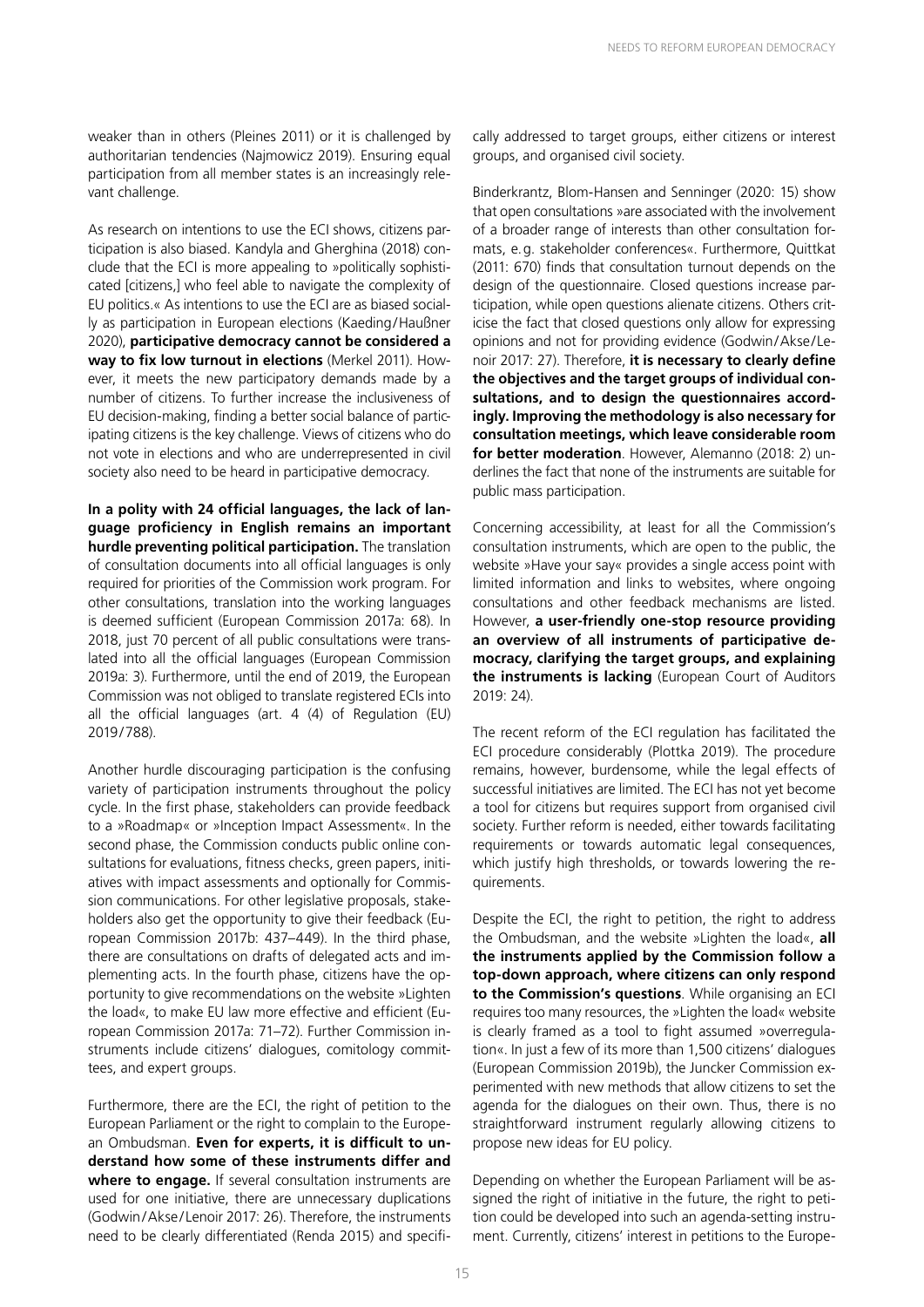weaker than in others (Pleines 2011) or it is challenged by authoritarian tendencies (Najmowicz 2019). Ensuring equal participation from all member states is an increasingly relevant challenge.

As research on intentions to use the ECI shows, citizens participation is also biased. Kandyla and Gherghina (2018) conclude that the ECI is more appealing to »politically sophisticated [citizens,] who feel able to navigate the complexity of EU politics.« As intentions to use the ECI are as biased socially as participation in European elections (Kaeding/Haußner 2020), **participative democracy cannot be considered a way to fix low turnout in elections** (Merkel 2011). However, it meets the new participatory demands made by a number of citizens. To further increase the inclusiveness of EU decision-making, finding a better social balance of participating citizens is the key challenge. Views of citizens who do not vote in elections and who are underrepresented in civil society also need to be heard in participative democracy.

**In a polity with 24 official languages, the lack of language proficiency in English remains an important hurdle preventing political participation.** The translation of consultation documents into all official languages is only required for priorities of the Commission work program. For other consultations, translation into the working languages is deemed sufficient (European Commission 2017a: 68). In 2018, just 70 percent of all public consultations were translated into all the official languages (European Commission 2019a: 3). Furthermore, until the end of 2019, the European Commission was not obliged to translate registered ECIs into all the official languages (art. 4 (4) of Regulation (EU) 2019/788).

Another hurdle discouraging participation is the confusing variety of participation instruments throughout the policy cycle. In the first phase, stakeholders can provide feedback to a »Roadmap« or »Inception Impact Assessment«. In the second phase, the Commission conducts public online consultations for evaluations, fitness checks, green papers, initiatives with impact assessments and optionally for Commission communications. For other legislative proposals, stakeholders also get the opportunity to give their feedback (European Commission 2017b: 437–449). In the third phase, there are consultations on drafts of delegated acts and implementing acts. In the fourth phase, citizens have the opportunity to give recommendations on the website »Lighten the load«, to make EU law more effective and efficient (European Commission 2017a: 71–72). Further Commission instruments include citizens' dialogues, comitology committees, and expert groups.

Furthermore, there are the ECI, the right of petition to the European Parliament or the right to complain to the European Ombudsman. **Even for experts, it is difficult to understand how some of these instruments differ and where to engage.** If several consultation instruments are used for one initiative, there are unnecessary duplications (Godwin/Akse/Lenoir 2017: 26). Therefore, the instruments need to be clearly differentiated (Renda 2015) and specifically addressed to target groups, either citizens or interest groups, and organised civil society.

Binderkrantz, Blom-Hansen and Senninger (2020: 15) show that open consultations »are associated with the involvement of a broader range of interests than other consultation formats, e.g. stakeholder conferences«. Furthermore, Quittkat (2011: 670) finds that consultation turnout depends on the design of the questionnaire. Closed questions increase participation, while open questions alienate citizens. Others criticise the fact that closed questions only allow for expressing opinions and not for providing evidence (Godwin/Akse/Lenoir 2017: 27). Therefore, **it is necessary to clearly define the objectives and the target groups of individual consultations, and to design the questionnaires accordingly. Improving the methodology is also necessary for consultation meetings, which leave considerable room for better moderation**. However, Alemanno (2018: 2) underlines the fact that none of the instruments are suitable for public mass participation.

Concerning accessibility, at least for all the Commission's consultation instruments, which are open to the public, the website »Have your say« provides a single access point with limited information and links to websites, where ongoing consultations and other feedback mechanisms are listed. However, **a user-friendly one-stop resource providing an overview of all instruments of participative democracy, clarifying the target groups, and explaining the instruments is lacking** (European Court of Auditors 2019: 24).

The recent reform of the ECI regulation has facilitated the ECI procedure considerably (Plottka 2019). The procedure remains, however, burdensome, while the legal effects of successful initiatives are limited. The ECI has not yet become a tool for citizens but requires support from organised civil society. Further reform is needed, either towards facilitating requirements or towards automatic legal consequences, which justify high thresholds, or towards lowering the requirements.

Despite the ECI, the right to petition, the right to address the Ombudsman, and the website »Lighten the load«, **all the instruments applied by the Commission follow a top-down approach, where citizens can only respond to the Commission's questions**. While organising an ECI requires too many resources, the »Lighten the load« website is clearly framed as a tool to fight assumed »overregulation«. In just a few of its more than 1,500 citizens' dialogues (European Commission 2019b), the Juncker Commission experimented with new methods that allow citizens to set the agenda for the dialogues on their own. Thus, there is no straightforward instrument regularly allowing citizens to propose new ideas for EU policy.

Depending on whether the European Parliament will be assigned the right of initiative in the future, the right to petition could be developed into such an agenda-setting instrument. Currently, citizens' interest in petitions to the Europe-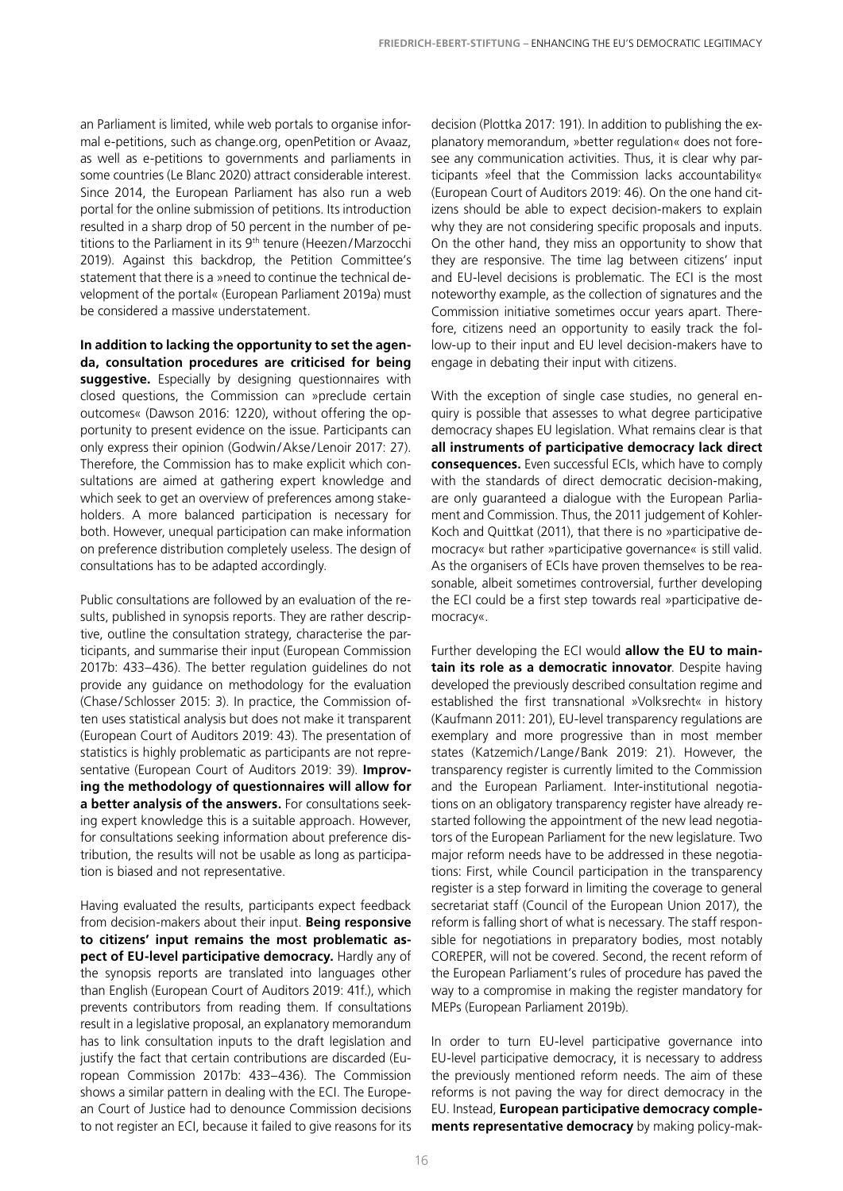an Parliament is limited, while web portals to organise informal e-petitions, such as change.org, openPetition or Avaaz, as well as e-petitions to governments and parliaments in some countries (Le Blanc 2020) attract considerable interest. Since 2014, the European Parliament has also run a web portal for the online submission of petitions. Its introduction resulted in a sharp drop of 50 percent in the number of petitions to the Parliament in its 9th tenure (Heezen / Marzocchi 2019). Against this backdrop, the Petition Committee's statement that there is a »need to continue the technical development of the portal« (European Parliament 2019a) must be considered a massive understatement.

**In addition to lacking the opportunity to set the agenda, consultation procedures are criticised for being suggestive.** Especially by designing questionnaires with closed questions, the Commission can »preclude certain outcomes« (Dawson 2016: 1220), without offering the opportunity to present evidence on the issue. Participants can only express their opinion (Godwin / Akse / Lenoir 2017: 27). Therefore, the Commission has to make explicit which consultations are aimed at gathering expert knowledge and which seek to get an overview of preferences among stakeholders. A more balanced participation is necessary for both. However, unequal participation can make information on preference distribution completely useless. The design of consultations has to be adapted accordingly.

Public consultations are followed by an evaluation of the results, published in synopsis reports. They are rather descriptive, outline the consultation strategy, characterise the participants, and summarise their input (European Commission 2017b: 433–436). The better regulation guidelines do not provide any guidance on methodology for the evaluation (Chase / Schlosser 2015: 3). In practice, the Commission often uses statistical analysis but does not make it transparent (European Court of Auditors 2019: 43). The presentation of statistics is highly problematic as participants are not representative (European Court of Auditors 2019: 39). **Improving the methodology of questionnaires will allow for a better analysis of the answers.** For consultations seeking expert knowledge this is a suitable approach. However, for consultations seeking information about preference distribution, the results will not be usable as long as participation is biased and not representative.

Having evaluated the results, participants expect feedback from decision-makers about their input. **Being responsive to citizens' input remains the most problematic aspect of EU-level participative democracy.** Hardly any of the synopsis reports are translated into languages other than English (European Court of Auditors 2019: 41f.), which prevents contributors from reading them. If consultations result in a legislative proposal, an explanatory memorandum has to link consultation inputs to the draft legislation and justify the fact that certain contributions are discarded (European Commission 2017b: 433–436). The Commission shows a similar pattern in dealing with the ECI. The European Court of Justice had to denounce Commission decisions to not register an ECI, because it failed to give reasons for its decision (Plottka 2017: 191). In addition to publishing the explanatory memorandum, »better regulation« does not foresee any communication activities. Thus, it is clear why participants »feel that the Commission lacks accountability« (European Court of Auditors 2019: 46). On the one hand citizens should be able to expect decision-makers to explain why they are not considering specific proposals and inputs. On the other hand, they miss an opportunity to show that they are responsive. The time lag between citizens' input and EU-level decisions is problematic. The ECI is the most noteworthy example, as the collection of signatures and the Commission initiative sometimes occur years apart. Therefore, citizens need an opportunity to easily track the follow-up to their input and EU level decision-makers have to engage in debating their input with citizens.

With the exception of single case studies, no general enquiry is possible that assesses to what degree participative democracy shapes EU legislation. What remains clear is that **all instruments of participative democracy lack direct consequences.** Even successful ECIs, which have to comply with the standards of direct democratic decision-making, are only guaranteed a dialogue with the European Parliament and Commission. Thus, the 2011 judgement of Kohler-Koch and Quittkat (2011), that there is no »participative democracy« but rather »participative governance« is still valid. As the organisers of ECIs have proven themselves to be reasonable, albeit sometimes controversial, further developing the ECI could be a first step towards real »participative democracy«.

Further developing the ECI would **allow the EU to maintain its role as a democratic innovator**. Despite having developed the previously described consultation regime and established the first transnational »Volksrecht« in history (Kaufmann 2011: 201), EU-level transparency regulations are exemplary and more progressive than in most member states (Katzemich / Lange / Bank 2019: 21). However, the transparency register is currently limited to the Commission and the European Parliament. Inter-institutional negotiations on an obligatory transparency register have already restarted following the appointment of the new lead negotiators of the European Parliament for the new legislature. Two major reform needs have to be addressed in these negotiations: First, while Council participation in the transparency register is a step forward in limiting the coverage to general secretariat staff (Council of the European Union 2017), the reform is falling short of what is necessary. The staff responsible for negotiations in preparatory bodies, most notably COREPER, will not be covered. Second, the recent reform of the European Parliament's rules of procedure has paved the way to a compromise in making the register mandatory for MEPs (European Parliament 2019b).

In order to turn EU-level participative governance into EU-level participative democracy, it is necessary to address the previously mentioned reform needs. The aim of these reforms is not paving the way for direct democracy in the EU. Instead, **European participative democracy complements representative democracy** by making policy-mak-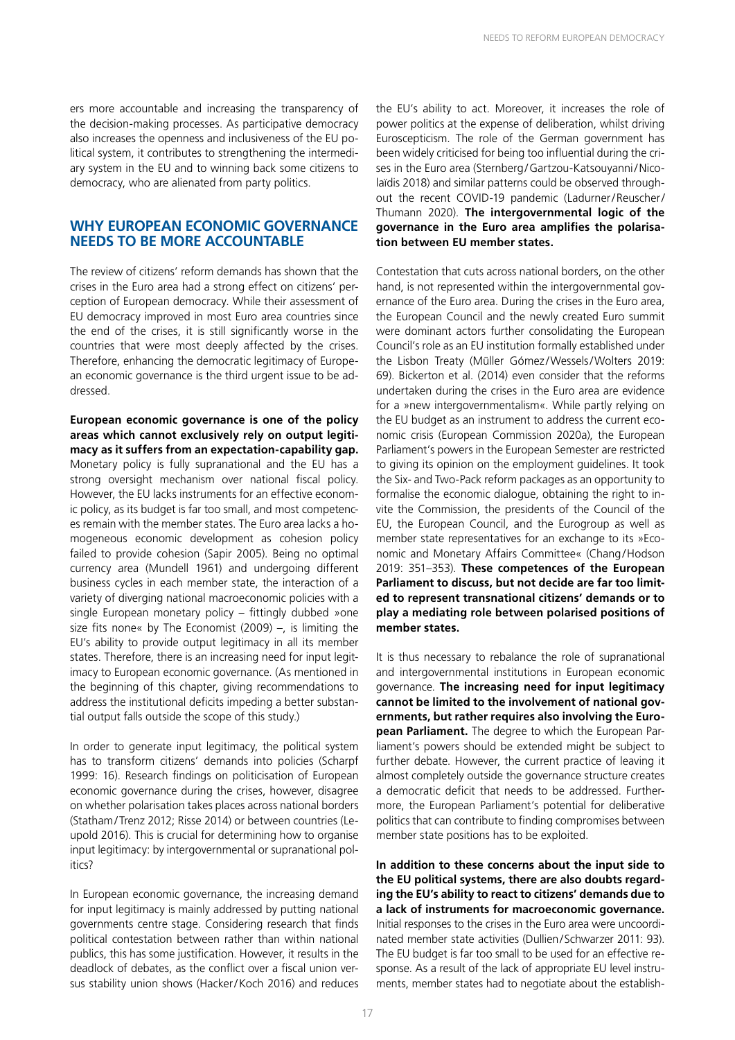ers more accountable and increasing the transparency of the decision-making processes. As participative democracy also increases the openness and inclusiveness of the EU political system, it contributes to strengthening the intermediary system in the EU and to winning back some citizens to democracy, who are alienated from party politics.

## WHY EUROPEAN ECONOMIC GOVERNANCE NEEDS TO BE MORE ACCOUNTABLE

The review of citizens' reform demands has shown that the crises in the Euro area had a strong effect on citizens' perception of European democracy. While their assessment of EU democracy improved in most Euro area countries since the end of the crises, it is still significantly worse in the countries that were most deeply affected by the crises. Therefore, enhancing the democratic legitimacy of European economic governance is the third urgent issue to be addressed.

**European economic governance is one of the policy areas which cannot exclusively rely on output legitimacy as it suffers from an expectation-capability gap.** Monetary policy is fully supranational and the EU has a strong oversight mechanism over national fiscal policy. However, the EU lacks instruments for an effective economic policy, as its budget is far too small, and most competences remain with the member states. The Euro area lacks a homogeneous economic development as cohesion policy failed to provide cohesion (Sapir 2005). Being no optimal currency area (Mundell 1961) and undergoing different business cycles in each member state, the interaction of a variety of diverging national macroeconomic policies with a single European monetary policy – fittingly dubbed »one size fits none« by The Economist (2009) –, is limiting the EU's ability to provide output legitimacy in all its member states. Therefore, there is an increasing need for input legitimacy to European economic governance. (As mentioned in the beginning of this chapter, giving recommendations to address the institutional deficits impeding a better substantial output falls outside the scope of this study.)

In order to generate input legitimacy, the political system has to transform citizens' demands into policies (Scharpf 1999: 16). Research findings on politicisation of European economic governance during the crises, however, disagree on whether polarisation takes places across national borders (Statham/Trenz 2012; Risse 2014) or between countries (Leupold 2016). This is crucial for determining how to organise input legitimacy: by intergovernmental or supranational politics?

In European economic governance, the increasing demand for input legitimacy is mainly addressed by putting national governments centre stage. Considering research that finds political contestation between rather than within national publics, this has some justification. However, it results in the deadlock of debates, as the conflict over a fiscal union versus stability union shows (Hacker/Koch 2016) and reduces the EU's ability to act. Moreover, it increases the role of power politics at the expense of deliberation, whilst driving Euroscepticism. The role of the German government has been widely criticised for being too influential during the crises in the Euro area (Sternberg/Gartzou-Katsouyanni/Nicolaïdis 2018) and similar patterns could be observed throughout the recent COVID-19 pandemic (Ladurner/Reuscher/Thumann 2020). **The intergovernmental logic of the governance in the Euro area amplifies the polarisation between EU member states.**

Contestation that cuts across national borders, on the other hand, is not represented within the intergovernmental governance of the Euro area. During the crises in the Euro area, the European Council and the newly created Euro summit were dominant actors further consolidating the European Council's role as an EU institution formally established under the Lisbon Treaty (Müller Gómez/Wessels/Wolters 2019: 69). Bickerton et al. (2014) even consider that the reforms undertaken during the crises in the Euro area are evidence for a »new intergovernmentalism«. While partly relying on the EU budget as an instrument to address the current economic crisis (European Commission 2020a), the European Parliament's powers in the European Semester are restricted to giving its opinion on the employment guidelines. It took the Six- and Two-Pack reform packages as an opportunity to formalise the economic dialogue, obtaining the right to invite the Commission, the presidents of the Council of the EU, the European Council, and the Eurogroup as well as member state representatives for an exchange to its »Economic and Monetary Affairs Committee« (Chang/Hodson 2019: 351–353). **These competences of the European Parliament to discuss, but not decide are far too limited to represent transnational citizens' demands or to play a mediating role between polarised positions of member states.**

It is thus necessary to rebalance the role of supranational and intergovernmental institutions in European economic governance. **The increasing need for input legitimacy cannot be limited to the involvement of national governments, but rather requires also involving the European Parliament.** The degree to which the European Parliament's powers should be extended might be subject to further debate. However, the current practice of leaving it almost completely outside the governance structure creates a democratic deficit that needs to be addressed. Furthermore, the European Parliament's potential for deliberative politics that can contribute to finding compromises between member state positions has to be exploited.

**In addition to these concerns about the input side to the EU political systems, there are also doubts regarding the EU's ability to react to citizens' demands due to a lack of instruments for macroeconomic governance.** Initial responses to the crises in the Euro area were uncoordinated member state activities (Dullien/Schwarzer 2011: 93). The EU budget is far too small to be used for an effective response. As a result of the lack of appropriate EU level instruments, member states had to negotiate about the establish-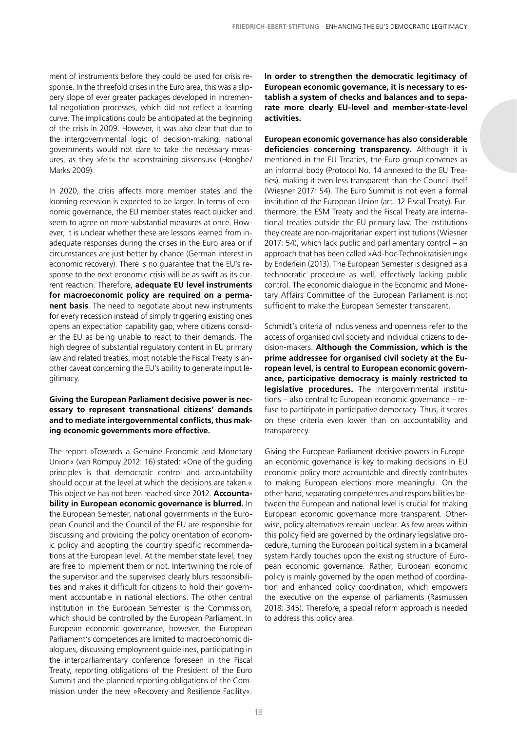ment of instruments before they could be used for crisis response. In the threefold crises in the Euro area, this was a slippery slope of ever greater packages developed in incremental negotiation processes, which did not reflect a learning curve. The implications could be anticipated at the beginning of the crisis in 2009. However, it was also clear that due to the intergovernmental logic of decision-making, national governments would not dare to take the necessary measures, as they »felt« the »constraining dissensus« (Hooghe/ Marks 2009).

In 2020, the crisis affects more member states and the looming recession is expected to be larger. In terms of economic governance, the EU member states react quicker and seem to agree on more substantial measures at once. However, it is unclear whether these are lessons learned from inadequate responses during the crises in the Euro area or if circumstances are just better by chance (German interest in economic recovery). There is no guarantee that the EU's response to the next economic crisis will be as swift as its current reaction. Therefore, **adequate EU level instruments for macroeconomic policy are required on a permanent basis**. The need to negotiate about new instruments for every recession instead of simply triggering existing ones opens an expectation capability gap, where citizens consider the EU as being unable to react to their demands. The high degree of substantial regulatory content in EU primary law and related treaties, most notable the Fiscal Treaty is another caveat concerning the EU's ability to generate input legitimacy.

**Giving the European Parliament decisive power is necessary to represent transnational citizens' demands and to mediate intergovernmental conflicts, thus making economic governments more effective.**

The report »Towards a Genuine Economic and Monetary Union« (van Rompuy 2012: 16) stated: »One of the guiding principles is that democratic control and accountability should occur at the level at which the decisions are taken.« This objective has not been reached since 2012. **Accountability in European economic governance is blurred.** In the European Semester, national governments in the European Council and the Council of the EU are responsible for discussing and providing the policy orientation of economic policy and adopting the country specific recommendations at the European level. At the member state level, they are free to implement them or not. Intertwining the role of the supervisor and the supervised clearly blurs responsibilities and makes it difficult for citizens to hold their government accountable in national elections. The other central institution in the European Semester is the Commission, which should be controlled by the European Parliament. In European economic governance, however, the European Parliament's competences are limited to macroeconomic dialogues, discussing employment guidelines, participating in the interparliamentary conference foreseen in the Fiscal Treaty, reporting obligations of the President of the Euro Summit and the planned reporting obligations of the Commission under the new »Recovery and Resilience Facility«.

**In order to strengthen the democratic legitimacy of European economic governance, it is necessary to establish a system of checks and balances and to separate more clearly EU-level and member-state-level activities.**

**European economic governance has also considerable deficiencies concerning transparency.** Although it is mentioned in the EU Treaties, the Euro group convenes as an informal body (Protocol No. 14 annexed to the EU Treaties), making it even less transparent than the Council itself (Wiesner 2017: 54). The Euro Summit is not even a formal institution of the European Union (art. 12 Fiscal Treaty). Furthermore, the ESM Treaty and the Fiscal Treaty are international treaties outside the EU primary law. The institutions they create are non-majoritarian expert institutions (Wiesner 2017: 54), which lack public and parliamentary control – an approach that has been called »Ad-hoc-Technokratisierung« by Enderlein (2013). The European Semester is designed as a technocratic procedure as well, effectively lacking public control. The economic dialogue in the Economic and Monetary Affairs Committee of the European Parliament is not sufficient to make the European Semester transparent.

Schmidt's criteria of inclusiveness and openness refer to the access of organised civil society and individual citizens to decision-makers. **Although the Commission, which is the prime addressee for organised civil society at the European level, is central to European economic governance, participative democracy is mainly restricted to legislative procedures.** The intergovernmental institutions – also central to European economic governance – refuse to participate in participative democracy. Thus, it scores on these criteria even lower than on accountability and transparency.

Giving the European Parliament decisive powers in European economic governance is key to making decisions in EU economic policy more accountable and directly contributes to making European elections more meaningful. On the other hand, separating competences and responsibilities between the European and national level is crucial for making European economic governance more transparent. Otherwise, policy alternatives remain unclear. As few areas within this policy field are governed by the ordinary legislative procedure, turning the European political system in a bicameral system hardly touches upon the existing structure of European economic governance. Rather, European economic policy is mainly governed by the open method of coordination and enhanced policy coordination, which empowers the executive on the expense of parliaments (Rasmussen 2018: 345). Therefore, a special reform approach is needed to address this policy area.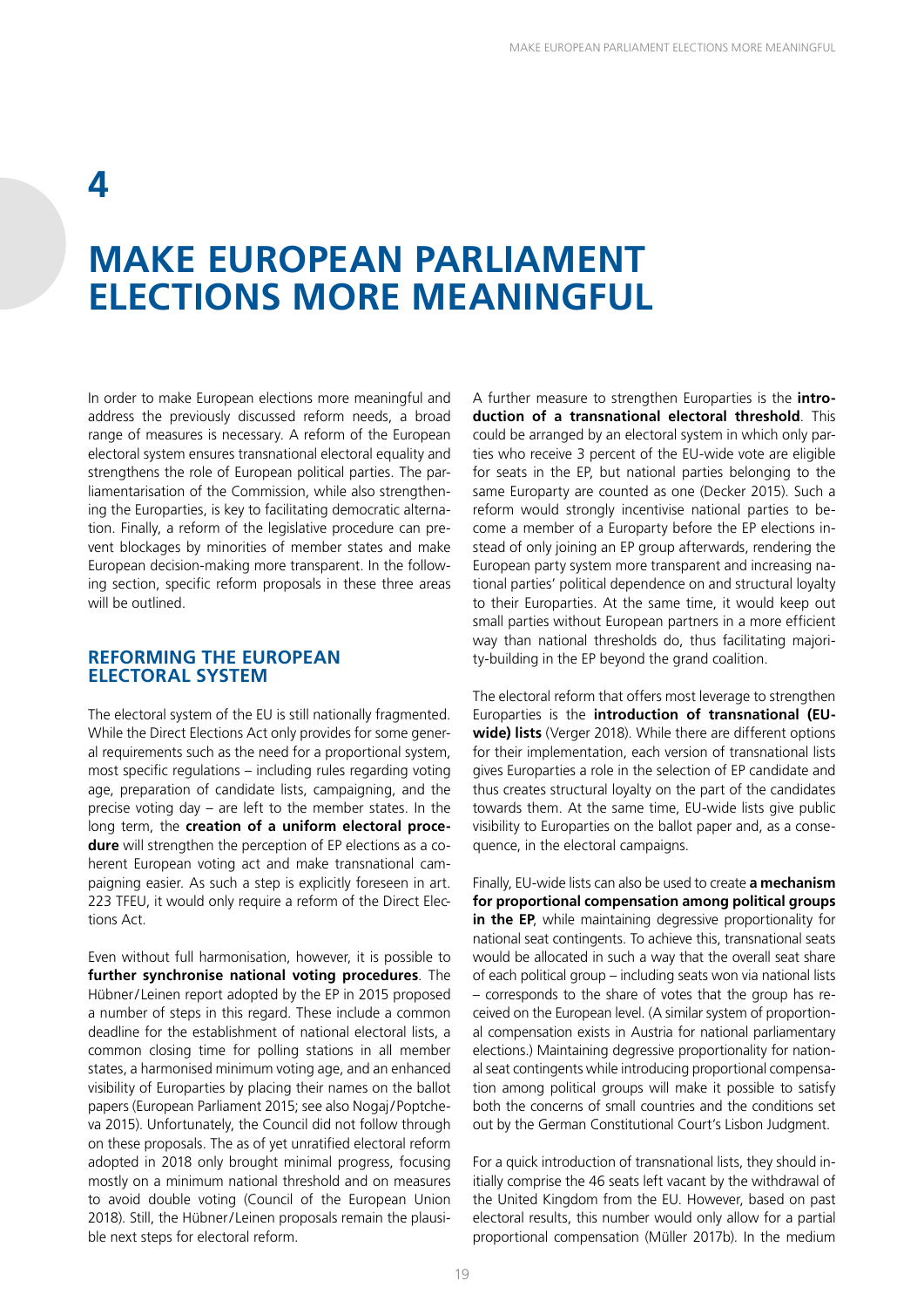# 4

# MAKE EUROPEAN PARLIAMENT ELECTIONS MORE MEANINGFUL

In order to make European elections more meaningful and address the previously discussed reform needs, a broad range of measures is necessary. A reform of the European electoral system ensures transnational electoral equality and strengthens the role of European political parties. The parliamentarisation of the Commission, while also strengthening the Europarties, is key to facilitating democratic alternation. Finally, a reform of the legislative procedure can prevent blockages by minorities of member states and make European decision-making more transparent. In the following section, specific reform proposals in these three areas will be outlined.

## REFORMING THE EUROPEAN ELECTORAL SYSTEM

The electoral system of the EU is still nationally fragmented. While the Direct Elections Act only provides for some general requirements such as the need for a proportional system, most specific regulations – including rules regarding voting age, preparation of candidate lists, campaigning, and the precise voting day – are left to the member states. In the long term, the **creation of a uniform electoral procedure** will strengthen the perception of EP elections as a coherent European voting act and make transnational campaigning easier. As such a step is explicitly foreseen in art. 223 TFEU, it would only require a reform of the Direct Elections Act.

Even without full harmonisation, however, it is possible to **further synchronise national voting procedures**. The Hübner/Leinen report adopted by the EP in 2015 proposed a number of steps in this regard. These include a common deadline for the establishment of national electoral lists, a common closing time for polling stations in all member states, a harmonised minimum voting age, and an enhanced visibility of Europarties by placing their names on the ballot papers (European Parliament 2015; see also Nogaj/Poptcheva 2015). Unfortunately, the Council did not follow through on these proposals. The as of yet unratified electoral reform adopted in 2018 only brought minimal progress, focusing mostly on a minimum national threshold and on measures to avoid double voting (Council of the European Union 2018). Still, the Hübner/Leinen proposals remain the plausible next steps for electoral reform.

A further measure to strengthen Europarties is the **introduction of a transnational electoral threshold**. This could be arranged by an electoral system in which only parties who receive 3 percent of the EU-wide vote are eligible for seats in the EP, but national parties belonging to the same Europarty are counted as one (Decker 2015). Such a reform would strongly incentivise national parties to become a member of a Europarty before the EP elections instead of only joining an EP group afterwards, rendering the European party system more transparent and increasing national parties' political dependence on and structural loyalty to their Europarties. At the same time, it would keep out small parties without European partners in a more efficient way than national thresholds do, thus facilitating majority-building in the EP beyond the grand coalition.

The electoral reform that offers most leverage to strengthen Europarties is the **introduction of transnational (EU-wide) lists** (Verger 2018). While there are different options for their implementation, each version of transnational lists gives Europarties a role in the selection of EP candidate and thus creates structural loyalty on the part of the candidates towards them. At the same time, EU-wide lists give public visibility to Europarties on the ballot paper and, as a consequence, in the electoral campaigns.

Finally, EU-wide lists can also be used to create **a mechanism for proportional compensation among political groups in the EP**, while maintaining degressive proportionality for national seat contingents. To achieve this, transnational seats would be allocated in such a way that the overall seat share of each political group – including seats won via national lists – corresponds to the share of votes that the group has received on the European level. (A similar system of proportional compensation exists in Austria for national parliamentary elections.) Maintaining degressive proportionality for national seat contingents while introducing proportional compensation among political groups will make it possible to satisfy both the concerns of small countries and the conditions set out by the German Constitutional Court's Lisbon Judgment.

For a quick introduction of transnational lists, they should initially comprise the 46 seats left vacant by the withdrawal of the United Kingdom from the EU. However, based on past electoral results, this number would only allow for a partial proportional compensation (Müller 2017b). In the medium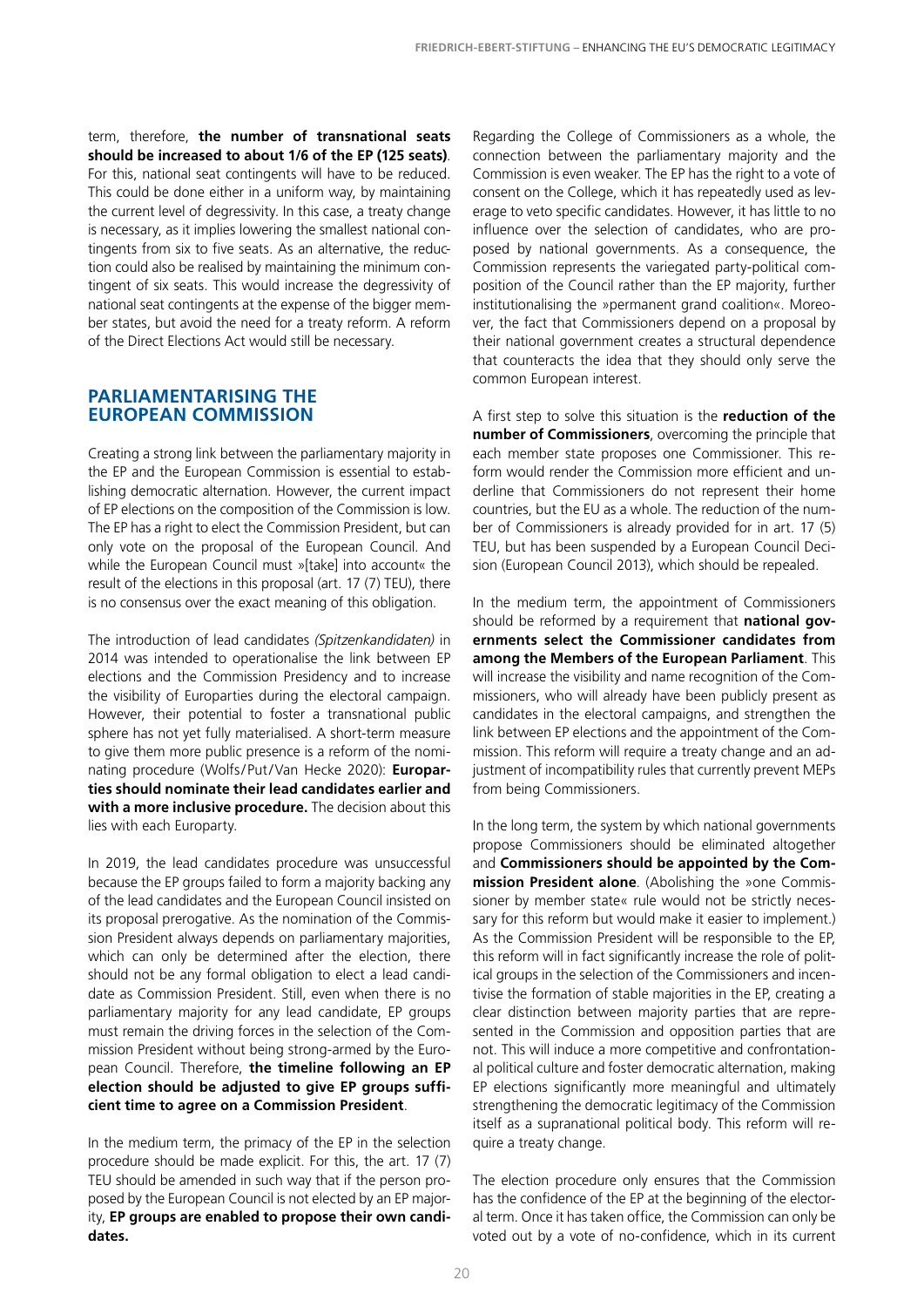term, therefore, **the number of transnational seats should be increased to about 1/6 of the EP (125 seats)**. For this, national seat contingents will have to be reduced. This could be done either in a uniform way, by maintaining the current level of degressivity. In this case, a treaty change is necessary, as it implies lowering the smallest national contingents from six to five seats. As an alternative, the reduction could also be realised by maintaining the minimum contingent of six seats. This would increase the degressivity of national seat contingents at the expense of the bigger member states, but avoid the need for a treaty reform. A reform of the Direct Elections Act would still be necessary.

## PARLIAMENTARISING THE EUROPEAN COMMISSION

Creating a strong link between the parliamentary majority in the EP and the European Commission is essential to establishing democratic alternation. However, the current impact of EP elections on the composition of the Commission is low. The EP has a right to elect the Commission President, but can only vote on the proposal of the European Council. And while the European Council must »[take] into account« the result of the elections in this proposal (art. 17 (7) TEU), there is no consensus over the exact meaning of this obligation.

The introduction of lead candidates *(Spitzenkandidaten)* in 2014 was intended to operationalise the link between EP elections and the Commission Presidency and to increase the visibility of Europarties during the electoral campaign. However, their potential to foster a transnational public sphere has not yet fully materialised. A short-term measure to give them more public presence is a reform of the nominating procedure (Wolfs/Put/Van Hecke 2020): **Europarties should nominate their lead candidates earlier and with a more inclusive procedure.** The decision about this lies with each Europarty.

In 2019, the lead candidates procedure was unsuccessful because the EP groups failed to form a majority backing any of the lead candidates and the European Council insisted on its proposal prerogative. As the nomination of the Commission President always depends on parliamentary majorities, which can only be determined after the election, there should not be any formal obligation to elect a lead candidate as Commission President. Still, even when there is no parliamentary majority for any lead candidate, EP groups must remain the driving forces in the selection of the Commission President without being strong-armed by the European Council. Therefore, **the timeline following an EP election should be adjusted to give EP groups sufficient time to agree on a Commission President**.

In the medium term, the primacy of the EP in the selection procedure should be made explicit. For this, the art. 17 (7) TEU should be amended in such way that if the person proposed by the European Council is not elected by an EP majority, **EP groups are enabled to propose their own candidates.**

Regarding the College of Commissioners as a whole, the connection between the parliamentary majority and the Commission is even weaker. The EP has the right to a vote of consent on the College, which it has repeatedly used as leverage to veto specific candidates. However, it has little to no influence over the selection of candidates, who are proposed by national governments. As a consequence, the Commission represents the variegated party-political composition of the Council rather than the EP majority, further institutionalising the »permanent grand coalition«. Moreover, the fact that Commissioners depend on a proposal by their national government creates a structural dependence that counteracts the idea that they should only serve the common European interest.

A first step to solve this situation is the **reduction of the number of Commissioners**, overcoming the principle that each member state proposes one Commissioner. This reform would render the Commission more efficient and underline that Commissioners do not represent their home countries, but the EU as a whole. The reduction of the number of Commissioners is already provided for in art. 17 (5) TEU, but has been suspended by a European Council Decision (European Council 2013), which should be repealed.

In the medium term, the appointment of Commissioners should be reformed by a requirement that **national governments select the Commissioner candidates from among the Members of the European Parliament**. This will increase the visibility and name recognition of the Commissioners, who will already have been publicly present as candidates in the electoral campaigns, and strengthen the link between EP elections and the appointment of the Commission. This reform will require a treaty change and an adjustment of incompatibility rules that currently prevent MEPs from being Commissioners.

In the long term, the system by which national governments propose Commissioners should be eliminated altogether and **Commissioners should be appointed by the Commission President alone**. (Abolishing the »one Commissioner by member state« rule would not be strictly necessary for this reform but would make it easier to implement.) As the Commission President will be responsible to the EP, this reform will in fact significantly increase the role of political groups in the selection of the Commissioners and incentivise the formation of stable majorities in the EP, creating a clear distinction between majority parties that are represented in the Commission and opposition parties that are not. This will induce a more competitive and confrontational political culture and foster democratic alternation, making EP elections significantly more meaningful and ultimately strengthening the democratic legitimacy of the Commission itself as a supranational political body. This reform will require a treaty change.

The election procedure only ensures that the Commission has the confidence of the EP at the beginning of the electoral term. Once it has taken office, the Commission can only be voted out by a vote of no-confidence, which in its current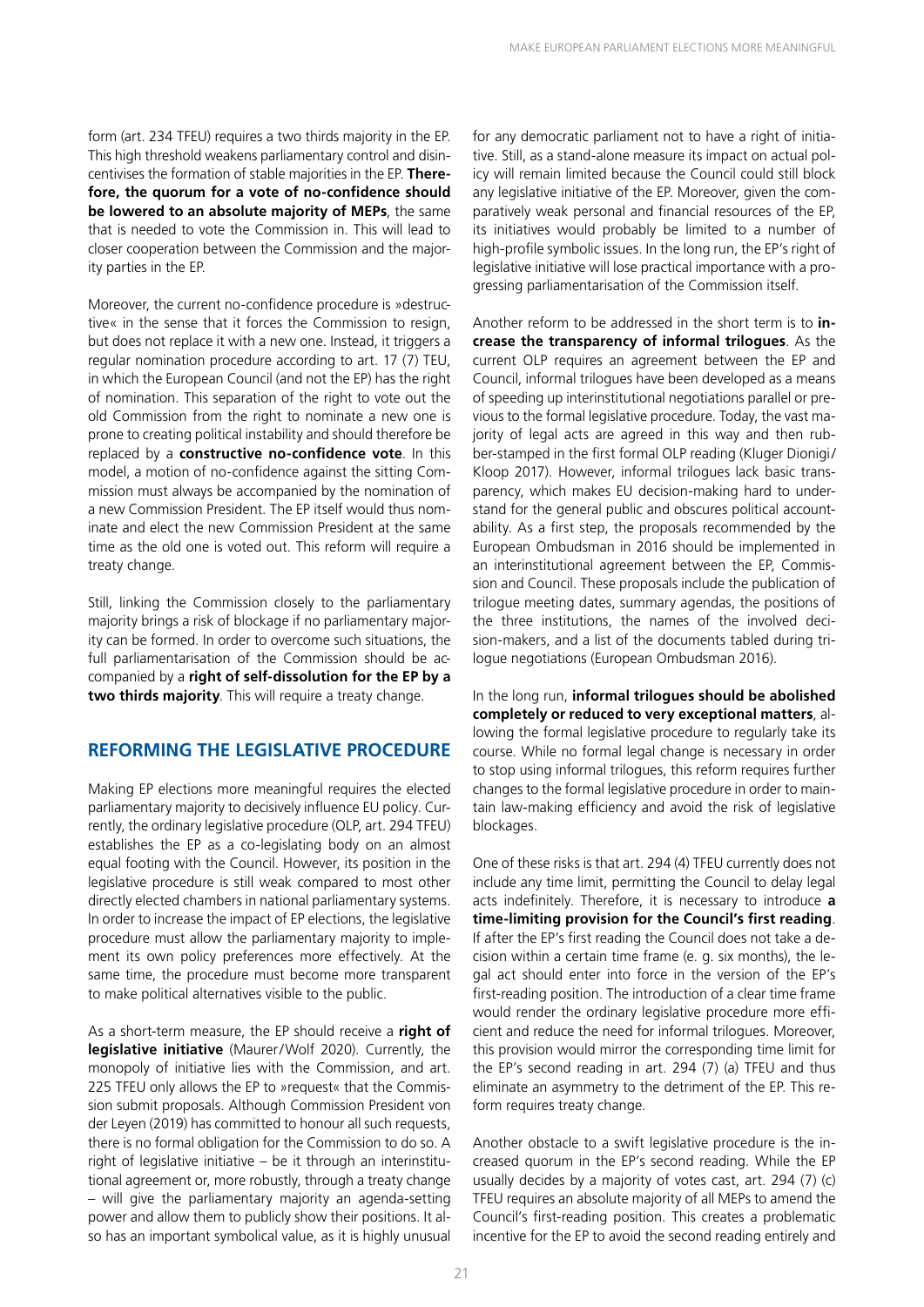form (art. 234 TFEU) requires a two thirds majority in the EP. This high threshold weakens parliamentary control and disincentivises the formation of stable majorities in the EP. **Therefore, the quorum for a vote of no-confidence should be lowered to an absolute majority of MEPs**, the same that is needed to vote the Commission in. This will lead to closer cooperation between the Commission and the majority parties in the EP.

Moreover, the current no-confidence procedure is »destructive« in the sense that it forces the Commission to resign, but does not replace it with a new one. Instead, it triggers a regular nomination procedure according to art. 17 (7) TEU, in which the European Council (and not the EP) has the right of nomination. This separation of the right to vote out the old Commission from the right to nominate a new one is prone to creating political instability and should therefore be replaced by a **constructive no-confidence vote**. In this model, a motion of no-confidence against the sitting Commission must always be accompanied by the nomination of a new Commission President. The EP itself would thus nominate and elect the new Commission President at the same time as the old one is voted out. This reform will require a treaty change.

Still, linking the Commission closely to the parliamentary majority brings a risk of blockage if no parliamentary majority can be formed. In order to overcome such situations, the full parliamentarisation of the Commission should be accompanied by a **right of self-dissolution for the EP by a two thirds majority**. This will require a treaty change.

## REFORMING THE LEGISLATIVE PROCEDURE

Making EP elections more meaningful requires the elected parliamentary majority to decisively influence EU policy. Currently, the ordinary legislative procedure (OLP, art. 294 TFEU) establishes the EP as a co-legislating body on an almost equal footing with the Council. However, its position in the legislative procedure is still weak compared to most other directly elected chambers in national parliamentary systems. In order to increase the impact of EP elections, the legislative procedure must allow the parliamentary majority to implement its own policy preferences more effectively. At the same time, the procedure must become more transparent to make political alternatives visible to the public.

As a short-term measure, the EP should receive a **right of legislative initiative** (Maurer/Wolf 2020). Currently, the monopoly of initiative lies with the Commission, and art. 225 TFEU only allows the EP to »request« that the Commission submit proposals. Although Commission President von der Leyen (2019) has committed to honour all such requests, there is no formal obligation for the Commission to do so. A right of legislative initiative – be it through an interinstitutional agreement or, more robustly, through a treaty change – will give the parliamentary majority an agenda-setting power and allow them to publicly show their positions. It also has an important symbolical value, as it is highly unusual for any democratic parliament not to have a right of initiative. Still, as a stand-alone measure its impact on actual policy will remain limited because the Council could still block any legislative initiative of the EP. Moreover, given the comparatively weak personal and financial resources of the EP, its initiatives would probably be limited to a number of high-profile symbolic issues. In the long run, the EP's right of legislative initiative will lose practical importance with a progressing parliamentarisation of the Commission itself.

Another reform to be addressed in the short term is to **increase the transparency of informal trilogues**. As the current OLP requires an agreement between the EP and Council, informal trilogues have been developed as a means of speeding up interinstitutional negotiations parallel or previous to the formal legislative procedure. Today, the vast majority of legal acts are agreed in this way and then rubber-stamped in the first formal OLP reading (Kluger Dionigi/Kloop 2017). However, informal trilogues lack basic transparency, which makes EU decision-making hard to understand for the general public and obscures political accountability. As a first step, the proposals recommended by the European Ombudsman in 2016 should be implemented in an interinstitutional agreement between the EP, Commission and Council. These proposals include the publication of trilogue meeting dates, summary agendas, the positions of the three institutions, the names of the involved decision-makers, and a list of the documents tabled during trilogue negotiations (European Ombudsman 2016).

In the long run, **informal trilogues should be abolished completely or reduced to very exceptional matters**, allowing the formal legislative procedure to regularly take its course. While no formal legal change is necessary in order to stop using informal trilogues, this reform requires further changes to the formal legislative procedure in order to maintain law-making efficiency and avoid the risk of legislative blockages.

One of these risks is that art. 294 (4) TFEU currently does not include any time limit, permitting the Council to delay legal acts indefinitely. Therefore, it is necessary to introduce **a time-limiting provision for the Council's first reading**. If after the EP's first reading the Council does not take a decision within a certain time frame (e. g. six months), the legal act should enter into force in the version of the EP's first-reading position. The introduction of a clear time frame would render the ordinary legislative procedure more efficient and reduce the need for informal trilogues. Moreover, this provision would mirror the corresponding time limit for the EP's second reading in art. 294 (7) (a) TFEU and thus eliminate an asymmetry to the detriment of the EP. This reform requires treaty change.

Another obstacle to a swift legislative procedure is the increased quorum in the EP's second reading. While the EP usually decides by a majority of votes cast, art. 294 (7) (c) TFEU requires an absolute majority of all MEPs to amend the Council's first-reading position. This creates a problematic incentive for the EP to avoid the second reading entirely and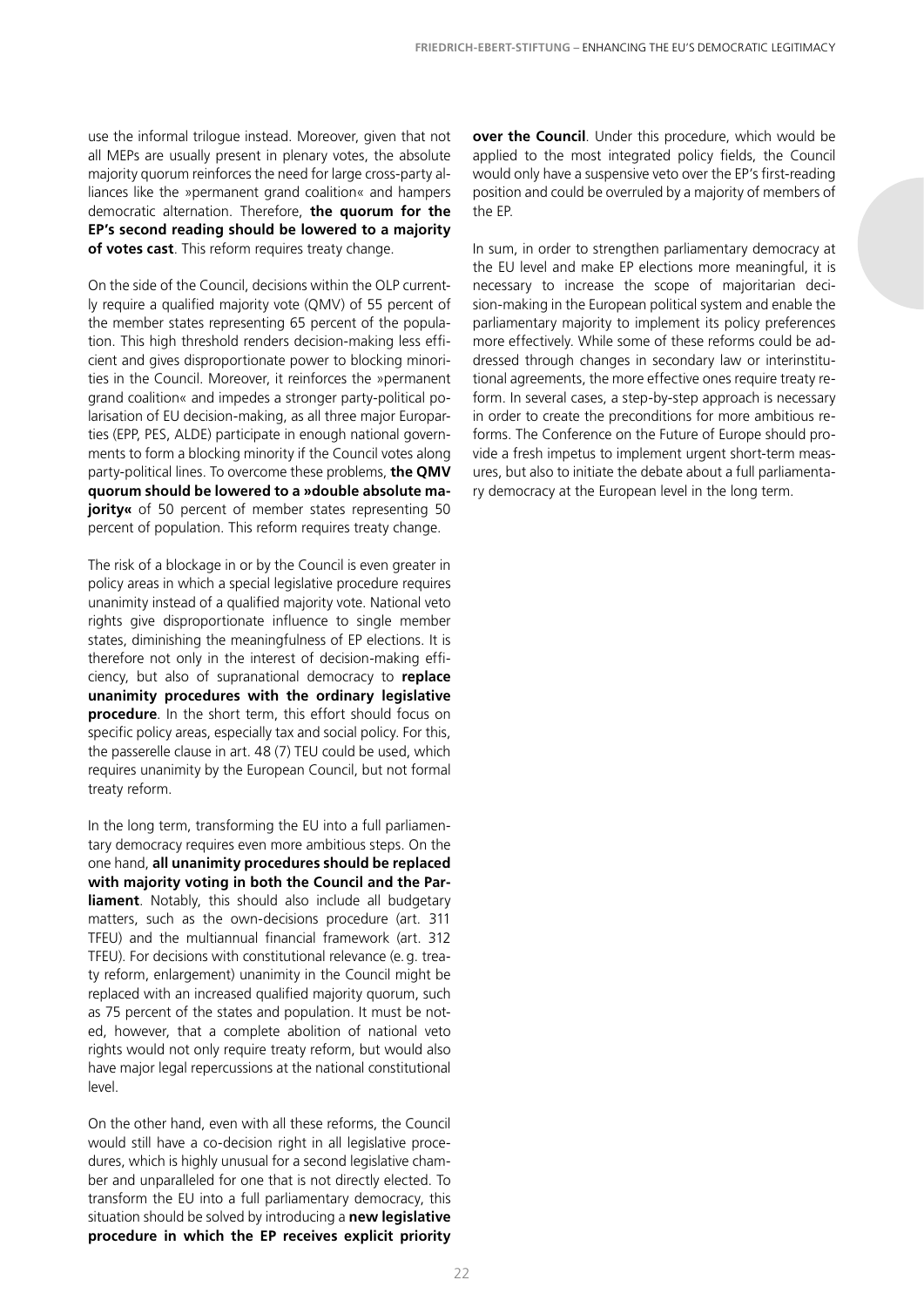use the informal trilogue instead. Moreover, given that not all MEPs are usually present in plenary votes, the absolute majority quorum reinforces the need for large cross-party alliances like the »permanent grand coalition« and hampers democratic alternation. Therefore, **the quorum for the EP's second reading should be lowered to a majority of votes cast**. This reform requires treaty change.

On the side of the Council, decisions within the OLP currently require a qualified majority vote (QMV) of 55 percent of the member states representing 65 percent of the population. This high threshold renders decision-making less efficient and gives disproportionate power to blocking minorities in the Council. Moreover, it reinforces the »permanent grand coalition« and impedes a stronger party-political polarisation of EU decision-making, as all three major Europarties (EPP, PES, ALDE) participate in enough national governments to form a blocking minority if the Council votes along party-political lines. To overcome these problems, **the QMV quorum should be lowered to a »double absolute majority«** of 50 percent of member states representing 50 percent of population. This reform requires treaty change.

The risk of a blockage in or by the Council is even greater in policy areas in which a special legislative procedure requires unanimity instead of a qualified majority vote. National veto rights give disproportionate influence to single member states, diminishing the meaningfulness of EP elections. It is therefore not only in the interest of decision-making efficiency, but also of supranational democracy to **replace unanimity procedures with the ordinary legislative procedure**. In the short term, this effort should focus on specific policy areas, especially tax and social policy. For this, the passerelle clause in art. 48 (7) TEU could be used, which requires unanimity by the European Council, but not formal treaty reform.

In the long term, transforming the EU into a full parliamentary democracy requires even more ambitious steps. On the one hand, **all unanimity procedures should be replaced with majority voting in both the Council and the Parliament**. Notably, this should also include all budgetary matters, such as the own-decisions procedure (art. 311 TFEU) and the multiannual financial framework (art. 312 TFEU). For decisions with constitutional relevance (e.g. treaty reform, enlargement) unanimity in the Council might be replaced with an increased qualified majority quorum, such as 75 percent of the states and population. It must be noted, however, that a complete abolition of national veto rights would not only require treaty reform, but would also have major legal repercussions at the national constitutional level.

On the other hand, even with all these reforms, the Council would still have a co-decision right in all legislative procedures, which is highly unusual for a second legislative chamber and unparalleled for one that is not directly elected. To transform the EU into a full parliamentary democracy, this situation should be solved by introducing a **new legislative procedure in which the EP receives explicit priority over the Council**. Under this procedure, which would be applied to the most integrated policy fields, the Council would only have a suspensive veto over the EP's first-reading position and could be overruled by a majority of members of the EP.

In sum, in order to strengthen parliamentary democracy at the EU level and make EP elections more meaningful, it is necessary to increase the scope of majoritarian decision-making in the European political system and enable the parliamentary majority to implement its policy preferences more effectively. While some of these reforms could be addressed through changes in secondary law or interinstitutional agreements, the more effective ones require treaty reform. In several cases, a step-by-step approach is necessary in order to create the preconditions for more ambitious reforms. The Conference on the Future of Europe should provide a fresh impetus to implement urgent short-term measures, but also to initiate the debate about a full parliamentary democracy at the European level in the long term.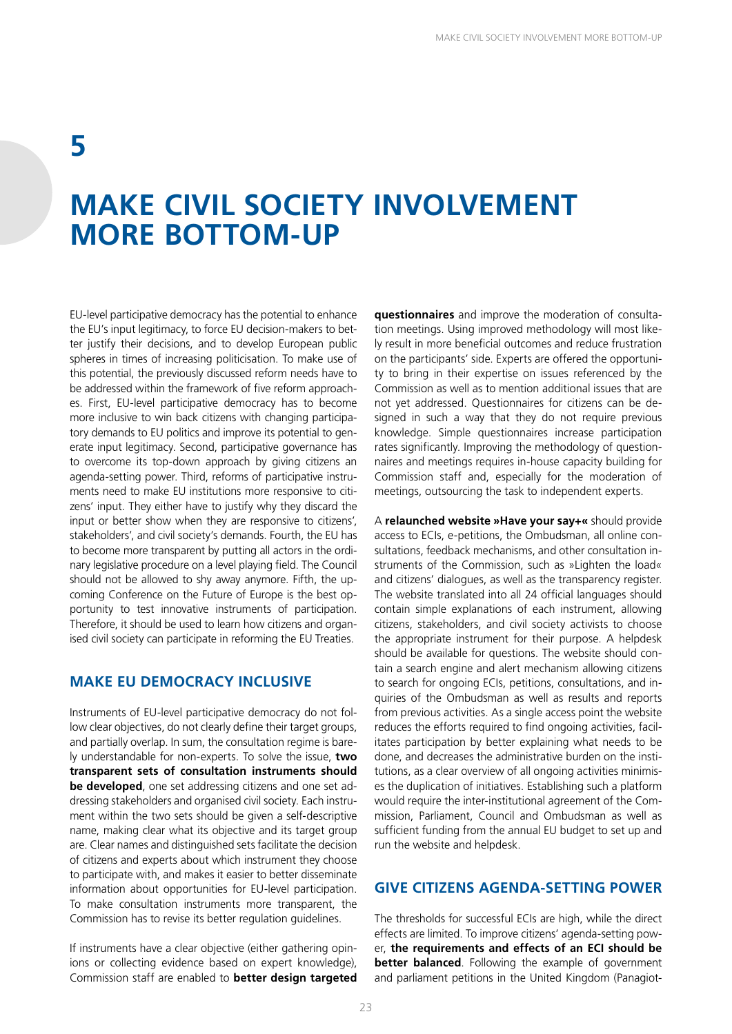# 5

# MAKE CIVIL SOCIETY INVOLVEMENT MORE BOTTOM-UP

EU-level participative democracy has the potential to enhance the EU's input legitimacy, to force EU decision-makers to better justify their decisions, and to develop European public spheres in times of increasing politicisation. To make use of this potential, the previously discussed reform needs have to be addressed within the framework of five reform approaches. First, EU-level participative democracy has to become more inclusive to win back citizens with changing participatory demands to EU politics and improve its potential to generate input legitimacy. Second, participative governance has to overcome its top-down approach by giving citizens an agenda-setting power. Third, reforms of participative instruments need to make EU institutions more responsive to citizens' input. They either have to justify why they discard the input or better show when they are responsive to citizens', stakeholders', and civil society's demands. Fourth, the EU has to become more transparent by putting all actors in the ordinary legislative procedure on a level playing field. The Council should not be allowed to shy away anymore. Fifth, the upcoming Conference on the Future of Europe is the best opportunity to test innovative instruments of participation. Therefore, it should be used to learn how citizens and organised civil society can participate in reforming the EU Treaties.

## MAKE EU DEMOCRACY INCLUSIVE

Instruments of EU-level participative democracy do not follow clear objectives, do not clearly define their target groups, and partially overlap. In sum, the consultation regime is barely understandable for non-experts. To solve the issue, **two transparent sets of consultation instruments should be developed**, one set addressing citizens and one set addressing stakeholders and organised civil society. Each instrument within the two sets should be given a self-descriptive name, making clear what its objective and its target group are. Clear names and distinguished sets facilitate the decision of citizens and experts about which instrument they choose to participate with, and makes it easier to better disseminate information about opportunities for EU-level participation. To make consultation instruments more transparent, the Commission has to revise its better regulation guidelines.

If instruments have a clear objective (either gathering opinions or collecting evidence based on expert knowledge), Commission staff are enabled to **better design targeted questionnaires** and improve the moderation of consultation meetings. Using improved methodology will most likely result in more beneficial outcomes and reduce frustration on the participants' side. Experts are offered the opportunity to bring in their expertise on issues referenced by the Commission as well as to mention additional issues that are not yet addressed. Questionnaires for citizens can be designed in such a way that they do not require previous knowledge. Simple questionnaires increase participation rates significantly. Improving the methodology of questionnaires and meetings requires in-house capacity building for Commission staff and, especially for the moderation of meetings, outsourcing the task to independent experts.

A **relaunched website »Have your say+«** should provide access to ECIs, e-petitions, the Ombudsman, all online consultations, feedback mechanisms, and other consultation instruments of the Commission, such as »Lighten the load« and citizens' dialogues, as well as the transparency register. The website translated into all 24 official languages should contain simple explanations of each instrument, allowing citizens, stakeholders, and civil society activists to choose the appropriate instrument for their purpose. A helpdesk should be available for questions. The website should contain a search engine and alert mechanism allowing citizens to search for ongoing ECIs, petitions, consultations, and inquiries of the Ombudsman as well as results and reports from previous activities. As a single access point the website reduces the efforts required to find ongoing activities, facilitates participation by better explaining what needs to be done, and decreases the administrative burden on the institutions, as a clear overview of all ongoing activities minimises the duplication of initiatives. Establishing such a platform would require the inter-institutional agreement of the Commission, Parliament, Council and Ombudsman as well as sufficient funding from the annual EU budget to set up and run the website and helpdesk.

## GIVE CITIZENS AGENDA-SETTING POWER

The thresholds for successful ECIs are high, while the direct effects are limited. To improve citizens' agenda-setting power, **the requirements and effects of an ECI should be better balanced**. Following the example of government and parliament petitions in the United Kingdom (Panagiot-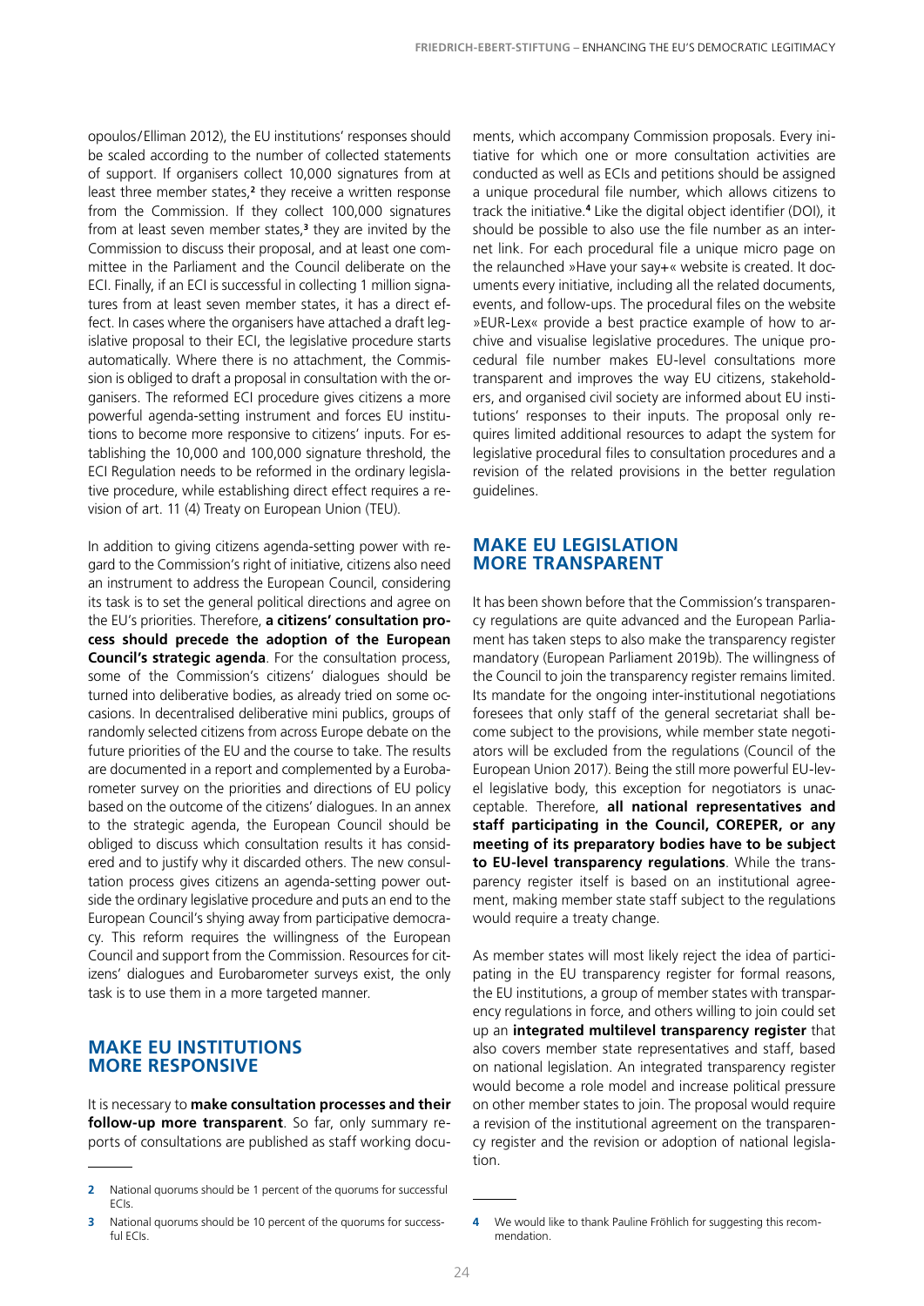opoulos/Elliman 2012), the EU institutions' responses should be scaled according to the number of collected statements of support. If organisers collect 10,000 signatures from at least three member states,[2] they receive a written response from the Commission. If they collect 100,000 signatures from at least seven member states,[3] they are invited by the Commission to discuss their proposal, and at least one committee in the Parliament and the Council deliberate on the ECI. Finally, if an ECI is successful in collecting 1 million signatures from at least seven member states, it has a direct effect. In cases where the organisers have attached a draft legislative proposal to their ECI, the legislative procedure starts automatically. Where there is no attachment, the Commission is obliged to draft a proposal in consultation with the organisers. The reformed ECI procedure gives citizens a more powerful agenda-setting instrument and forces EU institutions to become more responsive to citizens' inputs. For establishing the 10,000 and 100,000 signature threshold, the ECI Regulation needs to be reformed in the ordinary legislative procedure, while establishing direct effect requires a revision of art. 11 (4) Treaty on European Union (TEU).

In addition to giving citizens agenda-setting power with regard to the Commission's right of initiative, citizens also need an instrument to address the European Council, considering its task is to set the general political directions and agree on the EU's priorities. Therefore, **a citizens' consultation process should precede the adoption of the European Council's strategic agenda**. For the consultation process, some of the Commission's citizens' dialogues should be turned into deliberative bodies, as already tried on some occasions. In decentralised deliberative mini publics, groups of randomly selected citizens from across Europe debate on the future priorities of the EU and the course to take. The results are documented in a report and complemented by a Eurobarometer survey on the priorities and directions of EU policy based on the outcome of the citizens' dialogues. In an annex to the strategic agenda, the European Council should be obliged to discuss which consultation results it has considered and to justify why it discarded others. The new consultation process gives citizens an agenda-setting power outside the ordinary legislative procedure and puts an end to the European Council's shying away from participative democracy. This reform requires the willingness of the European Council and support from the Commission. Resources for citizens' dialogues and Eurobarometer surveys exist, the only task is to use them in a more targeted manner.

## MAKE EU INSTITUTIONS MORE RESPONSIVE

It is necessary to **make consultation processes and their follow-up more transparent**. So far, only summary reports of consultations are published as staff working documents, which accompany Commission proposals. Every initiative for which one or more consultation activities are conducted as well as ECIs and petitions should be assigned a unique procedural file number, which allows citizens to track the initiative.[4] Like the digital object identifier (DOI), it should be possible to also use the file number as an internet link. For each procedural file a unique micro page on the relaunched »Have your say+« website is created. It documents every initiative, including all the related documents, events, and follow-ups. The procedural files on the website »EUR-Lex« provide a best practice example of how to archive and visualise legislative procedures. The unique procedural file number makes EU-level consultations more transparent and improves the way EU citizens, stakeholders, and organised civil society are informed about EU institutions' responses to their inputs. The proposal only requires limited additional resources to adapt the system for legislative procedural files to consultation procedures and a revision of the related provisions in the better regulation guidelines.

## MAKE EU LEGISLATION MORE TRANSPARENT

It has been shown before that the Commission's transparency regulations are quite advanced and the European Parliament has taken steps to also make the transparency register mandatory (European Parliament 2019b). The willingness of the Council to join the transparency register remains limited. Its mandate for the ongoing inter-institutional negotiations foresees that only staff of the general secretariat shall become subject to the provisions, while member state negotiators will be excluded from the regulations (Council of the European Union 2017). Being the still more powerful EU-level legislative body, this exception for negotiators is unacceptable. Therefore, **all national representatives and staff participating in the Council, COREPER, or any meeting of its preparatory bodies have to be subject to EU-level transparency regulations**. While the transparency register itself is based on an institutional agreement, making member state staff subject to the regulations would require a treaty change.

As member states will most likely reject the idea of participating in the EU transparency register for formal reasons, the EU institutions, a group of member states with transparency regulations in force, and others willing to join could set up an **integrated multilevel transparency register** that also covers member state representatives and staff, based on national legislation. An integrated transparency register would become a role model and increase political pressure on other member states to join. The proposal would require a revision of the institutional agreement on the transparency register and the revision or adoption of national legislation.

---

[2] National quorums should be 1 percent of the quorums for successful ECIs.

[3] National quorums should be 10 percent of the quorums for successful ECIs.

[4] We would like to thank Pauline Fröhlich for suggesting this recommendation.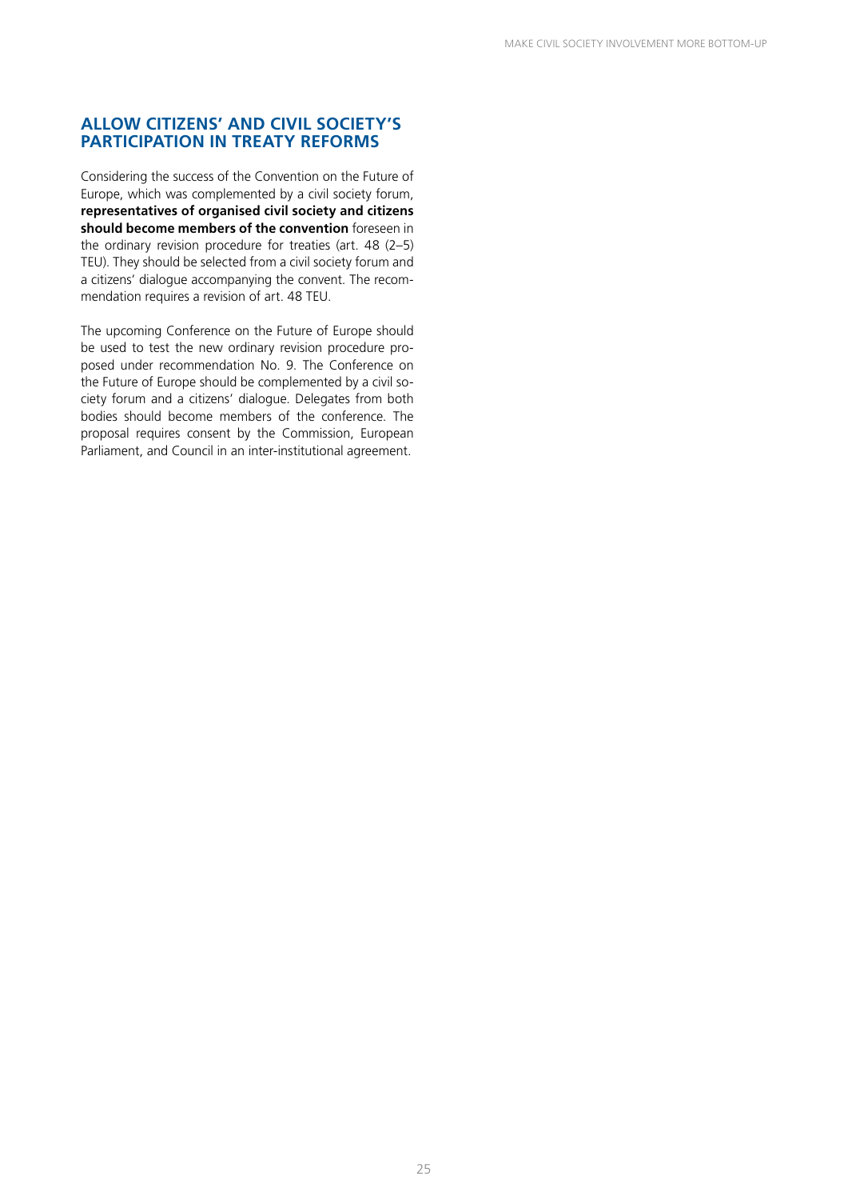## ALLOW CITIZENS' AND CIVIL SOCIETY'S PARTICIPATION IN TREATY REFORMS

Considering the success of the Convention on the Future of Europe, which was complemented by a civil society forum, **representatives of organised civil society and citizens should become members of the convention** foreseen in the ordinary revision procedure for treaties (art. 48 (2–5) TEU). They should be selected from a civil society forum and a citizens' dialogue accompanying the convent. The recommendation requires a revision of art. 48 TEU.

The upcoming Conference on the Future of Europe should be used to test the new ordinary revision procedure proposed under recommendation No. 9. The Conference on the Future of Europe should be complemented by a civil society forum and a citizens' dialogue. Delegates from both bodies should become members of the conference. The proposal requires consent by the Commission, European Parliament, and Council in an inter-institutional agreement.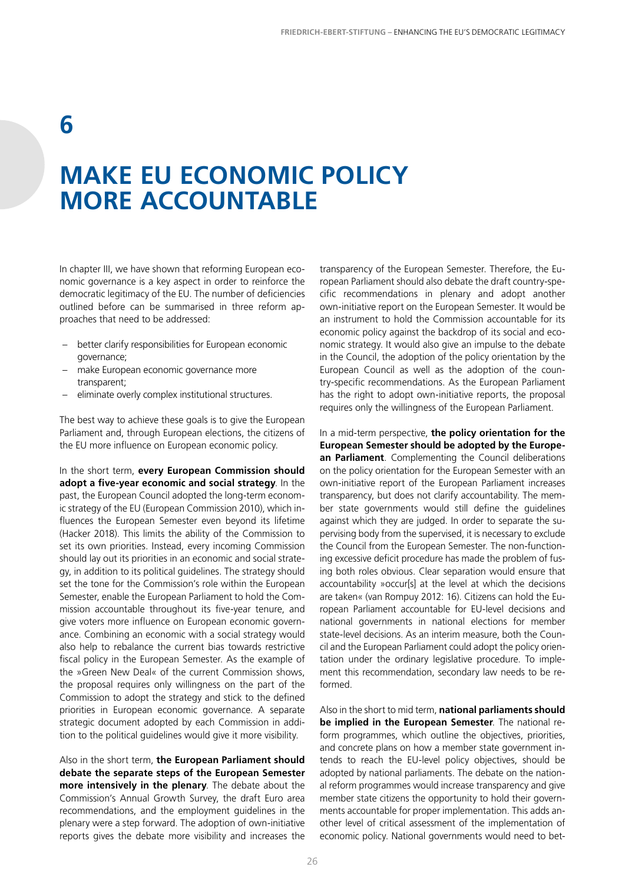# 6

# MAKE EU ECONOMIC POLICY MORE ACCOUNTABLE

In chapter III, we have shown that reforming European economic governance is a key aspect in order to reinforce the democratic legitimacy of the EU. The number of deficiencies outlined before can be summarised in three reform approaches that need to be addressed:

- better clarify responsibilities for European economic governance;
- make European economic governance more transparent;
- eliminate overly complex institutional structures.

The best way to achieve these goals is to give the European Parliament and, through European elections, the citizens of the EU more influence on European economic policy.

In the short term, **every European Commission should adopt a five-year economic and social strategy**. In the past, the European Council adopted the long-term economic strategy of the EU (European Commission 2010), which influences the European Semester even beyond its lifetime (Hacker 2018). This limits the ability of the Commission to set its own priorities. Instead, every incoming Commission should lay out its priorities in an economic and social strategy, in addition to its political guidelines. The strategy should set the tone for the Commission's role within the European Semester, enable the European Parliament to hold the Commission accountable throughout its five-year tenure, and give voters more influence on European economic governance. Combining an economic with a social strategy would also help to rebalance the current bias towards restrictive fiscal policy in the European Semester. As the example of the »Green New Deal« of the current Commission shows, the proposal requires only willingness on the part of the Commission to adopt the strategy and stick to the defined priorities in European economic governance. A separate strategic document adopted by each Commission in addition to the political guidelines would give it more visibility.

Also in the short term, **the European Parliament should debate the separate steps of the European Semester more intensively in the plenary**. The debate about the Commission's Annual Growth Survey, the draft Euro area recommendations, and the employment guidelines in the plenary were a step forward. The adoption of own-initiative reports gives the debate more visibility and increases the transparency of the European Semester. Therefore, the European Parliament should also debate the draft country-specific recommendations in plenary and adopt another own-initiative report on the European Semester. It would be an instrument to hold the Commission accountable for its economic policy against the backdrop of its social and economic strategy. It would also give an impulse to the debate in the Council, the adoption of the policy orientation by the European Council as well as the adoption of the country-specific recommendations. As the European Parliament has the right to adopt own-initiative reports, the proposal requires only the willingness of the European Parliament.

In a mid-term perspective, **the policy orientation for the European Semester should be adopted by the European Parliament**. Complementing the Council deliberations on the policy orientation for the European Semester with an own-initiative report of the European Parliament increases transparency, but does not clarify accountability. The member state governments would still define the guidelines against which they are judged. In order to separate the supervising body from the supervised, it is necessary to exclude the Council from the European Semester. The non-functioning excessive deficit procedure has made the problem of fusing both roles obvious. Clear separation would ensure that accountability »occur[s] at the level at which the decisions are taken« (van Rompuy 2012: 16). Citizens can hold the European Parliament accountable for EU-level decisions and national governments in national elections for member state-level decisions. As an interim measure, both the Council and the European Parliament could adopt the policy orientation under the ordinary legislative procedure. To implement this recommendation, secondary law needs to be reformed.

Also in the short to mid term, **national parliaments should be implied in the European Semester**. The national reform programmes, which outline the objectives, priorities, and concrete plans on how a member state government intends to reach the EU-level policy objectives, should be adopted by national parliaments. The debate on the national reform programmes would increase transparency and give member state citizens the opportunity to hold their governments accountable for proper implementation. This adds another level of critical assessment of the implementation of economic policy. National governments would need to bet-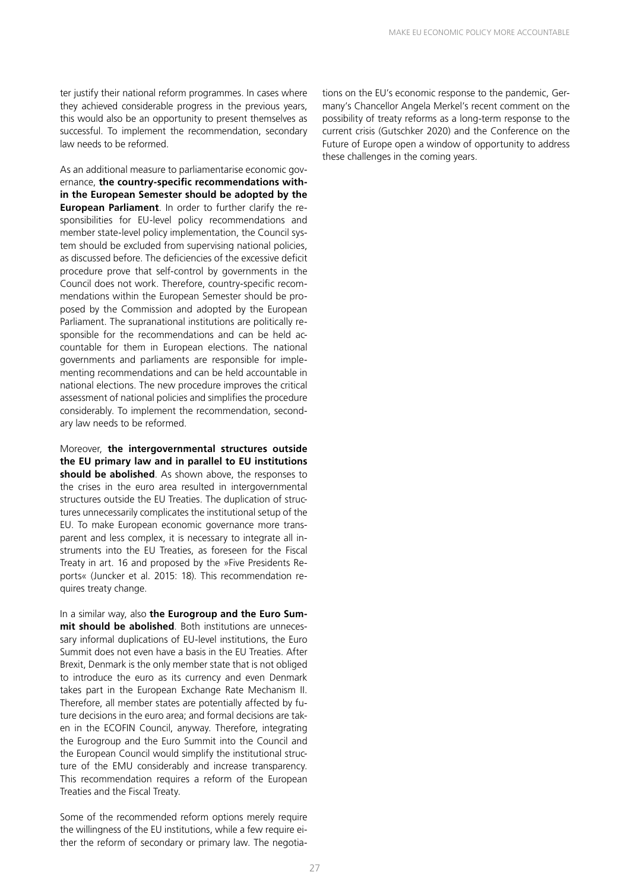ter justify their national reform programmes. In cases where they achieved considerable progress in the previous years, this would also be an opportunity to present themselves as successful. To implement the recommendation, secondary law needs to be reformed.

As an additional measure to parliamentarise economic governance, **the country-specific recommendations within the European Semester should be adopted by the European Parliament**. In order to further clarify the responsibilities for EU-level policy recommendations and member state-level policy implementation, the Council system should be excluded from supervising national policies, as discussed before. The deficiencies of the excessive deficit procedure prove that self-control by governments in the Council does not work. Therefore, country-specific recommendations within the European Semester should be proposed by the Commission and adopted by the European Parliament. The supranational institutions are politically responsible for the recommendations and can be held accountable for them in European elections. The national governments and parliaments are responsible for implementing recommendations and can be held accountable in national elections. The new procedure improves the critical assessment of national policies and simplifies the procedure considerably. To implement the recommendation, secondary law needs to be reformed.

Moreover, **the intergovernmental structures outside the EU primary law and in parallel to EU institutions should be abolished**. As shown above, the responses to the crises in the euro area resulted in intergovernmental structures outside the EU Treaties. The duplication of structures unnecessarily complicates the institutional setup of the EU. To make European economic governance more transparent and less complex, it is necessary to integrate all instruments into the EU Treaties, as foreseen for the Fiscal Treaty in art. 16 and proposed by the »Five Presidents Reports« (Juncker et al. 2015: 18). This recommendation requires treaty change.

In a similar way, also **the Eurogroup and the Euro Summit should be abolished**. Both institutions are unnecessary informal duplications of EU-level institutions, the Euro Summit does not even have a basis in the EU Treaties. After Brexit, Denmark is the only member state that is not obliged to introduce the euro as its currency and even Denmark takes part in the European Exchange Rate Mechanism II. Therefore, all member states are potentially affected by future decisions in the euro area; and formal decisions are taken in the ECOFIN Council, anyway. Therefore, integrating the Eurogroup and the Euro Summit into the Council and the European Council would simplify the institutional structure of the EMU considerably and increase transparency. This recommendation requires a reform of the European Treaties and the Fiscal Treaty.

Some of the recommended reform options merely require the willingness of the EU institutions, while a few require either the reform of secondary or primary law. The negotiations on the EU's economic response to the pandemic, Germany's Chancellor Angela Merkel's recent comment on the possibility of treaty reforms as a long-term response to the current crisis (Gutschker 2020) and the Conference on the Future of Europe open a window of opportunity to address these challenges in the coming years.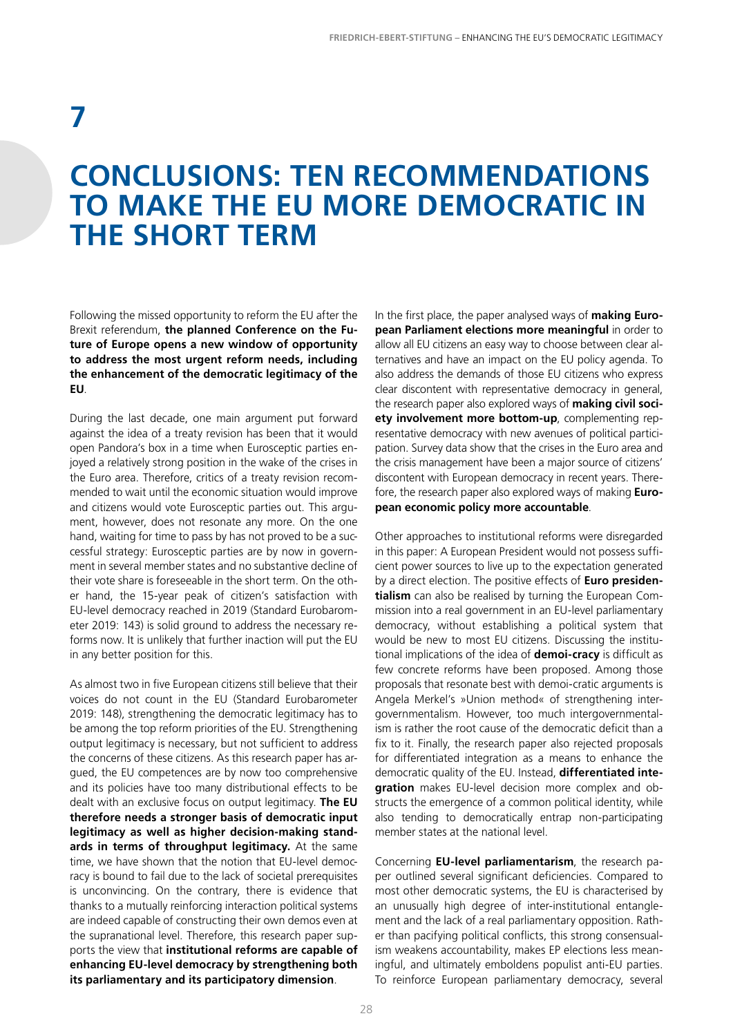# 7

# CONCLUSIONS: TEN RECOMMENDATIONS TO MAKE THE EU MORE DEMOCRATIC IN THE SHORT TERM

Following the missed opportunity to reform the EU after the Brexit referendum, **the planned Conference on the Future of Europe opens a new window of opportunity to address the most urgent reform needs, including the enhancement of the democratic legitimacy of the EU**.

During the last decade, one main argument put forward against the idea of a treaty revision has been that it would open Pandora's box in a time when Eurosceptic parties enjoyed a relatively strong position in the wake of the crises in the Euro area. Therefore, critics of a treaty revision recommended to wait until the economic situation would improve and citizens would vote Eurosceptic parties out. This argument, however, does not resonate any more. On the one hand, waiting for time to pass by has not proved to be a successful strategy: Eurosceptic parties are by now in government in several member states and no substantive decline of their vote share is foreseeable in the short term. On the other hand, the 15-year peak of citizen's satisfaction with EU-level democracy reached in 2019 (Standard Eurobarometer 2019: 143) is solid ground to address the necessary reforms now. It is unlikely that further inaction will put the EU in any better position for this.

As almost two in five European citizens still believe that their voices do not count in the EU (Standard Eurobarometer 2019: 148), strengthening the democratic legitimacy has to be among the top reform priorities of the EU. Strengthening output legitimacy is necessary, but not sufficient to address the concerns of these citizens. As this research paper has argued, the EU competences are by now too comprehensive and its policies have too many distributional effects to be dealt with an exclusive focus on output legitimacy. **The EU therefore needs a stronger basis of democratic input legitimacy as well as higher decision-making standards in terms of throughput legitimacy.** At the same time, we have shown that the notion that EU-level democracy is bound to fail due to the lack of societal prerequisites is unconvincing. On the contrary, there is evidence that thanks to a mutually reinforcing interaction political systems are indeed capable of constructing their own demos even at the supranational level. Therefore, this research paper supports the view that **institutional reforms are capable of enhancing EU-level democracy by strengthening both its parliamentary and its participatory dimension**.

In the first place, the paper analysed ways of **making European Parliament elections more meaningful** in order to allow all EU citizens an easy way to choose between clear alternatives and have an impact on the EU policy agenda. To also address the demands of those EU citizens who express clear discontent with representative democracy in general, the research paper also explored ways of **making civil society involvement more bottom-up**, complementing representative democracy with new avenues of political participation. Survey data show that the crises in the Euro area and the crisis management have been a major source of citizens' discontent with European democracy in recent years. Therefore, the research paper also explored ways of making **European economic policy more accountable**.

Other approaches to institutional reforms were disregarded in this paper: A European President would not possess sufficient power sources to live up to the expectation generated by a direct election. The positive effects of **Euro presidentialism** can also be realised by turning the European Commission into a real government in an EU-level parliamentary democracy, without establishing a political system that would be new to most EU citizens. Discussing the institutional implications of the idea of **demoi-cracy** is difficult as few concrete reforms have been proposed. Among those proposals that resonate best with demoi-cratic arguments is Angela Merkel's »Union method« of strengthening intergovernmentalism. However, too much intergovernmentalism is rather the root cause of the democratic deficit than a fix to it. Finally, the research paper also rejected proposals for differentiated integration as a means to enhance the democratic quality of the EU. Instead, **differentiated integration** makes EU-level decision more complex and obstructs the emergence of a common political identity, while also tending to democratically entrap non-participating member states at the national level.

Concerning **EU-level parliamentarism**, the research paper outlined several significant deficiencies. Compared to most other democratic systems, the EU is characterised by an unusually high degree of inter-institutional entanglement and the lack of a real parliamentary opposition. Rather than pacifying political conflicts, this strong consensualism weakens accountability, makes EP elections less meaningful, and ultimately emboldens populist anti-EU parties. To reinforce European parliamentary democracy, several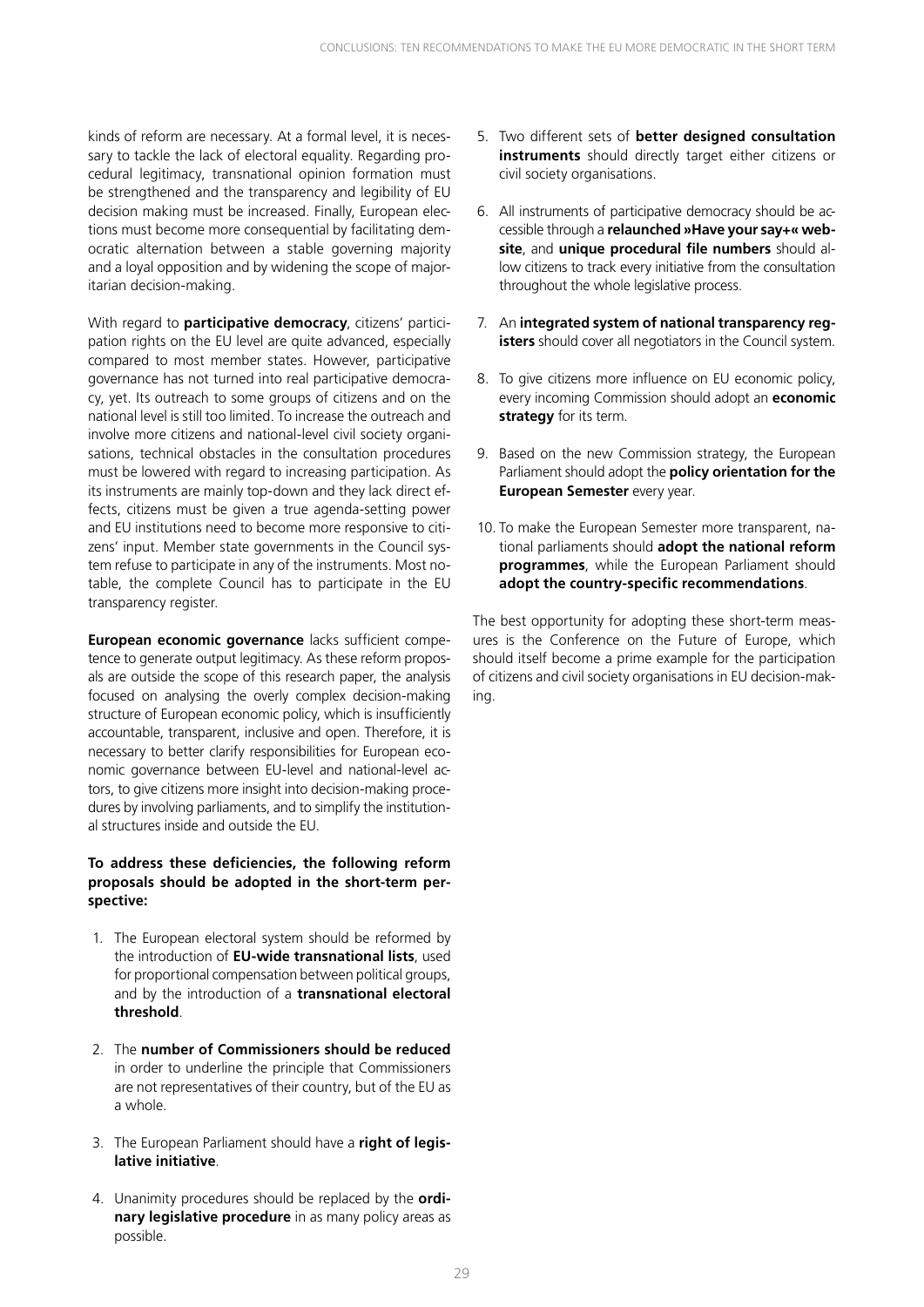kinds of reform are necessary. At a formal level, it is necessary to tackle the lack of electoral equality. Regarding procedural legitimacy, transnational opinion formation must be strengthened and the transparency and legibility of EU decision making must be increased. Finally, European elections must become more consequential by facilitating democratic alternation between a stable governing majority and a loyal opposition and by widening the scope of majoritarian decision-making.

With regard to **participative democracy**, citizens' participation rights on the EU level are quite advanced, especially compared to most member states. However, participative governance has not turned into real participative democracy, yet. Its outreach to some groups of citizens and on the national level is still too limited. To increase the outreach and involve more citizens and national-level civil society organisations, technical obstacles in the consultation procedures must be lowered with regard to increasing participation. As its instruments are mainly top-down and they lack direct effects, citizens must be given a true agenda-setting power and EU institutions need to become more responsive to citizens' input. Member state governments in the Council system refuse to participate in any of the instruments. Most notable, the complete Council has to participate in the EU transparency register.

**European economic governance** lacks sufficient competence to generate output legitimacy. As these reform proposals are outside the scope of this research paper, the analysis focused on analysing the overly complex decision-making structure of European economic policy, which is insufficiently accountable, transparent, inclusive and open. Therefore, it is necessary to better clarify responsibilities for European economic governance between EU-level and national-level actors, to give citizens more insight into decision-making procedures by involving parliaments, and to simplify the institutional structures inside and outside the EU.

**To address these deficiencies, the following reform proposals should be adopted in the short-term perspective:**

1. The European electoral system should be reformed by the introduction of **EU-wide transnational lists**, used for proportional compensation between political groups, and by the introduction of a **transnational electoral threshold**.
2. The **number of Commissioners should be reduced** in order to underline the principle that Commissioners are not representatives of their country, but of the EU as a whole.
3. The European Parliament should have a **right of legislative initiative**.
4. Unanimity procedures should be replaced by the **ordinary legislative procedure** in as many policy areas as possible.
5. Two different sets of **better designed consultation instruments** should directly target either citizens or civil society organisations.
6. All instruments of participative democracy should be accessible through a **relaunched »Have your say+« website**, and **unique procedural file numbers** should allow citizens to track every initiative from the consultation throughout the whole legislative process.
7. An **integrated system of national transparency registers** should cover all negotiators in the Council system.
8. To give citizens more influence on EU economic policy, every incoming Commission should adopt an **economic strategy** for its term.
9. Based on the new Commission strategy, the European Parliament should adopt the **policy orientation for the European Semester** every year.
10. To make the European Semester more transparent, national parliaments should **adopt the national reform programmes**, while the European Parliament should **adopt the country-specific recommendations**.

The best opportunity for adopting these short-term measures is the Conference on the Future of Europe, which should itself become a prime example for the participation of citizens and civil society organisations in EU decision-making.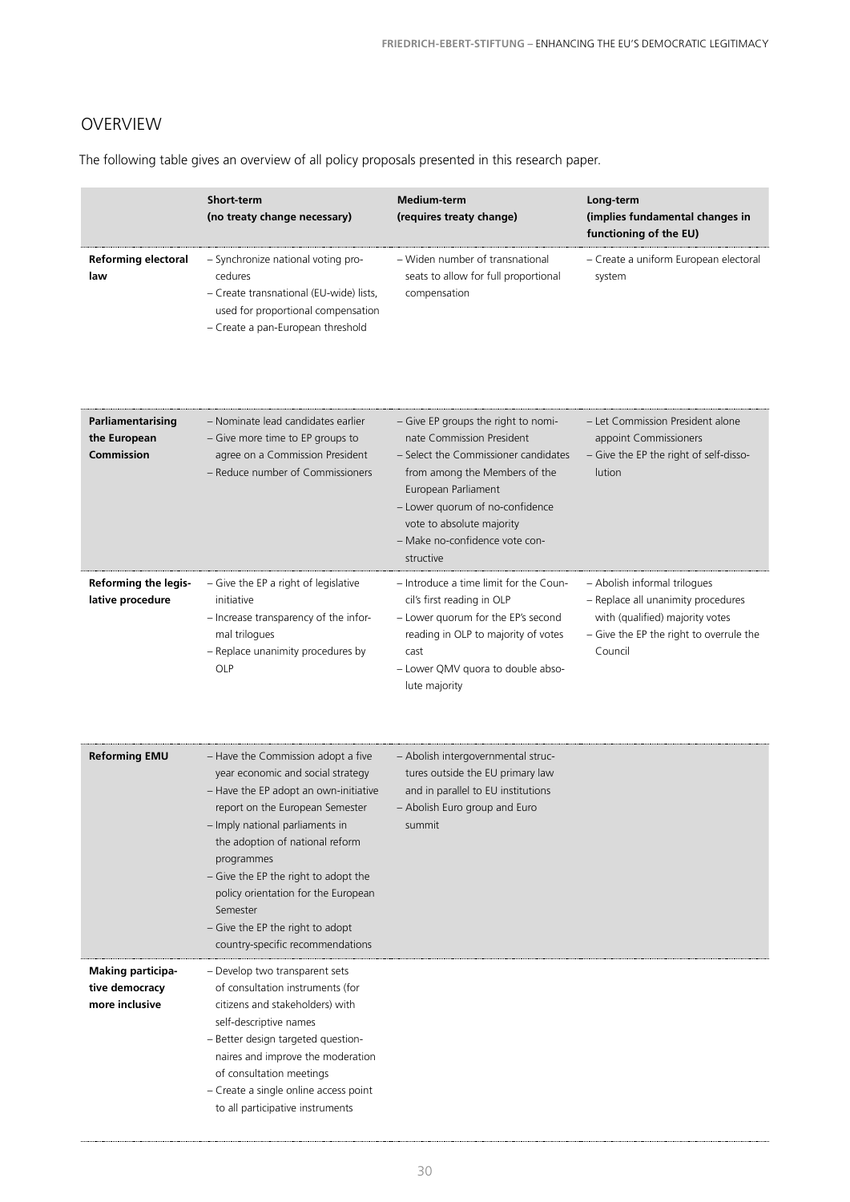## OVERVIEW

The following table gives an overview of all policy proposals presented in this research paper.

| | Short-term (no treaty change necessary) | Medium-term (requires treaty change) | Long-term (implies fundamental changes in functioning of the EU) |
|---|---|---|---|
| **Reforming electoral law** | – Synchronize national voting procedures<br>– Create transnational (EU-wide) lists, used for proportional compensation<br>– Create a pan-European threshold | – Widen number of transnational seats to allow for full proportional compensation | – Create a uniform European electoral system |
| **Parliamentarising the European Commission** | – Nominate lead candidates earlier<br>– Give more time to EP groups to agree on a Commission President<br>– Reduce number of Commissioners | – Give EP groups the right to nominate Commission President<br>– Select the Commissioner candidates from among the Members of the European Parliament<br>– Lower quorum of no-confidence vote to absolute majority<br>– Make no-confidence vote constructive | – Let Commission President alone appoint Commissioners<br>– Give the EP the right of self-dissolution |
| **Reforming the legislative procedure** | – Give the EP a right of legislative initiative<br>– Increase transparency of the informal trilogues<br>– Replace unanimity procedures by OLP | – Introduce a time limit for the Council's first reading in OLP<br>– Lower quorum for the EP's second reading in OLP to majority of votes cast<br>– Lower QMV quora to double absolute majority | – Abolish informal trilogues<br>– Replace all unanimity procedures with (qualified) majority votes<br>– Give the EP the right to overrule the Council |
| **Reforming EMU** | – Have the Commission adopt a five year economic and social strategy<br>– Have the EP adopt an own-initiative report on the European Semester<br>– Imply national parliaments in the adoption of national reform programmes<br>– Give the EP the right to adopt the policy orientation for the European Semester<br>– Give the EP the right to adopt country-specific recommendations | – Abolish intergovernmental structures outside the EU primary law and in parallel to EU institutions<br>– Abolish Euro group and Euro summit | |
| **Making participative democracy more inclusive** | – Develop two transparent sets of consultation instruments (for citizens and stakeholders) with self-descriptive names<br>– Better design targeted questionnaires and improve the moderation of consultation meetings<br>– Create a single online access point to all participative instruments | | |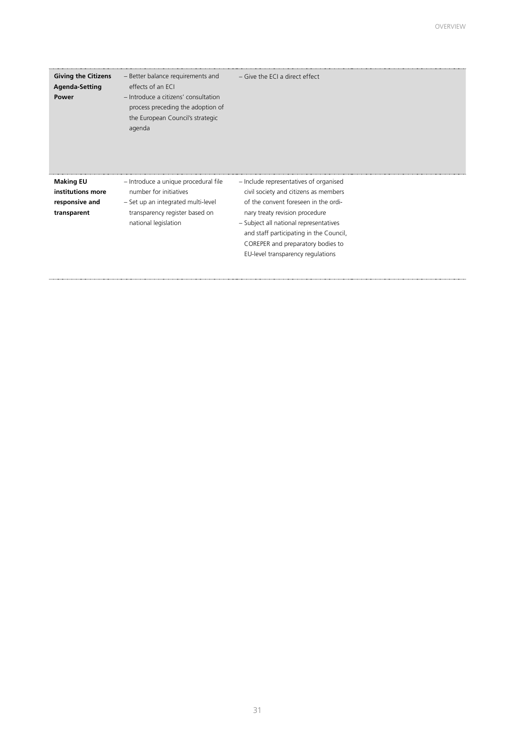| | | |
|---|---|---|
| **Giving the Citizens Agenda-Setting Power** | – Better balance requirements and effects of an ECI<br>– Introduce a citizens' consultation process preceding the adoption of the European Council's strategic agenda | – Give the ECI a direct effect |
| **Making EU institutions more responsive and transparent** | – Introduce a unique procedural file number for initiatives<br>– Set up an integrated multi-level transparency register based on national legislation | – Include representatives of organised civil society and citizens as members of the convent foreseen in the ordinary treaty revision procedure<br>– Subject all national representatives and staff participating in the Council, COREPER and preparatory bodies to EU-level transparency regulations |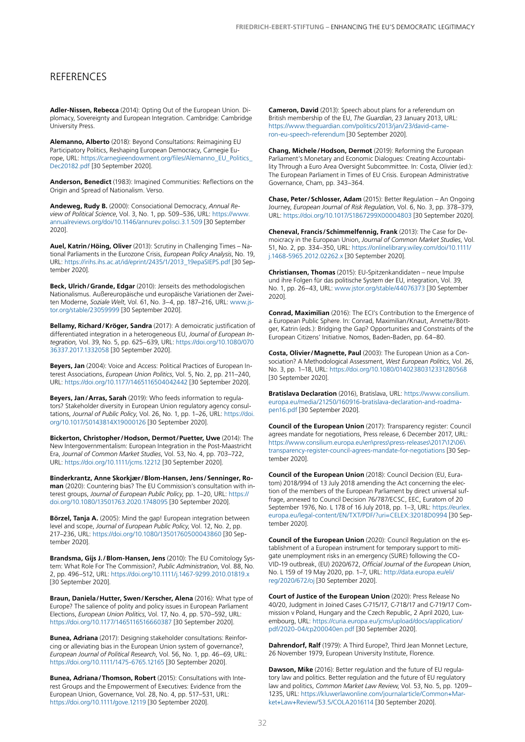## REFERENCES

**Adler-Nissen, Rebecca** (2014): Opting Out of the European Union. Diplomacy, Sovereignty and European Integration. Cambridge: Cambridge University Press.

**Alemanno, Alberto** (2018): Beyond Consultations: Reimagining EU Participatory Politics, Reshaping European Democracy, Carnegie Europe, URL: https://carnegieendowment.org/files/Alemanno_EU_Politics_Dec20182.pdf [30 September 2020].

**Anderson, Benedict** (1983): Imagined Communities: Reflections on the Origin and Spread of Nationalism. Verso.

**Andeweg, Rudy B.** (2000): Consociational Democracy, *Annual Review of Political Science*, Vol. 3, No. 1, pp. 509–536, URL: https://www.annualreviews.org/doi/10.1146/annurev.polisci.3.1.509 [30 September 2020].

**Auel, Katrin / Höing, Oliver** (2013): Scrutiny in Challenging Times – National Parliaments in the Eurozone Crisis, *European Policy Analysis*, No. 19, URL: https://irihs.ihs.ac.at/id/eprint/2435/1/2013_19epaSIEPS.pdf [30 September 2020].

**Beck, Ulrich / Grande, Edgar** (2010): Jenseits des methodologischen Nationalismus. Außereuropäische und europäische Variationen der Zweiten Moderne, *Soziale Welt*, Vol. 61, No. 3–4, pp. 187–216, URL: www.jstor.org/stable/23059999 [30 September 2020].

**Bellamy, Richard / Kröger, Sandra** (2017): A demoicratic justification of differentiated integration in a heterogeneous EU, *Journal of European Integration,* Vol. 39, No. 5, pp. 625–639, URL: https://doi.org/10.1080/07036337.2017.1332058 [30 September 2020].

**Beyers, Jan** (2004): Voice and Access: Political Practices of European Interest Associations, *European Union Politics*, Vol. 5, No. 2, pp. 211–240, URL: https://doi.org/10.1177/1465116504042442 [30 September 2020].

**Beyers, Jan / Arras, Sarah** (2019): Who feeds information to regulators? Stakeholder diversity in European Union regulatory agency consultations, *Journal of Public Policy,* Vol. 26, No. 1, pp. 1–26, URL: https://doi.org/10.1017/S0143814X19000126 [30 September 2020].

**Bickerton, Christopher / Hodson, Dermot / Puetter, Uwe** (2014): The New Intergovernmentalism: European Integration in the Post-Maastricht Era, *Journal of Common Market Studies*, Vol. 53, No. 4, pp. 703–722, URL: https://doi.org/10.1111/jcms.12212 [30 September 2020].

**Binderkrantz, Anne Skorkjær / Blom-Hansen, Jens / Senninger, Roman** (2020): Countering bias? The EU Commission's consultation with interest groups, *Journal of European Public Policy*, pp. 1–20, URL: https://doi.org/10.1080/13501763.2020.1748095 [30 September 2020].

**Börzel, Tanja A.** (2005): Mind the gap! European integration between level and scope, *Journal of European Public Policy,* Vol. 12, No. 2, pp. 217–236, URL: https://doi.org/10.1080/13501760500043860 [30 September 2020].

**Brandsma, Gijs J. / Blom-Hansen, Jens** (2010): The EU Comitology System: What Role For The Commission?, *Public Administration*, Vol. 88, No. 2, pp. 496–512, URL: https://doi.org/10.1111/j.1467-9299.2010.01819.x [30 September 2020].

**Braun, Daniela / Hutter, Swen / Kerscher, Alena** (2016): What type of Europe? The salience of polity and policy issues in European Parliament Elections, *European Union Politics*, Vol. 17, No. 4, pp. 570–592, URL: https://doi.org/10.1177/1465116516660387 [30 September 2020].

**Bunea, Adriana** (2017): Designing stakeholder consultations: Reinforcing or alleviating bias in the European Union system of governance?, *European Journal of Political Research*, Vol. 56, No. 1, pp. 46–69, URL: https://doi.org/10.1111/1475-6765.12165 [30 September 2020].

**Bunea, Adriana / Thomson, Robert** (2015): Consultations with Interest Groups and the Empowerment of Executives: Evidence from the European Union, Governance, Vol. 28, No. 4, pp. 517–531, URL: https://doi.org/10.1111/gove.12119 [30 September 2020].

**Cameron, David** (2013): Speech about plans for a referendum on British membership of the EU, *The Guardian*, 23 January 2013, URL: https://www.theguardian.com/politics/2013/jan/23/david-cameron-eu-speech-referendum [30 September 2020].

**Chang, Michele / Hodson, Dermot** (2019): Reforming the European Parliament's Monetary and Economic Dialogues: Creating Accountability Through a Euro Area Oversight Subcommittee. In: Costa, Olivier (ed.): The European Parliament in Times of EU Crisis. European Administrative Governance, Cham, pp. 343–364.

**Chase, Peter / Schlosser, Adam** (2015): Better Regulation – An Ongoing Journey, *European Journal of Risk Regulation*, Vol. 6, No. 3, pp. 378–379, URL: https://doi.org/10.1017/S1867299X00004803 [30 September 2020].

**Cheneval, Francis / Schimmelfennig, Frank** (2013): The Case for Demoicracy in the European Union, *Journal of Common Market Studies*, Vol. 51, No. 2, pp. 334–350, URL: https://onlinelibrary.wiley.com/doi/10.1111/j.1468-5965.2012.02262.x [30 September 2020].

**Christiansen, Thomas** (2015): EU-Spitzenkandidaten – neue Impulse und ihre Folgen für das politische System der EU, integration, Vol. 39, No. 1, pp. 26–43, URL: www.jstor.org/stable/44076373 [30 September 2020].

**Conrad, Maximilian** (2016): The ECI's Contribution to the Emergence of a European Public Sphere. In: Conrad, Maximilian / Knaut, Annette / Böttger, Katrin (eds.): Bridging the Gap? Opportunities and Constraints of the European Citizens' Initiative. Nomos, Baden-Baden, pp. 64–80.

**Costa, Olivier / Magnette, Paul** (2003): The European Union as a Consociation? A Methodological Assessment, *West European Politics*, Vol. 26, No. 3, pp. 1–18, URL: https://doi.org/10.1080/01402380312331280568 [30 September 2020].

**Bratislava Declaration** (2016), Bratislava, URL: https://www.consilium.europa.eu/media/21250/160916-bratislava-declaration-and-roadmapen16.pdf [30 September 2020].

**Council of the European Union** (2017): Transparency register: Council agrees mandate for negotiations, Press release, 6 December 2017, URL: https://www.consilium.europa.eu\en\press\press-releases\2017\12\06\transparency-register-council-agrees-mandate-for-negotiations [30 September 2020].

**Council of the European Union** (2018): Council Decision (EU, Euratom) 2018/994 of 13 July 2018 amending the Act concerning the election of the members of the European Parliament by direct universal suffrage, annexed to Council Decision 76/787/ECSC, EEC, Euratom of 20 September 1976, No. L 178 of 16 July 2018, pp. 1–3, URL: https://eurlex.europa.eu/legal-content/EN/TXT/PDF/?uri=CELEX:32018D0994 [30 September 2020].

**Council of the European Union** (2020): Council Regulation on the establishment of a European instrument for temporary support to mitigate unemployment risks in an emergency (SURE) following the COVID-19 outbreak, (EU) 2020/672, *Official Journal of the European Union*, No. L 159 of 19 May 2020, pp. 1–7, URL: http://data.europa.eu/eli/reg/2020/672/oj [30 September 2020].

**Court of Justice of the European Union** (2020): Press Release No 40/20, Judgment in Joined Cases C-715/17, C-718/17 and C-719/17 Commission v Poland, Hungary and the Czech Republic, 2 April 2020, Luxembourg, URL: https://curia.europa.eu/jcms/upload/docs/application/pdf/2020-04/cp200040en.pdf [30 September 2020].

**Dahrendorf, Ralf** (1979): A Third Europe?, Third Jean Monnet Lecture, 26 November 1979, European University Institute, Florence.

**Dawson, Mike** (2016): Better regulation and the future of EU regulatory law and politics. Better regulation and the future of EU regulatory law and politics, *Common Market Law Review*, Vol. 53, No. 5, pp. 1209–1235, URL: https://kluwerlawonline.com/journalarticle/Common+Market+Law+Review/53.5/COLA2016114 [30 September 2020].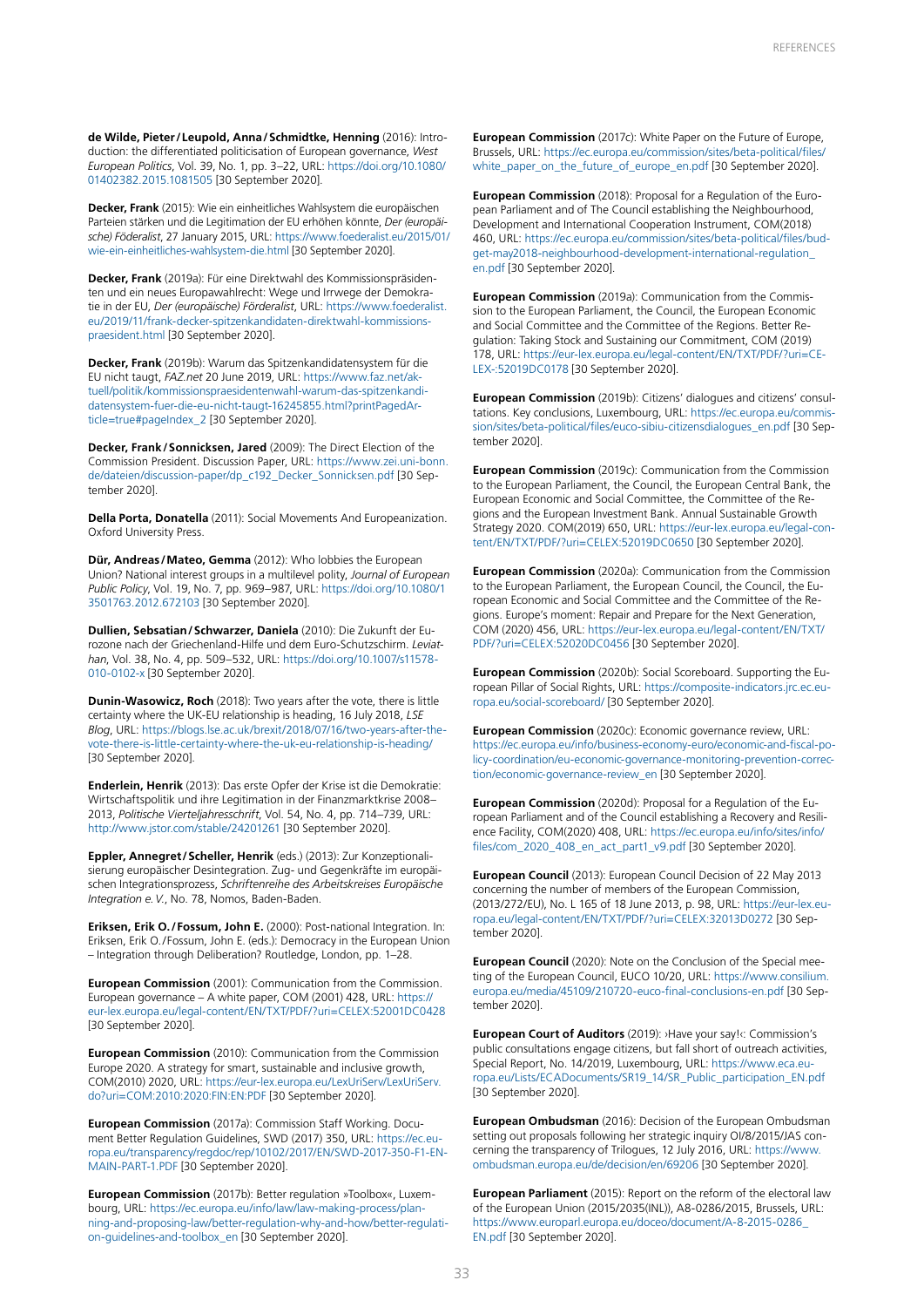**de Wilde, Pieter / Leupold, Anna / Schmidtke, Henning** (2016): Introduction: the differentiated politicisation of European governance, *West European Politics*, Vol. 39, No. 1, pp. 3–22, URL: https://doi.org/10.1080/01402382.2015.1081505 [30 September 2020].

**Decker, Frank** (2015): Wie ein einheitliches Wahlsystem die europäischen Parteien stärken und die Legitimation der EU erhöhen könnte, *Der (europäische) Föderalist*, 27 January 2015, URL: https://www.foederalist.eu/2015/01/wie-ein-einheitliches-wahlsystem-die.html [30 September 2020].

**Decker, Frank** (2019a): Für eine Direktwahl des Kommissionspräsidenten und ein neues Europawahlrecht: Wege und Irrwege der Demokratie in der EU, *Der (europäische) Förderalist*, URL: https://www.foederalist.eu/2019/11/frank-decker-spitzenkandidaten-direktwahl-kommissionspraesident.html [30 September 2020].

**Decker, Frank** (2019b): Warum das Spitzenkandidatensystem für die EU nicht taugt, *FAZ.net* 20 June 2019, URL: https://www.faz.net/aktuell/politik/kommissionspraesidentenwahl-warum-das-spitzenkandidatensystem-fuer-die-eu-nicht-taugt-16245855.html?printPagedArticle=true#pageIndex_2 [30 September 2020].

**Decker, Frank / Sonnicksen, Jared** (2009): The Direct Election of the Commission President. Discussion Paper, URL: https://www.zei.uni-bonn.de/dateien/discussion-paper/dp_c192_Decker_Sonnicksen.pdf [30 September 2020].

**Della Porta, Donatella** (2011): Social Movements And Europeanization. Oxford University Press.

**Dür, Andreas / Mateo, Gemma** (2012): Who lobbies the European Union? National interest groups in a multilevel polity, *Journal of European Public Policy*, Vol. 19, No. 7, pp. 969–987, URL: https://doi.org/10.1080/13501763.2012.672103 [30 September 2020].

**Dullien, Sebastian / Schwarzer, Daniela** (2010): Die Zukunft der Eurozone nach der Griechenland-Hilfe und dem Euro-Schutzschirm. *Leviathan*, Vol. 38, No. 4, pp. 509–532, URL: https://doi.org/10.1007/s11578-010-0102-x [30 September 2020].

**Dunin-Wasowicz, Roch** (2018): Two years after the vote, there is little certainty where the UK-EU relationship is heading, 16 July 2018, *LSE Blog*, URL: https://blogs.lse.ac.uk/brexit/2018/07/16/two-years-after-the-vote-there-is-little-certainty-where-the-uk-eu-relationship-is-heading/ [30 September 2020].

**Enderlein, Henrik** (2013): Das erste Opfer der Krise ist die Demokratie: Wirtschaftspolitik und ihre Legitimation in der Finanzmarktkrise 2008–2013, *Politische Vierteljahresschrift*, Vol. 54, No. 4, pp. 714–739, URL: http://www.jstor.com/stable/24201261 [30 September 2020].

**Eppler, Annegret / Scheller, Henrik** (eds.) (2013): Zur Konzeptionalisierung europäischer Desintegration. Zug- und Gegenkräfte im europäischen Integrationsprozess, *Schriftenreihe des Arbeitskreises Europäische Integration e.V.*, No. 78, Nomos, Baden-Baden.

**Eriksen, Erik O. / Fossum, John E.** (2000): Post-national Integration. In: Eriksen, Erik O./Fossum, John E. (eds.): Democracy in the European Union – Integration through Deliberation? Routledge, London, pp. 1–28.

**European Commission** (2001): Communication from the Commission. European governance – A white paper, COM (2001) 428, URL: https://eur-lex.europa.eu/legal-content/EN/TXT/PDF/?uri=CELEX:52001DC0428 [30 September 2020].

**European Commission** (2010): Communication from the Commission Europe 2020. A strategy for smart, sustainable and inclusive growth, COM(2010) 2020, URL: https://eur-lex.europa.eu/LexUriServ/LexUriServ.do?uri=COM:2010:2020:FIN:EN:PDF [30 September 2020].

**European Commission** (2017a): Commission Staff Working. Document Better Regulation Guidelines, SWD (2017) 350, URL: https://ec.europa.eu/transparency/regdoc/rep/10102/2017/EN/SWD-2017-350-F1-EN-MAIN-PART-1.PDF [30 September 2020].

**European Commission** (2017b): Better regulation »Toolbox«, Luxembourg, URL: https://ec.europa.eu/info/law/law-making-process/planning-and-proposing-law/better-regulation-why-and-how/better-regulation-guidelines-and-toolbox_en [30 September 2020].

**European Commission** (2017c): White Paper on the Future of Europe, Brussels, URL: https://ec.europa.eu/commission/sites/beta-political/files/white_paper_on_the_future_of_europe_en.pdf [30 September 2020].

**European Commission** (2018): Proposal for a Regulation of the European Parliament and of The Council establishing the Neighbourhood, Development and International Cooperation Instrument, COM(2018) 460, URL: https://ec.europa.eu/commission/sites/beta-political/files/budget-may2018-neighbourhood-development-international-regulation_en.pdf [30 September 2020].

**European Commission** (2019a): Communication from the Commission to the European Parliament, the Council, the European Economic and Social Committee and the Committee of the Regions. Better Regulation: Taking Stock and Sustaining our Commitment, COM (2019) 178, URL: https://eur-lex.europa.eu/legal-content/EN/TXT/PDF/?uri=CELEX:52019DC0178 [30 September 2020].

**European Commission** (2019b): Citizens' dialogues and citizens' consultations. Key conclusions, Luxembourg, URL: https://ec.europa.eu/commission/sites/beta-political/files/euco-sibiu-citizensdialogues_en.pdf [30 September 2020].

**European Commission** (2019c): Communication from the Commission to the European Parliament, the Council, the European Central Bank, the European Economic and Social Committee, the Committee of the Regions and the European Investment Bank. Annual Sustainable Growth Strategy 2020. COM(2019) 650, URL: https://eur-lex.europa.eu/legal-content/EN/TXT/PDF/?uri=CELEX:52019DC0650 [30 September 2020].

**European Commission** (2020a): Communication from the Commission to the European Parliament, the European Council, the Council, the European Economic and Social Committee and the Committee of the Regions. Europe's moment: Repair and Prepare for the Next Generation, COM (2020) 456, URL: https://eur-lex.europa.eu/legal-content/EN/TXT/PDF/?uri=CELEX:52020DC0456 [30 September 2020].

**European Commission** (2020b): Social Scoreboard. Supporting the European Pillar of Social Rights, URL: https://composite-indicators.jrc.ec.europa.eu/social-scoreboard/ [30 September 2020].

**European Commission** (2020c): Economic governance review, URL: https://ec.europa.eu/info/business-economy-euro/economic-and-fiscal-policy-coordination/eu-economic-governance-monitoring-prevention-correction/economic-governance-review_en [30 September 2020].

**European Commission** (2020d): Proposal for a Regulation of the European Parliament and of the Council establishing a Recovery and Resilience Facility, COM(2020) 408, URL: https://ec.europa.eu/info/sites/info/files/com_2020_408_en_act_part1_v9.pdf [30 September 2020].

**European Council** (2013): European Council Decision of 22 May 2013 concerning the number of members of the European Commission, (2013/272/EU), No. L 165 of 18 June 2013, p. 98, URL: https://eur-lex.europa.eu/legal-content/EN/TXT/PDF/?uri=CELEX:32013D0272 [30 September 2020].

**European Council** (2020): Note on the Conclusion of the Special meeting of the European Council, EUCO 10/20, URL: https://www.consilium.europa.eu/media/45109/210720-euco-final-conclusions-en.pdf [30 September 2020].

**European Court of Auditors** (2019): ›Have your say!‹: Commission's public consultations engage citizens, but fall short of outreach activities, Special Report, No. 14/2019, Luxembourg, URL: https://www.eca.europa.eu/Lists/ECADocuments/SR19_14/SR_Public_participation_EN.pdf [30 September 2020].

**European Ombudsman** (2016): Decision of the European Ombudsman setting out proposals following her strategic inquiry OI/8/2015/JAS concerning the transparency of Trilogues, 12 July 2016, URL: https://www.ombudsman.europa.eu/de/decision/en/69206 [30 September 2020].

**European Parliament** (2015): Report on the reform of the electoral law of the European Union (2015/2035(INL)), A8-0286/2015, Brussels, URL: https://www.europarl.europa.eu/doceo/document/A-8-2015-0286_EN.pdf [30 September 2020].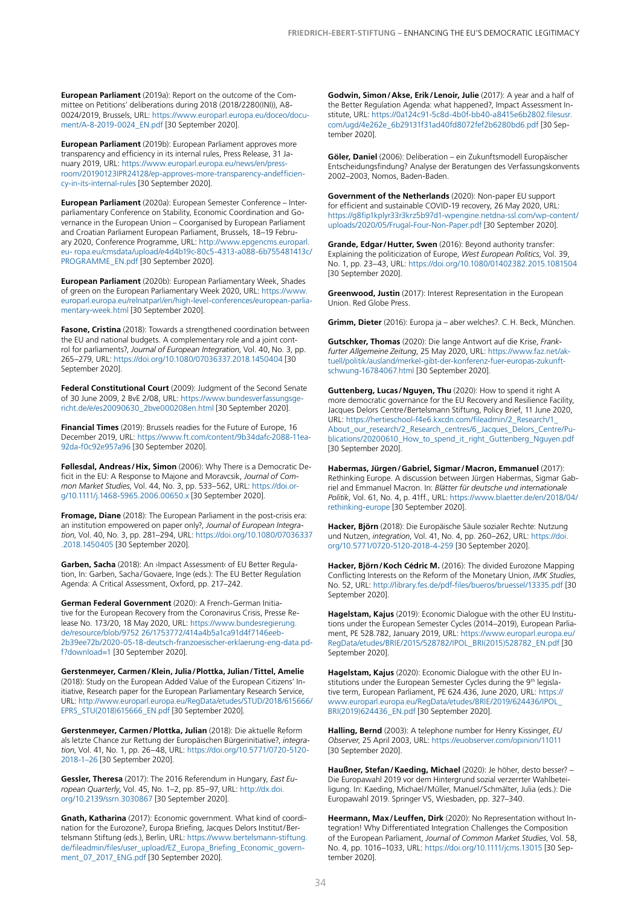**European Parliament** (2019a): Report on the outcome of the Committee on Petitions' deliberations during 2018 (2018/2280(INI)), A8-0024/2019, Brussels, URL: https://www.europarl.europa.eu/doceo/document/A-8-2019-0024_EN.pdf [30 September 2020].

**European Parliament** (2019b): European Parliament approves more transparency and efficiency in its internal rules, Press Release, 31 January 2019, URL: https://www.europarl.europa.eu/news/en/press-room/20190123IPR24128/ep-approves-more-transparency-andefficiency-in-its-internal-rules [30 September 2020].

**European Parliament** (2020a): European Semester Conference – Interparliamentary Conference on Stability, Economic Coordination and Governance in the European Union – Coorganised by European Parliament and Croatian Parliament European Parliament, Brussels, 18–19 February 2020, Conference Programme, URL: http://www.epgencms.europarl.eu- ropa.eu/cmsdata/upload/e4d4b19c-80c5-4313-a088-6b755481413c/PROGRAMME_EN.pdf [30 September 2020].

**European Parliament** (2020b): European Parliamentary Week, Shades of green on the European Parliamentary Week 2020, URL: https://www.europarl.europa.eu/relnatparl/en/high-level-conferences/european-parliamentary-week.html [30 September 2020].

**Fasone, Cristina** (2018): Towards a strengthened coordination between the EU and national budgets. A complementary role and a joint control for parliaments?, *Journal of European Integration*, Vol. 40, No. 3, pp. 265–279, URL: https://doi.org/10.1080/07036337.2018.1450404 [30 September 2020].

**Federal Constitutional Court** (2009): Judgment of the Second Senate of 30 June 2009, 2 BvE 2/08, URL: https://www.bundesverfassungsgericht.de/e/es20090630_2bve000208en.html [30 September 2020].

**Financial Times** (2019): Brussels readies for the Future of Europe, 16 December 2019, URL: https://www.ft.com/content/9b34dafc-2088-11ea-92da-f0c92e957a96 [30 September 2020].

**Føllesdal, Andreas / Hix, Simon** (2006): Why There is a Democratic Deficit in the EU: A Response to Majone and Moravcsik, *Journal of Common Market Studies*, Vol. 44, No. 3, pp. 533–562, URL: https://doi.org/10.1111/j.1468-5965.2006.00650.x [30 September 2020].

**Fromage, Diane** (2018): The European Parliament in the post-crisis era: an institution empowered on paper only?, *Journal of European Integration*, Vol. 40, No. 3, pp. 281–294, URL: https://doi.org/10.1080/07036337.2018.1450405 [30 September 2020].

**Garben, Sacha** (2018): An ›Impact Assessment‹ of EU Better Regulation, In: Garben, Sacha / Govaere, Inge (eds.): The EU Better Regulation Agenda: A Critical Assessment, Oxford, pp. 217–242.

**German Federal Government** (2020): A French-German Initiative for the European Recovery from the Coronavirus Crisis, Presse Release, No. 173/20, 18 May 2020, URL: https://www.bundesregierung.de/resource/blob/9752 26/1753772/414a4b5a1ca91d4f7146eeb-2b39ee72b/2020-05-18-deutsch-franzoesischer-erklaerung-eng-data.pdf?download=1 [30 September 2020].

**Gerstenmeyer, Carmen / Klein, Julia / Plottka, Julian / Tittel, Amelie** (2018): Study on the European Added Value of the European Citizens' Initiative, Research paper for the European Parliamentary Research Service, URL: http://www.europarl.europa.eu/RegData/etudes/STUD/2018/615666/EPRS_STU(2018)615666_EN.pdf [30 September 2020].

**Gerstenmeyer, Carmen / Plottka, Julian** (2018): Die aktuelle Reform als letzte Chance zur Rettung der Europäischen Bürgerinitiative?, *integration*, Vol. 41, No. 1, pp. 26–48, URL: https://doi.org/10.5771/0720-5120-2018-1–26 [30 September 2020].

**Gessler, Theresa** (2017): The 2016 Referendum in Hungary, *East European Quarterly*, Vol. 45, No. 1–2, pp. 85–97, URL: http://dx.doi.org/10.2139/ssrn.3030867 [30 September 2020].

**Gnath, Katharina** (2017): Economic government. What kind of coordination for the Eurozone?, Europa Briefing, Jacques Delors Institut / Bertelsmann Stiftung (eds.), Berlin, URL: https://www.bertelsmann-stiftung.de/fileadmin/files/user_upload/EZ_Europa_Briefing_Economic_government_07_2017_ENG.pdf [30 September 2020].

**Godwin, Simon / Akse, Erik / Lenoir, Julie** (2017): A year and a half of the Better Regulation Agenda: what happened?, Impact Assessment Institute, URL: https://0a124c91-5c8d-4b0f-bb40-a8415e6b2802.filesusr.com/ugd/4e262e_6b29131f31ad40fd8072fef2b6280bd6.pdf [30 September 2020].

**Göler, Daniel** (2006): Deliberation – ein Zukunftsmodell Europäischer Entscheidungsfindung? Analyse der Beratungen des Verfassungskonvents 2002–2003, Nomos, Baden-Baden.

**Government of the Netherlands** (2020): Non-paper EU support for efficient and sustainable COVID-19 recovery, 26 May 2020, URL: https://g8fip1kplyr33r3krz5b97d1-wpengine.netdna-ssl.com/wp-content/uploads/2020/05/Frugal-Four-Non-Paper.pdf [30 September 2020].

**Grande, Edgar / Hutter, Swen** (2016): Beyond authority transfer: Explaining the politicization of Europe, *West European Politics*, Vol. 39, No. 1, pp. 23–43, URL: https://doi.org/10.1080/01402382.2015.1081504 [30 September 2020].

**Greenwood, Justin** (2017): Interest Representation in the European Union. Red Globe Press.

**Grimm, Dieter** (2016): Europa ja – aber welches?. C. H. Beck, München.

**Gutschker, Thomas** (2020): Die lange Antwort auf die Krise, *Frankfurter Allgemeine Zeitung*, 25 May 2020, URL: https://www.faz.net/aktuell/politik/ausland/merkel-gibt-der-konferenz-fuer-europas-zukunft-schwung-16784067.html [30 September 2020].

**Guttenberg, Lucas / Nguyen, Thu** (2020): How to spend it right A more democratic governance for the EU Recovery and Resilience Facility, Jacques Delors Centre / Bertelsmann Stiftung, Policy Brief, 11 June 2020, URL: https://hertieschool-f4e6.kxcdn.com/fileadmin/2_Research/1_About_our_research/2_Research_centres/6_Jacques_Delors_Centre/Publications/20200610_How_to_spend_it_right_Guttenberg_Nguyen.pdf [30 September 2020].

**Habermas, Jürgen / Gabriel, Sigmar / Macron, Emmanuel** (2017): Rethinking Europe. A discussion between Jürgen Habermas, Sigmar Gabriel and Emmanuel Macron. In: *Blätter für deutsche und internationale Politik*, Vol. 61, No. 4, p. 41ff., URL: https://www.blaetter.de/en/2018/04/rethinking-europe [30 September 2020].

**Hacker, Björn** (2018): Die Europäische Säule sozialer Rechte: Nutzung und Nutzen, *integration*, Vol. 41, No. 4, pp. 260–262, URL: https://doi.org/10.5771/0720-5120-2018-4-259 [30 September 2020].

**Hacker, Björn / Koch Cédric M.** (2016): The divided Eurozone Mapping Conflicting Interests on the Reform of the Monetary Union, *IMK Studies*, No. 52, URL: http://library.fes.de/pdf-files/bueros/bruessel/13335.pdf [30 September 2020].

**Hagelstam, Kajus** (2019): Economic Dialogue with the other EU Institutions under the European Semester Cycles (2014–2019), European Parliament, PE 528.782, January 2019, URL: https://www.europarl.europa.eu/RegData/etudes/BRIE/2015/528782/IPOL_BRI(2015)528782_EN.pdf [30 September 2020].

**Hagelstam, Kajus** (2020): Economic Dialogue with the other EU Institutions under the European Semester Cycles during the 9th legislative term, European Parliament, PE 624.436, June 2020, URL: https://www.europarl.europa.eu/RegData/etudes/BRIE/2019/624436/IPOL_BRI(2019)624436_EN.pdf [30 September 2020].

**Halling, Bernd** (2003): A telephone number for Henry Kissinger, *EU Observer*, 25 April 2003, URL: https://euobserver.com/opinion/11011 [30 September 2020].

**Haußner, Stefan / Kaeding, Michael** (2020): Je höher, desto besser? – Die Europawahl 2019 vor dem Hintergrund sozial verzerrter Wahlbeteiligung. In: Kaeding, Michael / Müller, Manuel / Schmälter, Julia (eds.): Die Europawahl 2019. Springer VS, Wiesbaden, pp. 327–340.

**Heermann, Max / Leuffen, Dirk** (2020): No Representation without Integration! Why Differentiated Integration Challenges the Composition of the European Parliament, *Journal of Common Market Studies*, Vol. 58, No. 4, pp. 1016–1033, URL: https://doi.org/10.1111/jcms.13015 [30 September 2020].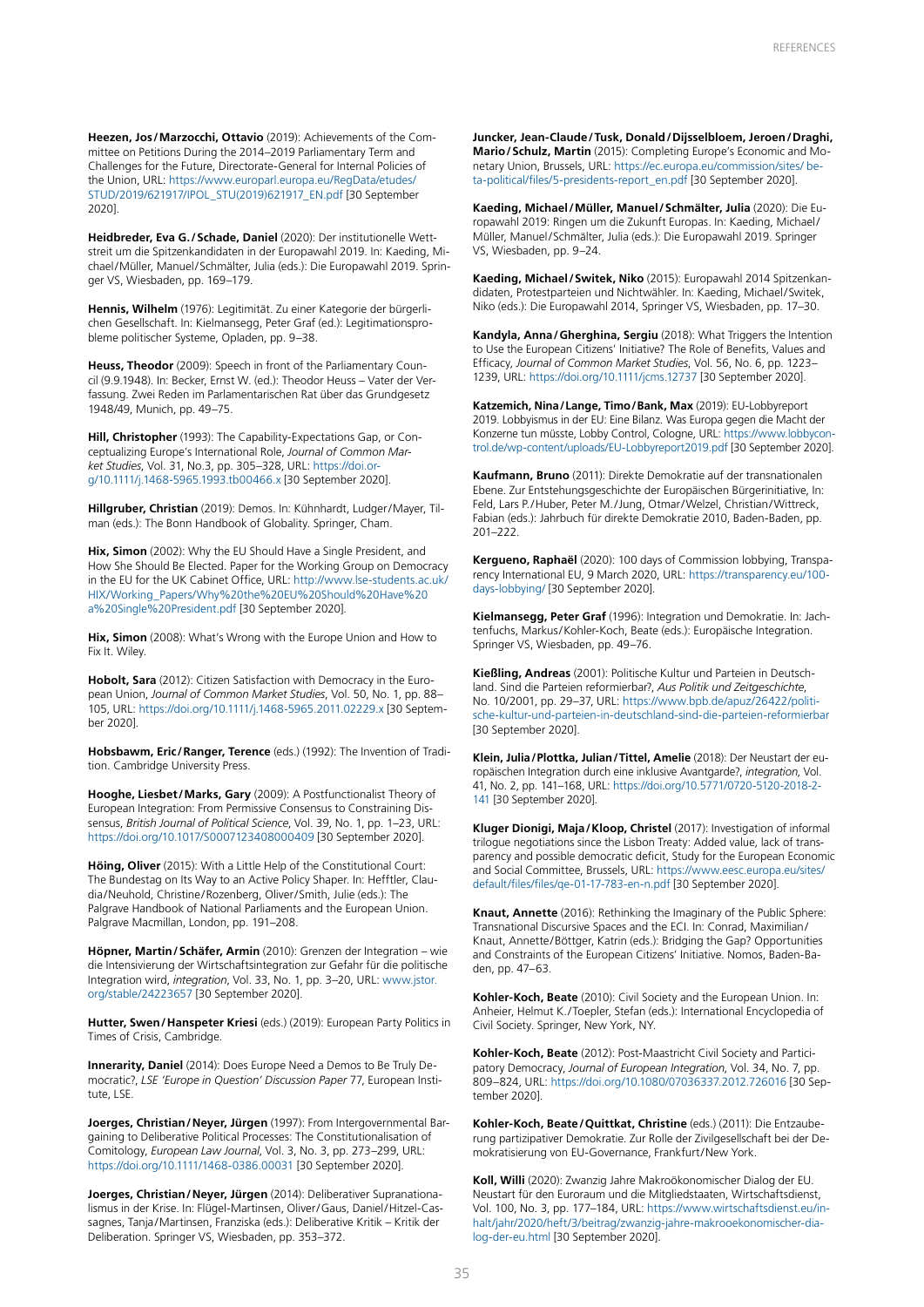**Heezen, Jos / Marzocchi, Ottavio** (2019): Achievements of the Committee on Petitions During the 2014–2019 Parliamentary Term and Challenges for the Future, Directorate-General for Internal Policies of the Union, URL: https://www.europarl.europa.eu/RegData/etudes/STUD/2019/621917/IPOL_STU(2019)621917_EN.pdf [30 September 2020].

**Heidbreder, Eva G. / Schade, Daniel** (2020): Der institutionelle Wettstreit um die Spitzenkandidaten in der Europawahl 2019. In: Kaeding, Michael/Müller, Manuel/Schmälter, Julia (eds.): Die Europawahl 2019. Springer VS, Wiesbaden, pp. 169–179.

**Hennis, Wilhelm** (1976): Legitimität. Zu einer Kategorie der bürgerlichen Gesellschaft. In: Kielmansegg, Peter Graf (ed.): Legitimationsprobleme politischer Systeme, Opladen, pp. 9–38.

**Heuss, Theodor** (2009): Speech in front of the Parliamentary Council (9.9.1948). In: Becker, Ernst W. (ed.): Theodor Heuss – Vater der Verfassung. Zwei Reden im Parlamentarischen Rat über das Grundgesetz 1948/49, Munich, pp. 49–75.

**Hill, Christopher** (1993): The Capability-Expectations Gap, or Conceptualizing Europe's International Role, *Journal of Common Market Studies*, Vol. 31, No.3, pp. 305–328, URL: https://doi.org/10.1111/j.1468-5965.1993.tb00466.x [30 September 2020].

**Hillgruber, Christian** (2019): Demos. In: Kühnhardt, Ludger/Mayer, Tilman (eds.): The Bonn Handbook of Globality. Springer, Cham.

**Hix, Simon** (2002): Why the EU Should Have a Single President, and How She Should Be Elected. Paper for the Working Group on Democracy in the EU for the UK Cabinet Office, URL: http://www.lse-students.ac.uk/HIX/Working_Papers/Why%20the%20EU%20Should%20Have%20a%20Single%20President.pdf [30 September 2020].

**Hix, Simon** (2008): What's Wrong with the Europe Union and How to Fix It. Wiley.

**Hobolt, Sara** (2012): Citizen Satisfaction with Democracy in the European Union, *Journal of Common Market Studies*, Vol. 50, No. 1, pp. 88–105, URL: https://doi.org/10.1111/j.1468-5965.2011.02229.x [30 September 2020].

**Hobsbawm, Eric / Ranger, Terence** (eds.) (1992): The Invention of Tradition. Cambridge University Press.

**Hooghe, Liesbet / Marks, Gary** (2009): A Postfunctionalist Theory of European Integration: From Permissive Consensus to Constraining Dissensus, *British Journal of Political Science*, Vol. 39, No. 1, pp. 1–23, URL: https://doi.org/10.1017/S0007123408000409 [30 September 2020].

**Höing, Oliver** (2015): With a Little Help of the Constitutional Court: The Bundestag on Its Way to an Active Policy Shaper. In: Hefftler, Claudia/Neuhold, Christine/Rozenberg, Oliver/Smith, Julie (eds.): The Palgrave Handbook of National Parliaments and the European Union. Palgrave Macmillan, London, pp. 191–208.

**Höpner, Martin / Schäfer, Armin** (2010): Grenzen der Integration – wie die Intensivierung der Wirtschaftsintegration zur Gefahr für die politische Integration wird, *integration*, Vol. 33, No. 1, pp. 3–20, URL: www.jstor.org/stable/24223657 [30 September 2020].

**Hutter, Swen / Hanspeter Kriesi** (eds.) (2019): European Party Politics in Times of Crisis, Cambridge.

**Innerarity, Daniel** (2014): Does Europe Need a Demos to Be Truly Democratic?, *LSE 'Europe in Question' Discussion Paper* 77, European Institute, LSE.

**Joerges, Christian / Neyer, Jürgen** (1997): From Intergovernmental Bargaining to Deliberative Political Processes: The Constitutionalisation of Comitology, *European Law Journal*, Vol. 3, No. 3, pp. 273–299, URL: https://doi.org/10.1111/1468-0386.00031 [30 September 2020].

**Joerges, Christian / Neyer, Jürgen** (2014): Deliberativer Supranationalismus in der Krise. In: Flügel-Martinsen, Oliver/Gaus, Daniel/Hitzel-Cassagnes, Tanja/Martinsen, Franziska (eds.): Deliberative Kritik – Kritik der Deliberation. Springer VS, Wiesbaden, pp. 353–372.

**Juncker, Jean-Claude / Tusk, Donald / Dijsselbloem, Jeroen / Draghi, Mario / Schulz, Martin** (2015): Completing Europe's Economic and Monetary Union, Brussels, URL: https://ec.europa.eu/commission/sites/beta-political/files/5-presidents-report_en.pdf [30 September 2020].

**Kaeding, Michael / Müller, Manuel / Schmälter, Julia** (2020): Die Europawahl 2019: Ringen um die Zukunft Europas. In: Kaeding, Michael/Müller, Manuel/Schmälter, Julia (eds.): Die Europawahl 2019. Springer VS, Wiesbaden, pp. 9–24.

**Kaeding, Michael / Switek, Niko** (2015): Europawahl 2014 Spitzenkandidaten, Protestparteien und Nichtwähler. In: Kaeding, Michael/Switek, Niko (eds.): Die Europawahl 2014, Springer VS, Wiesbaden, pp. 17–30.

**Kandyla, Anna / Gherghina, Sergiu** (2018): What Triggers the Intention to Use the European Citizens' Initiative? The Role of Benefits, Values and Efficacy, *Journal of Common Market Studies*, Vol. 56, No. 6, pp. 1223–1239, URL: https://doi.org/10.1111/jcms.12737 [30 September 2020].

**Katzemich, Nina / Lange, Timo / Bank, Max** (2019): EU-Lobbyreport 2019. Lobbyismus in der EU: Eine Bilanz. Was Europa gegen die Macht der Konzerne tun müsste, Lobby Control, Cologne, URL: https://www.lobbycontrol.de/wp-content/uploads/EU-Lobbyreport2019.pdf [30 September 2020].

**Kaufmann, Bruno** (2011): Direkte Demokratie auf der transnationalen Ebene. Zur Entstehungsgeschichte der Europäischen Bürgerinitiative, In: Feld, Lars P./Huber, Peter M./Jung, Otmar/Welzel, Christian/Wittreck, Fabian (eds.): Jahrbuch für direkte Demokratie 2010, Baden-Baden, pp. 201–222.

**Kergueno, Raphaël** (2020): 100 days of Commission lobbying, Transparency International EU, 9 March 2020, URL: https://transparency.eu/100-days-lobbying/ [30 September 2020].

**Kielmansegg, Peter Graf** (1996): Integration und Demokratie. In: Jachtenfuchs, Markus/Kohler-Koch, Beate (eds.): Europäische Integration. Springer VS, Wiesbaden, pp. 49–76.

**Kießling, Andreas** (2001): Politische Kultur und Parteien in Deutschland. Sind die Parteien reformierbar?, *Aus Politik und Zeitgeschichte*, No. 10/2001, pp. 29–37, URL: https://www.bpb.de/apuz/26422/politische-kultur-und-parteien-in-deutschland-sind-die-parteien-reformierbar [30 September 2020].

**Klein, Julia / Plottka, Julian / Tittel, Amelie** (2018): Der Neustart der europäischen Integration durch eine inklusive Avantgarde?, *integration*, Vol. 41, No. 2, pp. 141–168, URL: https://doi.org/10.5771/0720-5120-2018-2-141 [30 September 2020].

**Kluger Dionigi, Maja / Kloop, Christel** (2017): Investigation of informal trilogue negotiations since the Lisbon Treaty: Added value, lack of transparency and possible democratic deficit, Study for the European Economic and Social Committee, Brussels, URL: https://www.eesc.europa.eu/sites/default/files/files/qe-01-17-783-en-n.pdf [30 September 2020].

**Knaut, Annette** (2016): Rethinking the Imaginary of the Public Sphere: Transnational Discursive Spaces and the ECI. In: Conrad, Maximilian/Knaut, Annette/Böttger, Katrin (eds.): Bridging the Gap? Opportunities and Constraints of the European Citizens' Initiative. Nomos, Baden-Baden, pp. 47–63.

**Kohler-Koch, Beate** (2010): Civil Society and the European Union. In: Anheier, Helmut K./Toepler, Stefan (eds.): International Encyclopedia of Civil Society. Springer, New York, NY.

**Kohler-Koch, Beate** (2012): Post-Maastricht Civil Society and Participatory Democracy, *Journal of European Integration*, Vol. 34, No. 7, pp. 809–824, URL: https://doi.org/10.1080/07036337.2012.726016 [30 September 2020].

**Kohler-Koch, Beate / Quittkat, Christine** (eds.) (2011): Die Entzauberung partizipativer Demokratie. Zur Rolle der Zivilgesellschaft bei der Demokratisierung von EU-Governance, Frankfurt/New York.

**Koll, Willi** (2020): Zwanzig Jahre Makroökonomischer Dialog der EU. Neustart für den Euroraum und die Mitgliedstaaten, Wirtschaftsdienst, Vol. 100, No. 3, pp. 177–184, URL: https://www.wirtschaftsdienst.eu/inhalt/jahr/2020/heft/3/beitrag/zwanzig-jahre-makrooekonomischer-dialog-der-eu.html [30 September 2020].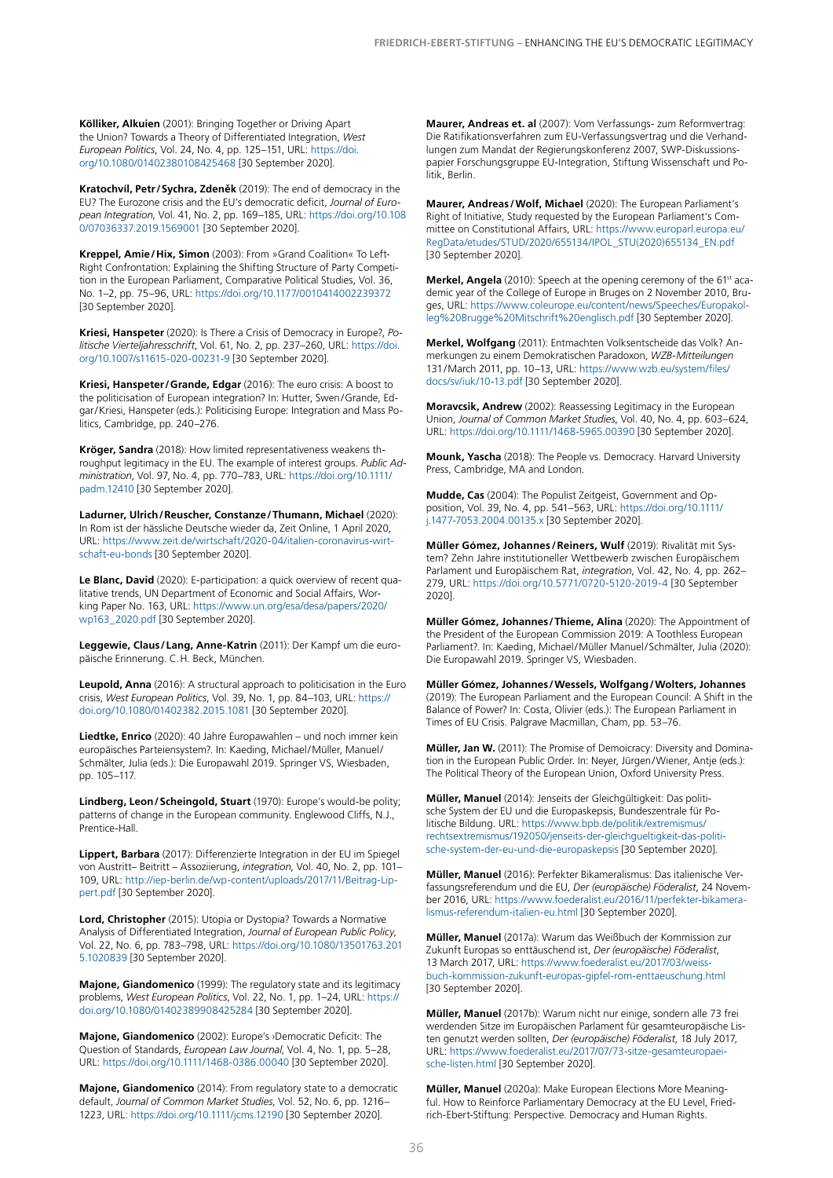**Kölliker, Alkuien** (2001): Bringing Together or Driving Apart the Union? Towards a Theory of Differentiated Integration, *West European Politics*, Vol. 24, No. 4, pp. 125–151, URL: https://doi.org/10.1080/01402380108425468 [30 September 2020].

**Kratochvíl, Petr / Sychra, Zdeněk** (2019): The end of democracy in the EU? The Eurozone crisis and the EU's democratic deficit, *Journal of European Integration*, Vol. 41, No. 2, pp. 169–185, URL: https://doi.org/10.1080/07036337.2019.1569001 [30 September 2020].

**Kreppel, Amie / Hix, Simon** (2003): From »Grand Coalition« To Left-Right Confrontation: Explaining the Shifting Structure of Party Competition in the European Parliament, Comparative Political Studies, Vol. 36, No. 1–2, pp. 75–96, URL: https://doi.org/10.1177/0010414002239372 [30 September 2020].

**Kriesi, Hanspeter** (2020): Is There a Crisis of Democracy in Europe?, *Politische Vierteljahresschrift*, Vol. 61, No. 2, pp. 237–260, URL: https://doi.org/10.1007/s11615-020-00231-9 [30 September 2020].

**Kriesi, Hanspeter / Grande, Edgar** (2016): The euro crisis: A boost to the politicisation of European integration? In: Hutter, Swen / Grande, Edgar / Kriesi, Hanspeter (eds.): Politicising Europe: Integration and Mass Politics, Cambridge, pp. 240–276.

**Kröger, Sandra** (2018): How limited representativeness weakens throughput legitimacy in the EU. The example of interest groups. *Public Administration*, Vol. 97, No. 4, pp. 770–783, URL: https://doi.org/10.1111/padm.12410 [30 September 2020].

**Ladurner, Ulrich / Reuscher, Constanze / Thumann, Michael** (2020): In Rom ist der hässliche Deutsche wieder da, Zeit Online, 1 April 2020, URL: https://www.zeit.de/wirtschaft/2020-04/italien-coronavirus-wirtschaft-eu-bonds [30 September 2020].

**Le Blanc, David** (2020): E-participation: a quick overview of recent qualitative trends, UN Department of Economic and Social Affairs, Working Paper No. 163, URL: https://www.un.org/esa/desa/papers/2020/wp163_2020.pdf [30 September 2020].

**Leggewie, Claus / Lang, Anne-Katrin** (2011): Der Kampf um die europäische Erinnerung. C.H. Beck, München.

**Leupold, Anna** (2016): A structural approach to politicisation in the Euro crisis, *West European Politics*, Vol. 39, No. 1, pp. 84–103, URL: https://doi.org/10.1080/01402382.2015.1081 [30 September 2020].

**Liedtke, Enrico** (2020): 40 Jahre Europawahlen – und noch immer kein europäisches Parteiensystem?. In: Kaeding, Michael / Müller, Manuel / Schmälter, Julia (eds.): Die Europawahl 2019. Springer VS, Wiesbaden, pp. 105–117.

**Lindberg, Leon / Scheingold, Stuart** (1970): Europe's would-be polity; patterns of change in the European community. Englewood Cliffs, N.J., Prentice-Hall.

**Lippert, Barbara** (2017): Differenzierte Integration in der EU im Spiegel von Austritt– Beitritt – Assoziierung, *integration*, Vol. 40, No. 2, pp. 101–109, URL: http://iep-berlin.de/wp-content/uploads/2017/11/Beitrag-Lippert.pdf [30 September 2020].

**Lord, Christopher** (2015): Utopia or Dystopia? Towards a Normative Analysis of Differentiated Integration, *Journal of European Public Policy*, Vol. 22, No. 6, pp. 783–798, URL: https://doi.org/10.1080/13501763.2015.1020839 [30 September 2020].

**Majone, Giandomenico** (1999): The regulatory state and its legitimacy problems, *West European Politics*, Vol. 22, No. 1, pp. 1–24, URL: https://doi.org/10.1080/01402389908425284 [30 September 2020].

**Majone, Giandomenico** (2002): Europe's ›Democratic Deficit‹: The Question of Standards, *European Law Journal*, Vol. 4, No. 1, pp. 5–28, URL: https://doi.org/10.1111/1468-0386.00040 [30 September 2020].

**Majone, Giandomenico** (2014): From regulatory state to a democratic default, *Journal of Common Market Studies*, Vol. 52, No. 6, pp. 1216–1223, URL: https://doi.org/10.1111/jcms.12190 [30 September 2020].

**Maurer, Andreas et. al** (2007): Vom Verfassungs- zum Reformvertrag: Die Ratifikationsverfahren zum EU-Verfassungsvertrag und die Verhandlungen zum Mandat der Regierungskonferenz 2007, SWP-Diskussionspapier Forschungsgruppe EU-Integration, Stiftung Wissenschaft und Politik, Berlin.

**Maurer, Andreas / Wolf, Michael** (2020): The European Parliament's Right of Initiative, Study requested by the European Parliament's Committee on Constitutional Affairs, URL: https://www.europarl.europa.eu/RegData/etudes/STUD/2020/655134/IPOL_STU(2020)655134_EN.pdf [30 September 2020].

**Merkel, Angela** (2010): Speech at the opening ceremony of the 61st academic year of the College of Europe in Bruges on 2 November 2010, Bruges, URL: https://www.coleurope.eu/content/news/Speeches/Europakolleg%20Brugge%20Mitschrift%20englisch.pdf [30 September 2020].

**Merkel, Wolfgang** (2011): Entmachten Volksentscheide das Volk? Anmerkungen zu einem Demokratischen Paradoxon, *WZB-Mitteilungen* 131 / March 2011, pp. 10–13, URL: https://www.wzb.eu/system/files/docs/sv/iuk/10-13.pdf [30 September 2020].

**Moravcsik, Andrew** (2002): Reassessing Legitimacy in the European Union, *Journal of Common Market Studies*, Vol. 40, No. 4, pp. 603–624, URL: https://doi.org/10.1111/1468-5965.00390 [30 September 2020].

**Mounk, Yascha** (2018): The People vs. Democracy. Harvard University Press, Cambridge, MA and London.

**Mudde, Cas** (2004): The Populist Zeitgeist, Government and Opposition, Vol. 39, No. 4, pp. 541–563, URL: https://doi.org/10.1111/j.1477-7053.2004.00135.x [30 September 2020].

**Müller Gómez, Johannes / Reiners, Wulf** (2019): Rivalität mit System? Zehn Jahre institutioneller Wettbewerb zwischen Europäischem Parlament und Europäischem Rat, *integration*, Vol. 42, No. 4, pp. 262–279, URL: https://doi.org/10.5771/0720-5120-2019-4 [30 September 2020].

**Müller Gómez, Johannes / Thieme, Alina** (2020): The Appointment of the President of the European Commission 2019: A Toothless European Parliament?. In: Kaeding, Michael / Müller Manuel / Schmälter, Julia (2020): Die Europawahl 2019. Springer VS, Wiesbaden.

**Müller Gómez, Johannes / Wessels, Wolfgang / Wolters, Johannes** (2019): The European Parliament and the European Council: A Shift in the Balance of Power? In: Costa, Olivier (eds.): The European Parliament in Times of EU Crisis. Palgrave Macmillan, Cham, pp. 53–76.

**Müller, Jan W.** (2011): The Promise of Demoicracy: Diversity and Domination in the European Public Order. In: Neyer, Jürgen / Wiener, Antje (eds.): The Political Theory of the European Union, Oxford University Press.

**Müller, Manuel** (2014): Jenseits der Gleichgültigkeit: Das politische System der EU und die Europaskepsis, Bundeszentrale für Politische Bildung. URL: https://www.bpb.de/politik/extremismus/rechtsextremismus/192050/jenseits-der-gleichgueltigkeit-das-politische-system-der-eu-und-die-europaskepsis [30 September 2020].

**Müller, Manuel** (2016): Perfekter Bikameralismus: Das italienische Verfassungsreferendum und die EU, *Der (europäische) Föderalist*, 24 November 2016, URL: https://www.foederalist.eu/2016/11/perfekter-bikameralismus-referendum-italien-eu.html [30 September 2020].

**Müller, Manuel** (2017a): Warum das Weißbuch der Kommission zur Zukunft Europas so enttäuschend ist, *Der (europäische) Föderalist*, 13 March 2017, URL: https://www.foederalist.eu/2017/03/weissbuch-kommission-zukunft-europas-gipfel-rom-enttaeuschung.html [30 September 2020].

**Müller, Manuel** (2017b): Warum nicht nur einige, sondern alle 73 frei werdenden Sitze im Europäischen Parlament für gesamteuropäische Listen genutzt werden sollten, *Der (europäische) Föderalist*, 18 July 2017, URL: https://www.foederalist.eu/2017/07/73-sitze-gesamteuropaeische-listen.html [30 September 2020].

**Müller, Manuel** (2020a): Make European Elections More Meaningful. How to Reinforce Parliamentary Democracy at the EU Level, Friedrich-Ebert-Stiftung: Perspective. Democracy and Human Rights.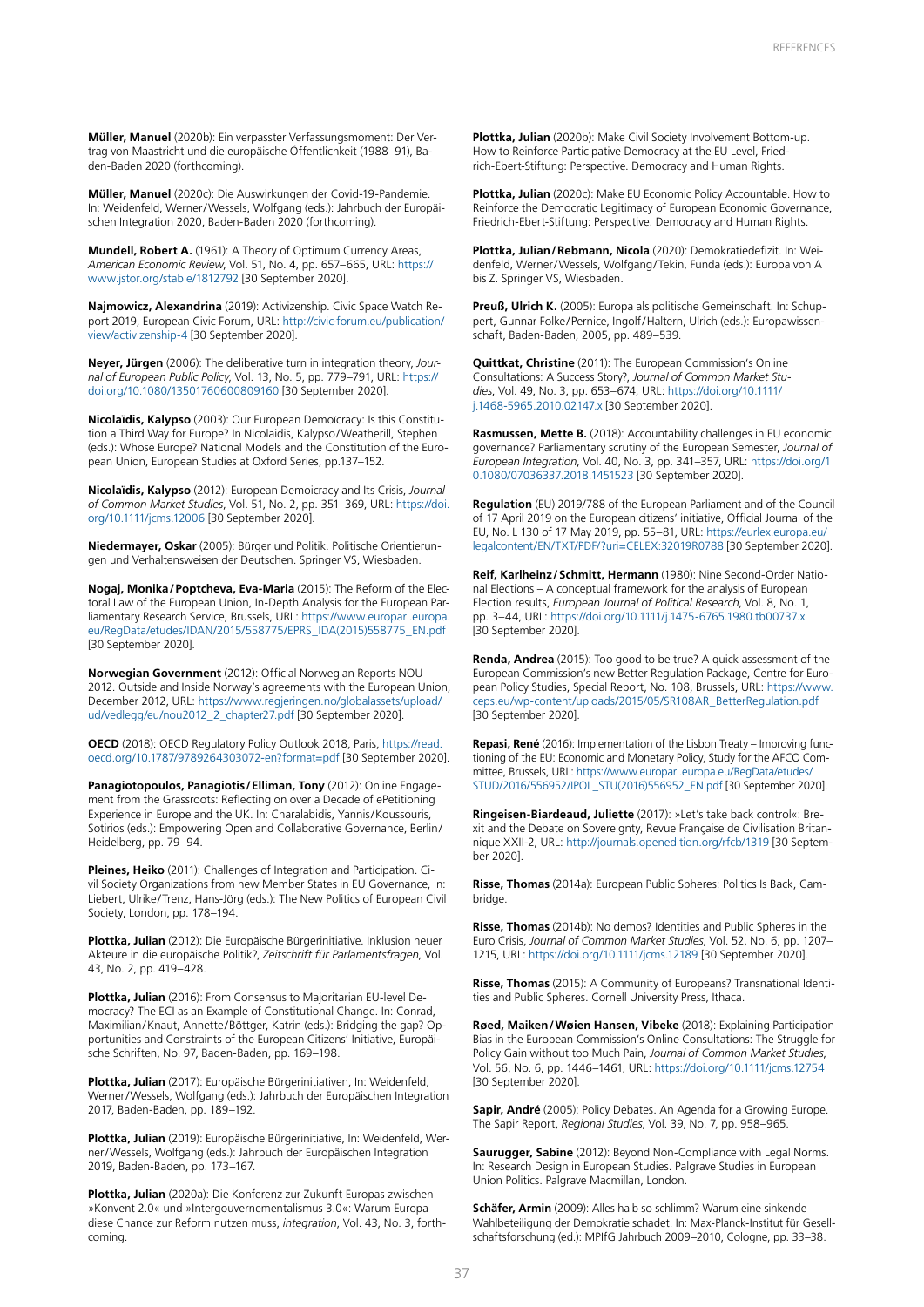**Müller, Manuel** (2020b): Ein verpasster Verfassungsmoment: Der Vertrag von Maastricht und die europäische Öffentlichkeit (1988–91), Baden-Baden 2020 (forthcoming).

**Müller, Manuel** (2020c): Die Auswirkungen der Covid-19-Pandemie. In: Weidenfeld, Werner/Wessels, Wolfgang (eds.): Jahrbuch der Europäischen Integration 2020, Baden-Baden 2020 (forthcoming).

**Mundell, Robert A.** (1961): A Theory of Optimum Currency Areas, *American Economic Review*, Vol. 51, No. 4, pp. 657–665, URL: https://www.jstor.org/stable/1812792 [30 September 2020].

**Najmowicz, Alexandrina** (2019): Activizenship. Civic Space Watch Report 2019, European Civic Forum, URL: http://civic-forum.eu/publication/view/activizenship-4 [30 September 2020].

**Neyer, Jürgen** (2006): The deliberative turn in integration theory, *Journal of European Public Policy*, Vol. 13, No. 5, pp. 779–791, URL: https://doi.org/10.1080/13501760600809160 [30 September 2020].

**Nicolaïdis, Kalypso** (2003): Our European Demoïcracy: Is this Constitution a Third Way for Europe? In Nicolaidis, Kalypso/Weatherill, Stephen (eds.): Whose Europe? National Models and the Constitution of the European Union, European Studies at Oxford Series, pp.137–152.

**Nicolaïdis, Kalypso** (2012): European Demoicracy and Its Crisis, *Journal of Common Market Studies*, Vol. 51, No. 2, pp. 351–369, URL: https://doi.org/10.1111/jcms.12006 [30 September 2020].

**Niedermayer, Oskar** (2005): Bürger und Politik. Politische Orientierungen und Verhaltensweisen der Deutschen. Springer VS, Wiesbaden.

**Nogaj, Monika/Poptcheva, Eva-Maria** (2015): The Reform of the Electoral Law of the European Union, In-Depth Analysis for the European Parliamentary Research Service, Brussels, URL: https://www.europarl.europa.eu/RegData/etudes/IDAN/2015/558775/EPRS_IDA(2015)558775_EN.pdf [30 September 2020].

**Norwegian Government** (2012): Official Norwegian Reports NOU 2012. Outside and Inside Norway's agreements with the European Union, December 2012, URL: https://www.regjeringen.no/globalassets/upload/ud/vedlegg/eu/nou2012_2_chapter27.pdf [30 September 2020].

**OECD** (2018): OECD Regulatory Policy Outlook 2018, Paris, https://read.oecd.org/10.1787/9789264303072-en?format=pdf [30 September 2020].

**Panagiotopoulos, Panagiotis/Elliman, Tony** (2012): Online Engagement from the Grassroots: Reflecting on over a Decade of ePetitioning Experience in Europe and the UK. In: Charalabidis, Yannis/Koussouris, Sotirios (eds.): Empowering Open and Collaborative Governance, Berlin/Heidelberg, pp. 79–94.

**Pleines, Heiko** (2011): Challenges of Integration and Participation. Civil Society Organizations from new Member States in EU Governance, In: Liebert, Ulrike/Trenz, Hans-Jörg (eds.): The New Politics of European Civil Society, London, pp. 178–194.

**Plottka, Julian** (2012): Die Europäische Bürgerinitiative. Inklusion neuer Akteure in die europäische Politik?, *Zeitschrift für Parlamentsfragen*, Vol. 43, No. 2, pp. 419–428.

**Plottka, Julian** (2016): From Consensus to Majoritarian EU-level Democracy? The ECI as an Example of Constitutional Change. In: Conrad, Maximilian/Knaut, Annette/Böttger, Katrin (eds.): Bridging the gap? Opportunities and Constraints of the European Citizens' Initiative, Europäische Schriften, No. 97, Baden-Baden, pp. 169–198.

**Plottka, Julian** (2017): Europäische Bürgerinitiativen, In: Weidenfeld, Werner/Wessels, Wolfgang (eds.): Jahrbuch der Europäischen Integration 2017, Baden-Baden, pp. 189–192.

**Plottka, Julian** (2019): Europäische Bürgerinitiative, In: Weidenfeld, Werner/Wessels, Wolfgang (eds.): Jahrbuch der Europäischen Integration 2019, Baden-Baden, pp. 173–167.

**Plottka, Julian** (2020a): Die Konferenz zur Zukunft Europas zwischen »Konvent 2.0« und »Intergouvernementalismus 3.0«: Warum Europa diese Chance zur Reform nutzen muss, *integration*, Vol. 43, No. 3, forthcoming.

**Plottka, Julian** (2020b): Make Civil Society Involvement Bottom-up. How to Reinforce Participative Democracy at the EU Level, Friedrich-Ebert-Stiftung: Perspective. Democracy and Human Rights.

**Plottka, Julian** (2020c): Make EU Economic Policy Accountable. How to Reinforce the Democratic Legitimacy of European Economic Governance, Friedrich-Ebert-Stiftung: Perspective. Democracy and Human Rights.

**Plottka, Julian/Rebmann, Nicola** (2020): Demokratiedefizit. In: Weidenfeld, Werner/Wessels, Wolfgang/Tekin, Funda (eds.): Europa von A bis Z. Springer VS, Wiesbaden.

**Preuß, Ulrich K.** (2005): Europa als politische Gemeinschaft. In: Schuppert, Gunnar Folke/Pernice, Ingolf/Haltern, Ulrich (eds.): Europawissenschaft, Baden-Baden, 2005, pp. 489–539.

**Quittkat, Christine** (2011): The European Commission's Online Consultations: A Success Story?, *Journal of Common Market Studies*, Vol. 49, No. 3, pp. 653–674, URL: https://doi.org/10.1111/j.1468-5965.2010.02147.x [30 September 2020].

**Rasmussen, Mette B.** (2018): Accountability challenges in EU economic governance? Parliamentary scrutiny of the European Semester, *Journal of European Integration*, Vol. 40, No. 3, pp. 341–357, URL: https://doi.org/10.1080/07036337.2018.1451523 [30 September 2020].

**Regulation** (EU) 2019/788 of the European Parliament and of the Council of 17 April 2019 on the European citizens' initiative, Official Journal of the EU, No. L 130 of 17 May 2019, pp. 55–81, URL: https://eurlex.europa.eu/legalcontent/EN/TXT/PDF/?uri=CELEX:32019R0788 [30 September 2020].

**Reif, Karlheinz/Schmitt, Hermann** (1980): Nine Second-Order National Elections – A conceptual framework for the analysis of European Election results, *European Journal of Political Research*, Vol. 8, No. 1, pp. 3–44, URL: https://doi.org/10.1111/j.1475-6765.1980.tb00737.x [30 September 2020].

**Renda, Andrea** (2015): Too good to be true? A quick assessment of the European Commission's new Better Regulation Package, Centre for European Policy Studies, Special Report, No. 108, Brussels, URL: https://www.ceps.eu/wp-content/uploads/2015/05/SR108AR_BetterRegulation.pdf [30 September 2020].

**Repasi, René** (2016): Implementation of the Lisbon Treaty – Improving functioning of the EU: Economic and Monetary Policy, Study for the AFCO Committee, Brussels, URL: https://www.europarl.europa.eu/RegData/etudes/STUD/2016/556952/IPOL_STU(2016)556952_EN.pdf [30 September 2020].

**Ringeisen-Biardeaud, Juliette** (2017): »Let's take back control«: Brexit and the Debate on Sovereignty, Revue Française de Civilisation Britannique XXII-2, URL: http://journals.openedition.org/rfcb/1319 [30 September 2020].

**Risse, Thomas** (2014a): European Public Spheres: Politics Is Back, Cambridge.

**Risse, Thomas** (2014b): No demos? Identities and Public Spheres in the Euro Crisis, *Journal of Common Market Studies*, Vol. 52, No. 6, pp. 1207–1215, URL: https://doi.org/10.1111/jcms.12189 [30 September 2020].

**Risse, Thomas** (2015): A Community of Europeans? Transnational Identities and Public Spheres. Cornell University Press, Ithaca.

**Røed, Maiken/Wøien Hansen, Vibeke** (2018): Explaining Participation Bias in the European Commission's Online Consultations: The Struggle for Policy Gain without too Much Pain, *Journal of Common Market Studies*, Vol. 56, No. 6, pp. 1446–1461, URL: https://doi.org/10.1111/jcms.12754 [30 September 2020].

**Sapir, André** (2005): Policy Debates. An Agenda for a Growing Europe. The Sapir Report, *Regional Studies*, Vol. 39, No. 7, pp. 958–965.

**Saurugger, Sabine** (2012): Beyond Non-Compliance with Legal Norms. In: Research Design in European Studies. Palgrave Studies in European Union Politics. Palgrave Macmillan, London.

**Schäfer, Armin** (2009): Alles halb so schlimm? Warum eine sinkende Wahlbeteiligung der Demokratie schadet. In: Max-Planck-Institut für Gesellschaftsforschung (ed.): MPIfG Jahrbuch 2009–2010, Cologne, pp. 33–38.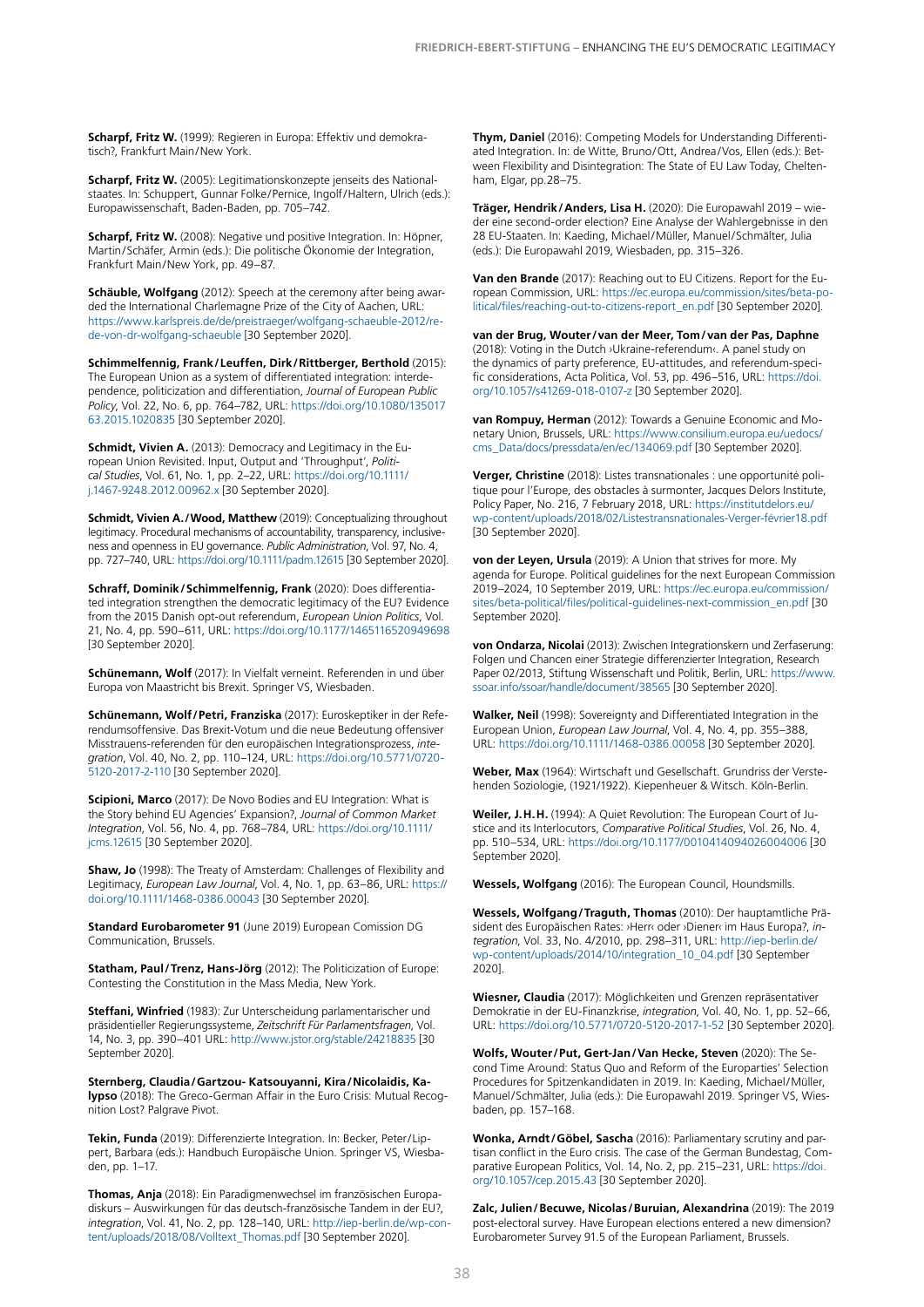**Scharpf, Fritz W.** (1999): Regieren in Europa: Effektiv und demokratisch?, Frankfurt Main / New York.

**Scharpf, Fritz W.** (2005): Legitimationskonzepte jenseits des Nationalstaates. In: Schuppert, Gunnar Folke / Pernice, Ingolf / Haltern, Ulrich (eds.): Europawissenschaft, Baden-Baden, pp. 705–742.

**Scharpf, Fritz W.** (2008): Negative und positive Integration. In: Höpner, Martin / Schäfer, Armin (eds.): Die politische Ökonomie der Integration, Frankfurt Main / New York, pp. 49–87.

**Schäuble, Wolfgang** (2012): Speech at the ceremony after being awarded the International Charlemagne Prize of the City of Aachen, URL: https://www.karlspreis.de/de/preistraeger/wolfgang-schaeuble-2012/rede-von-dr-wolfgang-schaeuble [30 September 2020].

**Schimmelfennig, Frank / Leuffen, Dirk / Rittberger, Berthold** (2015): The European Union as a system of differentiated integration: interdependence, politicization and differentiation, *Journal of European Public Policy*, Vol. 22, No. 6, pp. 764–782, URL: https://doi.org/10.1080/13501763.2015.1020835 [30 September 2020].

**Schmidt, Vivien A.** (2013): Democracy and Legitimacy in the European Union Revisited. Input, Output and 'Throughput', *Political Studies*, Vol. 61, No. 1, pp. 2–22, URL: https://doi.org/10.1111/j.1467-9248.2012.00962.x [30 September 2020].

**Schmidt, Vivien A. / Wood, Matthew** (2019): Conceptualizing throughout legitimacy. Procedural mechanisms of accountability, transparency, inclusiveness and openness in EU governance. *Public Administration*, Vol. 97, No. 4, pp. 727–740, URL: https://doi.org/10.1111/padm.12615 [30 September 2020].

**Schraff, Dominik / Schimmelfennig, Frank** (2020): Does differentiated integration strengthen the democratic legitimacy of the EU? Evidence from the 2015 Danish opt-out referendum, *European Union Politics*, Vol. 21, No. 4, pp. 590–611, URL: https://doi.org/10.1177/1465116520949698 [30 September 2020].

**Schünemann, Wolf** (2017): In Vielfalt verneint. Referenden in und über Europa von Maastricht bis Brexit. Springer VS, Wiesbaden.

**Schünemann, Wolf / Petri, Franziska** (2017): Euroskeptiker in der Referendumsoffensive. Das Brexit-Votum und die neue Bedeutung offensiver Misstrauens-referenden für den europäischen Integrationsprozess, *integration*, Vol. 40, No. 2, pp. 110–124, URL: https://doi.org/10.5771/0720-5120-2017-2-110 [30 September 2020].

**Scipioni, Marco** (2017): De Novo Bodies and EU Integration: What is the Story behind EU Agencies' Expansion?, *Journal of Common Market Integration*, Vol. 56, No. 4, pp. 768–784, URL: https://doi.org/10.1111/jcms.12615 [30 September 2020].

**Shaw, Jo** (1998): The Treaty of Amsterdam: Challenges of Flexibility and Legitimacy, *European Law Journal*, Vol. 4, No. 1, pp. 63–86, URL: https://doi.org/10.1111/1468-0386.00043 [30 September 2020].

**Standard Eurobarometer 91** (June 2019) European Comission DG Communication, Brussels.

**Statham, Paul / Trenz, Hans-Jörg** (2012): The Politicization of Europe: Contesting the Constitution in the Mass Media, New York.

**Steffani, Winfried** (1983): Zur Unterscheidung parlamentarischer und präsidentieller Regierungssysteme, *Zeitschrift Für Parlamentsfragen*, Vol. 14, No. 3, pp. 390–401 URL: http://www.jstor.org/stable/24218835 [30 September 2020].

**Sternberg, Claudia / Gartzou- Katsouyanni, Kira / Nicolaidis, Kalypso** (2018): The Greco-German Affair in the Euro Crisis: Mutual Recognition Lost? Palgrave Pivot.

**Tekin, Funda** (2019): Differenzierte Integration. In: Becker, Peter / Lippert, Barbara (eds.): Handbuch Europäische Union. Springer VS, Wiesbaden, pp. 1–17.

**Thomas, Anja** (2018): Ein Paradigmenwechsel im französischen Europadiskurs – Auswirkungen für das deutsch-französische Tandem in der EU?, *integration*, Vol. 41, No. 2, pp. 128–140, URL: http://iep-berlin.de/wp-content/uploads/2018/08/Volltext_Thomas.pdf [30 September 2020].

**Thym, Daniel** (2016): Competing Models for Understanding Differentiated Integration. In: de Witte, Bruno / Ott, Andrea / Vos, Ellen (eds.): Between Flexibility and Disintegration: The State of EU Law Today, Cheltenham, Elgar, pp.28–75.

**Träger, Hendrik / Anders, Lisa H.** (2020): Die Europawahl 2019 – wieder eine second-order election? Eine Analyse der Wahlergebnisse in den 28 EU-Staaten. In: Kaeding, Michael / Müller, Manuel / Schmälter, Julia (eds.): Die Europawahl 2019, Wiesbaden, pp. 315–326.

**Van den Brande** (2017): Reaching out to EU Citizens. Report for the European Commission, URL: https://ec.europa.eu/commission/sites/beta-political/files/reaching-out-to-citizens-report_en.pdf [30 September 2020].

**van der Brug, Wouter / van der Meer, Tom / van der Pas, Daphne** (2018): Voting in the Dutch ›Ukraine-referendum‹. A panel study on the dynamics of party preference, EU-attitudes, and referendum-specific considerations, Acta Politica, Vol. 53, pp. 496–516, URL: https://doi.org/10.1057/s41269-018-0107-z [30 September 2020].

**van Rompuy, Herman** (2012): Towards a Genuine Economic and Monetary Union, Brussels, URL: https://www.consilium.europa.eu/uedocs/cms_Data/docs/pressdata/en/ec/134069.pdf [30 September 2020].

**Verger, Christine** (2018): Listes transnationales : une opportunité politique pour l'Europe, des obstacles à surmonter, Jacques Delors Institute, Policy Paper, No. 216, 7 February 2018, URL: https://institutdelors.eu/wp-content/uploads/2018/02/Listestransnationales-Verger-février18.pdf [30 September 2020].

**von der Leyen, Ursula** (2019): A Union that strives for more. My agenda for Europe. Political guidelines for the next European Commission 2019–2024, 10 September 2019, URL: https://ec.europa.eu/commission/sites/beta-political/files/political-guidelines-next-commission_en.pdf [30 September 2020].

**von Ondarza, Nicolai** (2013): Zwischen Integrationskern und Zerfaserung: Folgen und Chancen einer Strategie differenzierter Integration, Research Paper 02/2013, Stiftung Wissenschaft und Politik, Berlin, URL: https://www.ssoar.info/ssoar/handle/document/38565 [30 September 2020].

**Walker, Neil** (1998): Sovereignty and Differentiated Integration in the European Union, *European Law Journal*, Vol. 4, No. 4, pp. 355–388, URL: https://doi.org/10.1111/1468-0386.00058 [30 September 2020].

**Weber, Max** (1964): Wirtschaft und Gesellschaft. Grundriss der Verstehenden Soziologie, (1921/1922). Kiepenheuer & Witsch. Köln-Berlin.

**Weiler, J.H.H.** (1994): A Quiet Revolution: The European Court of Justice and its Interlocutors, *Comparative Political Studies*, Vol. 26, No. 4, pp. 510–534, URL: https://doi.org/10.1177/0010414094026004006 [30 September 2020].

**Wessels, Wolfgang** (2016): The European Council, Houndsmills.

**Wessels, Wolfgang / Traguth, Thomas** (2010): Der hauptamtliche Präsident des Europäischen Rates: ›Herr‹ oder ›Diener‹ im Haus Europa?, *integration*, Vol. 33, No. 4/2010, pp. 298–311, URL: http://iep-berlin.de/wp-content/uploads/2014/10/integration_10_04.pdf [30 September 2020].

**Wiesner, Claudia** (2017): Möglichkeiten und Grenzen repräsentativer Demokratie in der EU-Finanzkrise, *integration*, Vol. 40, No. 1, pp. 52–66, URL: https://doi.org/10.5771/0720-5120-2017-1-52 [30 September 2020].

**Wolfs, Wouter / Put, Gert-Jan / Van Hecke, Steven** (2020): The Second Time Around: Status Quo and Reform of the Europarties' Selection Procedures for Spitzenkandidaten in 2019. In: Kaeding, Michael / Müller, Manuel / Schmälter, Julia (eds.): Die Europawahl 2019. Springer VS, Wiesbaden, pp. 157–168.

**Wonka, Arndt / Göbel, Sascha** (2016): Parliamentary scrutiny and partisan conflict in the Euro crisis. The case of the German Bundestag, Comparative European Politics, Vol. 14, No. 2, pp. 215–231, URL: https://doi.org/10.1057/cep.2015.43 [30 September 2020].

**Zalc, Julien / Becuwe, Nicolas / Buruian, Alexandrina** (2019): The 2019 post-electoral survey. Have European elections entered a new dimension? Eurobarometer Survey 91.5 of the European Parliament, Brussels.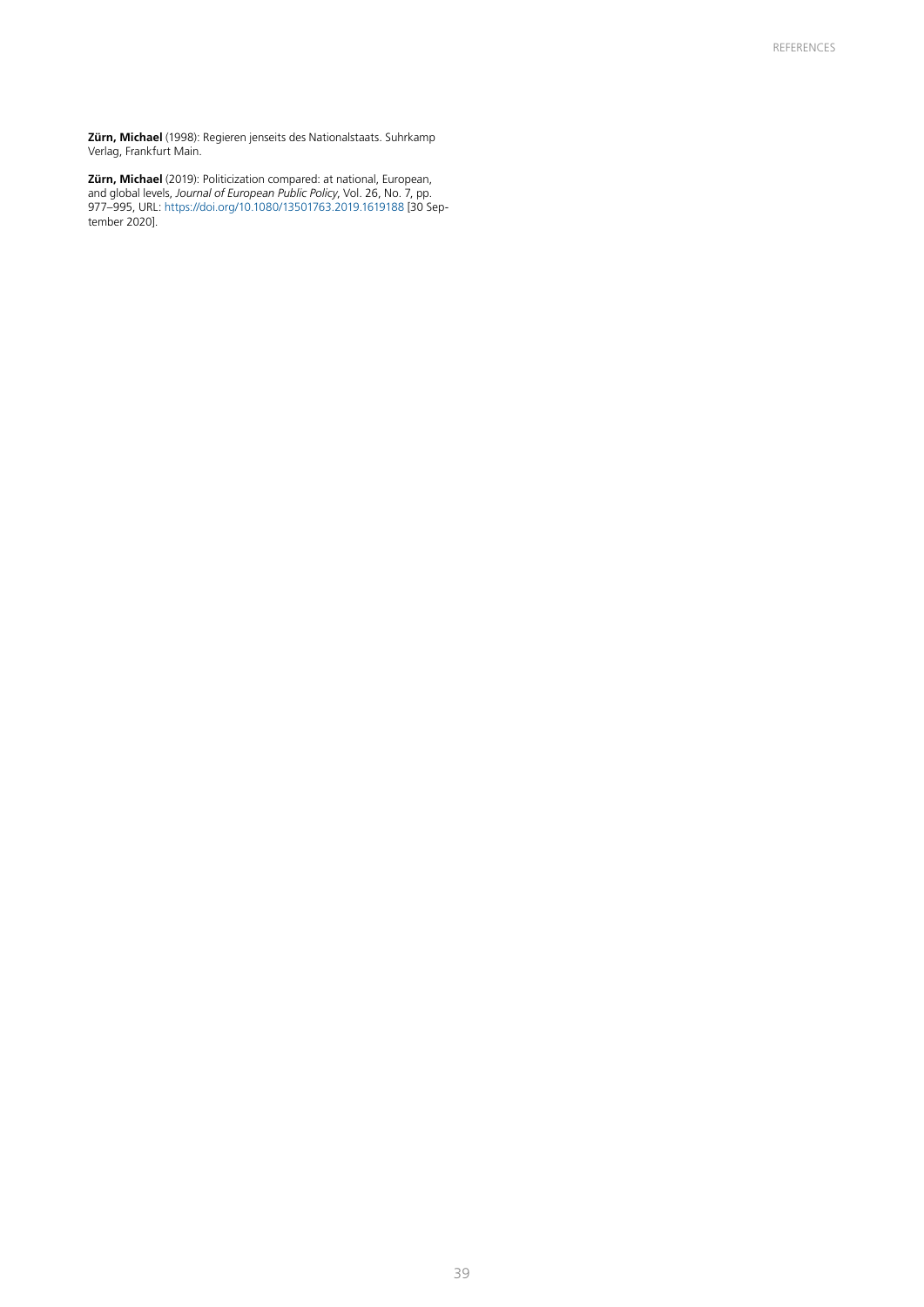**Zürn, Michael** (1998): Regieren jenseits des Nationalstaats. Suhrkamp Verlag, Frankfurt Main.

**Zürn, Michael** (2019): Politicization compared: at national, European, and global levels, *Journal of European Public Policy*, Vol. 26, No. 7, pp. 977–995, URL: https://doi.org/10.1080/13501763.2019.1619188 [30 September 2020].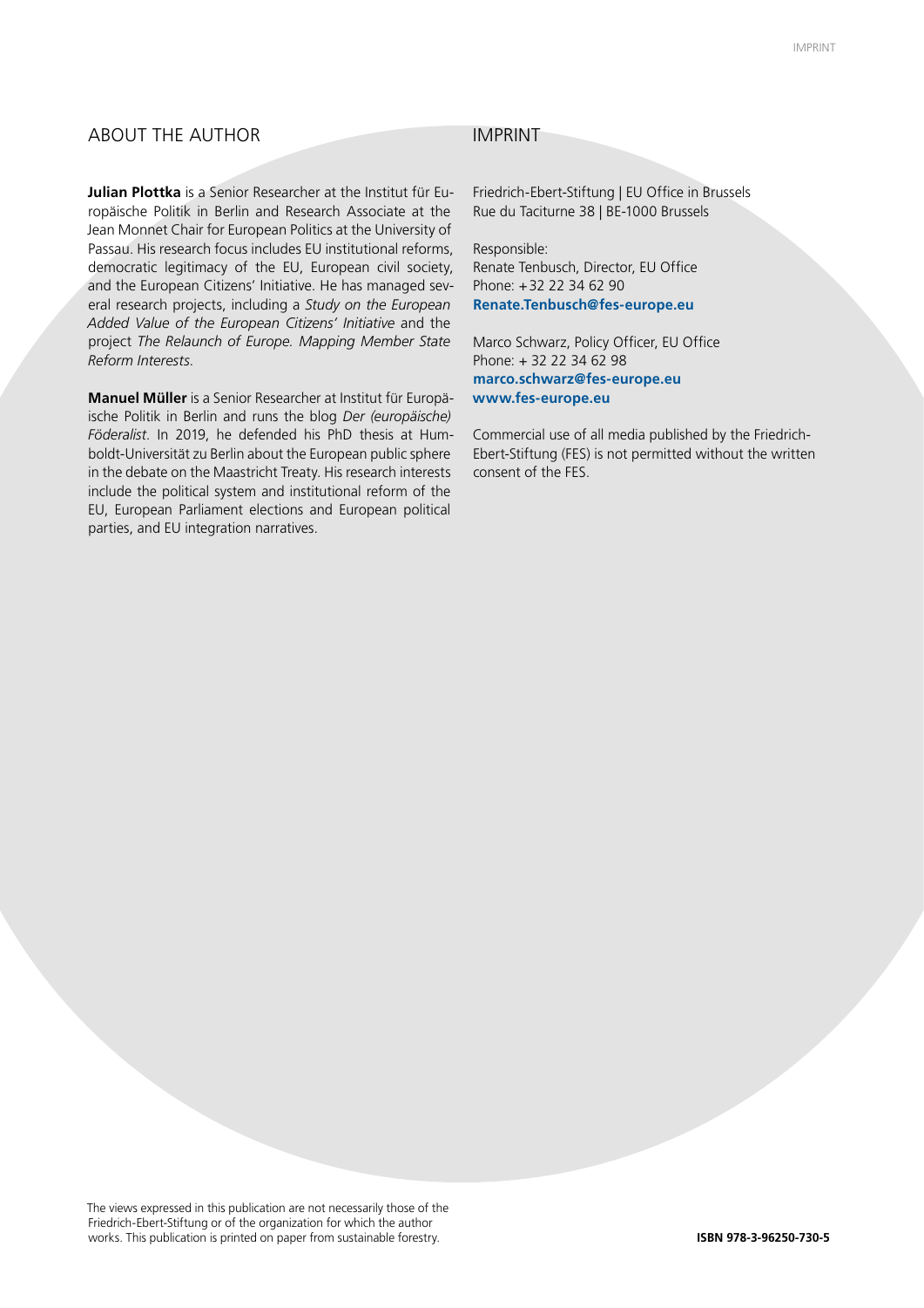## ABOUT THE AUTHOR

**Julian Plottka** is a Senior Researcher at the Institut für Europäische Politik in Berlin and Research Associate at the Jean Monnet Chair for European Politics at the University of Passau. His research focus includes EU institutional reforms, democratic legitimacy of the EU, European civil society, and the European Citizens' Initiative. He has managed several research projects, including a *Study on the European Added Value of the European Citizens' Initiative* and the project *The Relaunch of Europe. Mapping Member State Reform Interests*.

**Manuel Müller** is a Senior Researcher at Institut für Europäische Politik in Berlin and runs the blog *Der (europäische) Föderalist*. In 2019, he defended his PhD thesis at Humboldt-Universität zu Berlin about the European public sphere in the debate on the Maastricht Treaty. His research interests include the political system and institutional reform of the EU, European Parliament elections and European political parties, and EU integration narratives.

## IMPRINT

Friedrich-Ebert-Stiftung | EU Office in Brussels
Rue du Taciturne 38 | BE-1000 Brussels

Responsible:
Renate Tenbusch, Director, EU Office
Phone: +32 22 34 62 90
**Renate.Tenbusch@fes-europe.eu**

Marco Schwarz, Policy Officer, EU Office
Phone: + 32 22 34 62 98
**marco.schwarz@fes-europe.eu**
**www.fes-europe.eu**

Commercial use of all media published by the Friedrich-Ebert-Stiftung (FES) is not permitted without the written consent of the FES.

The views expressed in this publication are not necessarily those of the Friedrich-Ebert-Stiftung or of the organization for which the author works. This publication is printed on paper from sustainable forestry.

**ISBN 978-3-96250-730-5**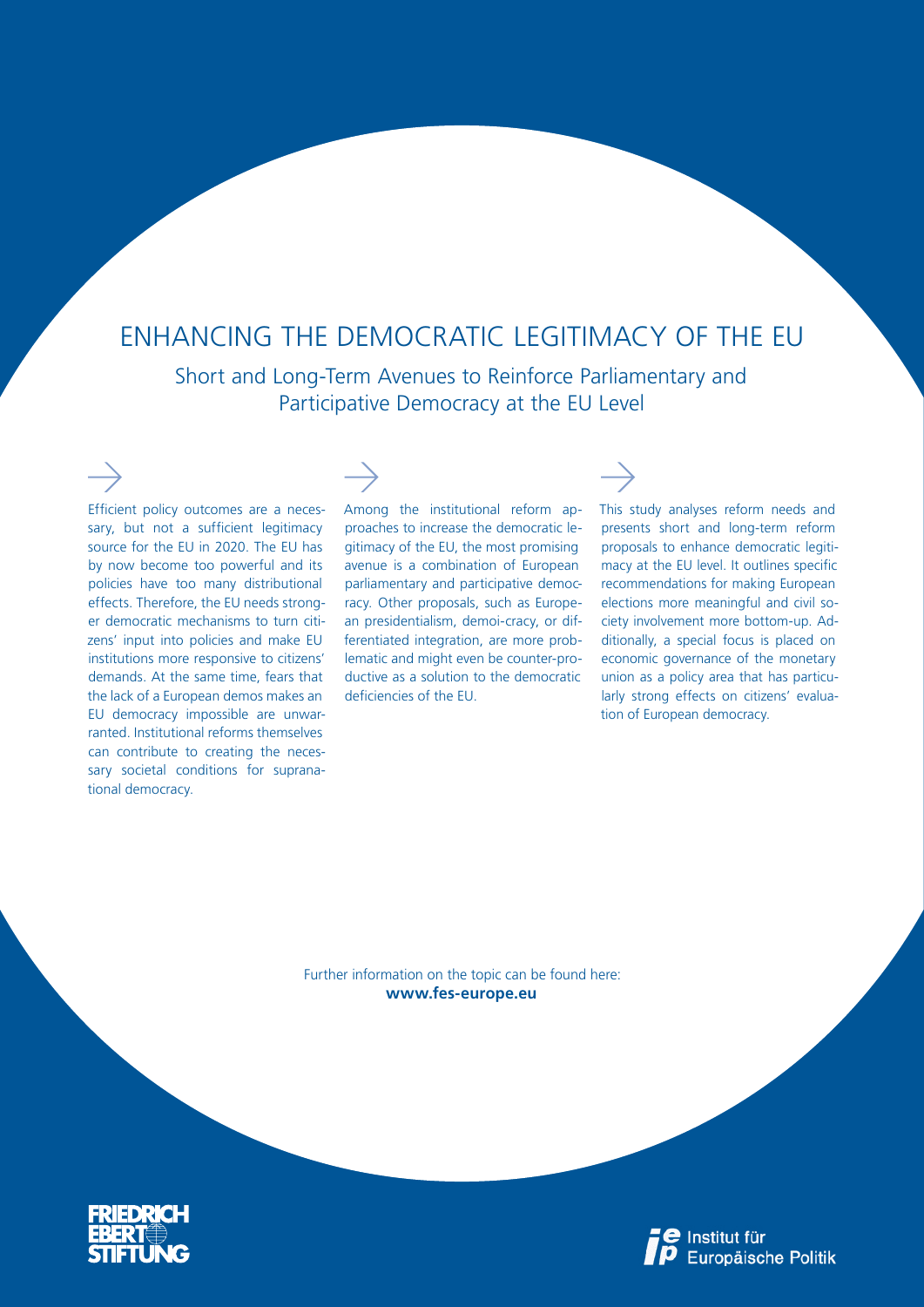# ENHANCING THE DEMOCRATIC LEGITIMACY OF THE EU

## Short and Long-Term Avenues to Reinforce Parliamentary and Participative Democracy at the EU Level

→

Efficient policy outcomes are a necessary, but not a sufficient legitimacy source for the EU in 2020. The EU has by now become too powerful and its policies have too many distributional effects. Therefore, the EU needs stronger democratic mechanisms to turn citizens' input into policies and make EU institutions more responsive to citizens' demands. At the same time, fears that the lack of a European demos makes an EU democracy impossible are unwarranted. Institutional reforms themselves can contribute to creating the necessary societal conditions for supranational democracy.

→

Among the institutional reform approaches to increase the democratic legitimacy of the EU, the most promising avenue is a combination of European parliamentary and participative democracy. Other proposals, such as European presidentialism, demoi-cracy, or differentiated integration, are more problematic and might even be counter-productive as a solution to the democratic deficiencies of the EU.

→

This study analyses reform needs and presents short and long-term reform proposals to enhance democratic legitimacy at the EU level. It outlines specific recommendations for making European elections more meaningful and civil society involvement more bottom-up. Additionally, a special focus is placed on economic governance of the monetary union as a policy area that has particularly strong effects on citizens' evaluation of European democracy.

Further information on the topic can be found here:
**www.fes-europe.eu**

FRIEDRICH EBERT STIFTUNG

Institut für Europäische Politik